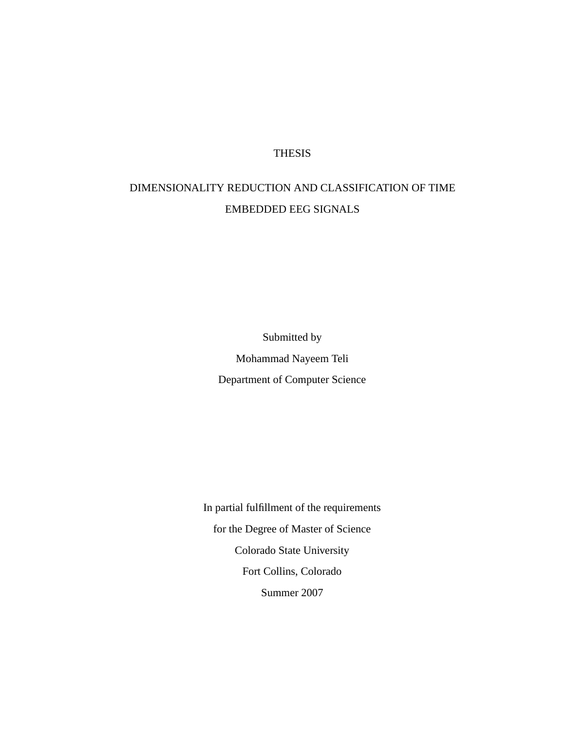# THESIS

## DIMENSIONALITY REDUCTION AND CLASSIFICATION OF TIME EMBEDDED EEG SIGNALS

Submitted by

Mohammad Nayeem Teli

Department of Computer Science

In partial fulfillment of the requirements

for the Degree of Master of Science

Colorado State University

Fort Collins, Colorado

Summer 2007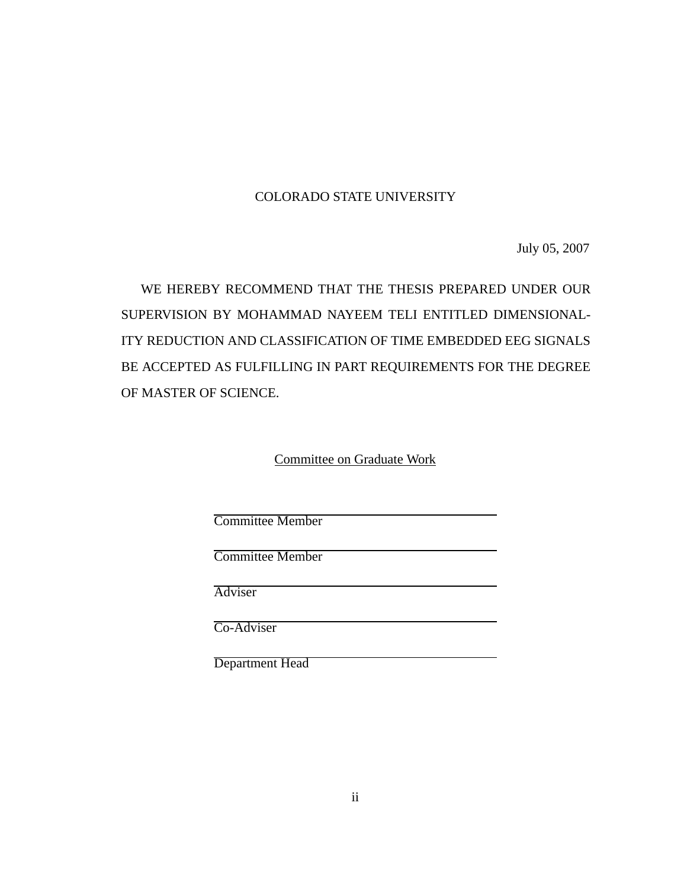COLORADO STATE UNIVERSITY

July 05, 2007

WE HEREBY RECOMMEND THAT THE THESIS PREPARED UNDER OUR SUPERVISION BY MOHAMMAD NAYEEM TELI ENTITLED DIMENSIONALITY REDUCTION AND CLASSIFICATION OF TIME EMBEDDED EEG SIGNALS BE ACCEPTED AS FULFILLING IN PART REQUIREMENTS FOR THE DEGREE OF MASTER OF SCIENCE.

Committee on Graduate Work

Committee Member

Committee Member

Adviser

Co-Adviser

Department Head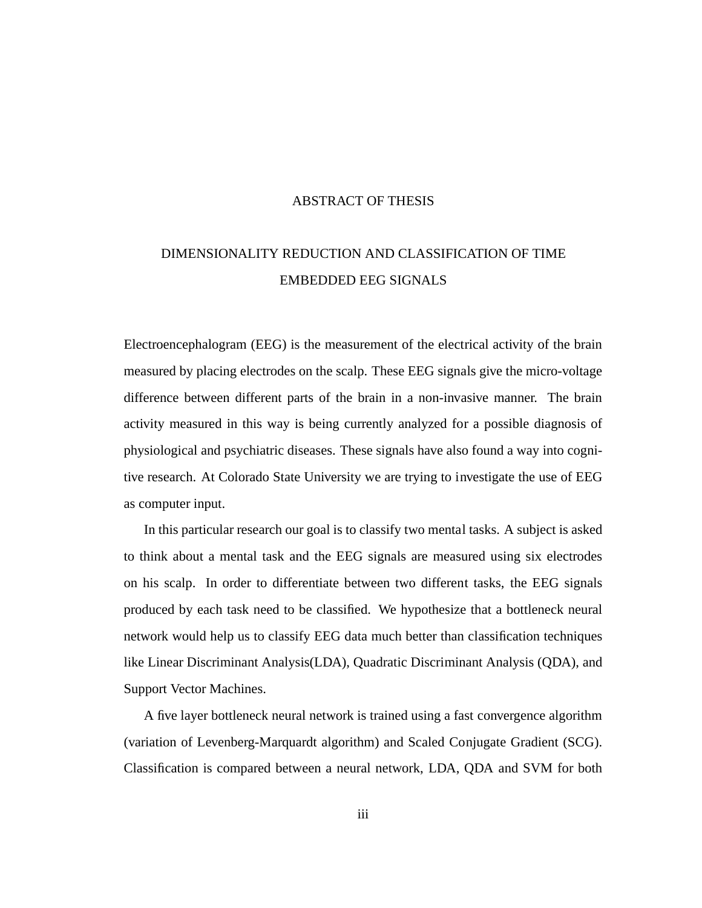# ABSTRACT OF THESIS

## DIMENSIONALITY REDUCTION AND CLASSIFICATION OF TIME EMBEDDED EEG SIGNALS

Electroencephalogram (EEG) is the measurement of the electrical activity of the brain measured by placing electrodes on the scalp. These EEG signals give the micro-voltage difference between different parts of the brain in a non-invasive manner. The brain activity measured in this way is being currently analyzed for a possible diagnosis of physiological and psychiatric diseases. These signals have also found a way into cognitive research. At Colorado State University we are trying to investigate the use of EEG as computer input.

In this particular research our goal is to classify two mental tasks. A subject is asked to think about a mental task and the EEG signals are measured using six electrodes on his scalp. In order to differentiate between two different tasks, the EEG signals produced by each task need to be classified. We hypothesize that a bottleneck neural network would help us to classify EEG data much better than classification techniques like Linear Discriminant Analysis(LDA), Quadratic Discriminant Analysis (QDA), and Support Vector Machines.

A five layer bottleneck neural network is trained using a fast convergence algorithm (variation of Levenberg-Marquardt algorithm) and Scaled Conjugate Gradient (SCG). Classification is compared between a neural network, LDA, QDA and SVM for both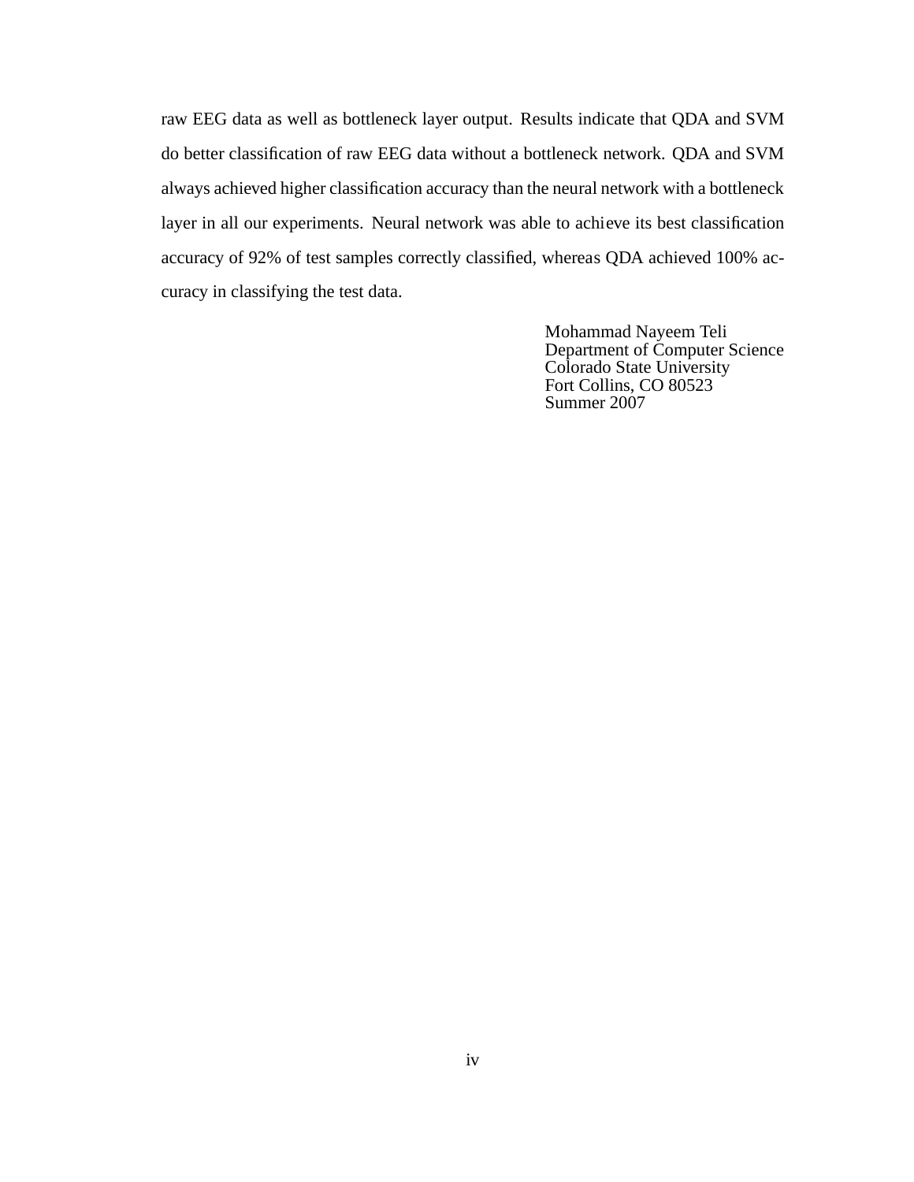raw EEG data as well as bottleneck layer output. Results indicate that QDA and SVM do better classification of raw EEG data without a bottleneck network. QDA and SVM always achieved higher classification accuracy than the neural network with a bottleneck layer in all our experiments. Neural network was able to achieve its best classification accuracy of 92% of test samples correctly classified, whereas QDA achieved 100% accuracy in classifying the test data.

Mohammad Nayeem Teli  
Department of Computer Science  
Colorado State University  
Fort Collins, CO 80523  
Summer 2007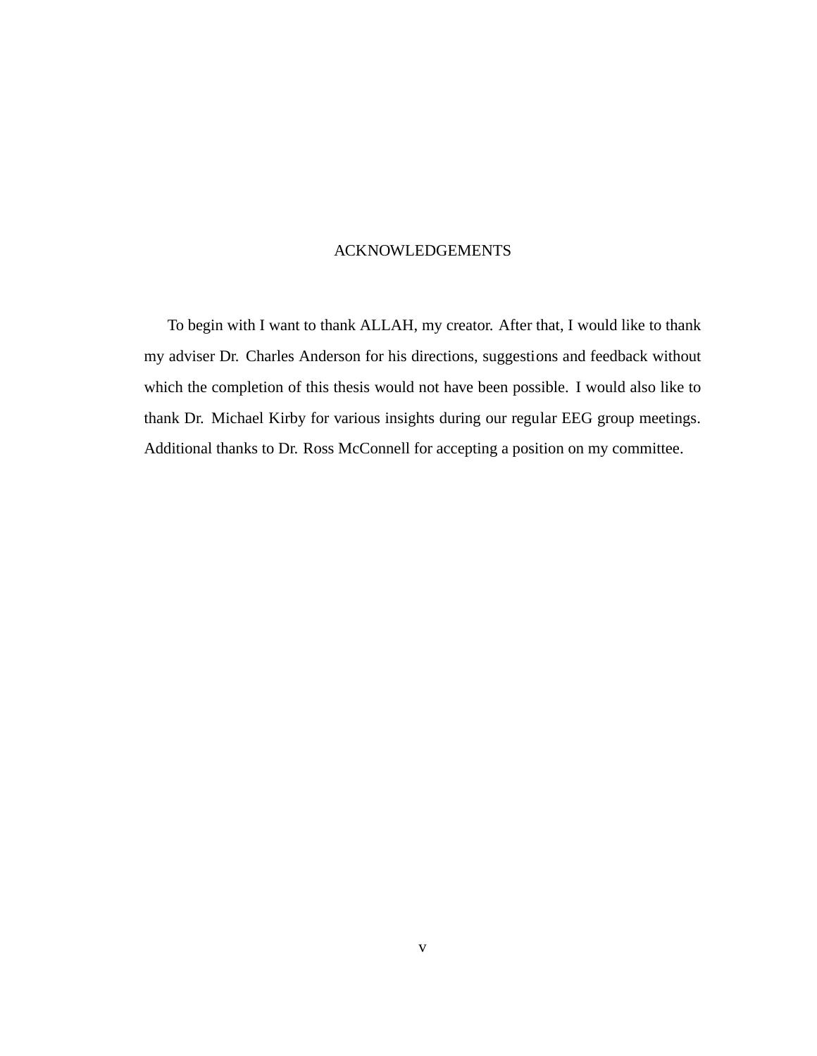# ACKNOWLEDGEMENTS

To begin with I want to thank ALLAH, my creator. After that, I would like to thank my adviser Dr. Charles Anderson for his directions, suggestions and feedback without which the completion of this thesis would not have been possible. I would also like to thank Dr. Michael Kirby for various insights during our regular EEG group meetings. Additional thanks to Dr. Ross McConnell for accepting a position on my committee.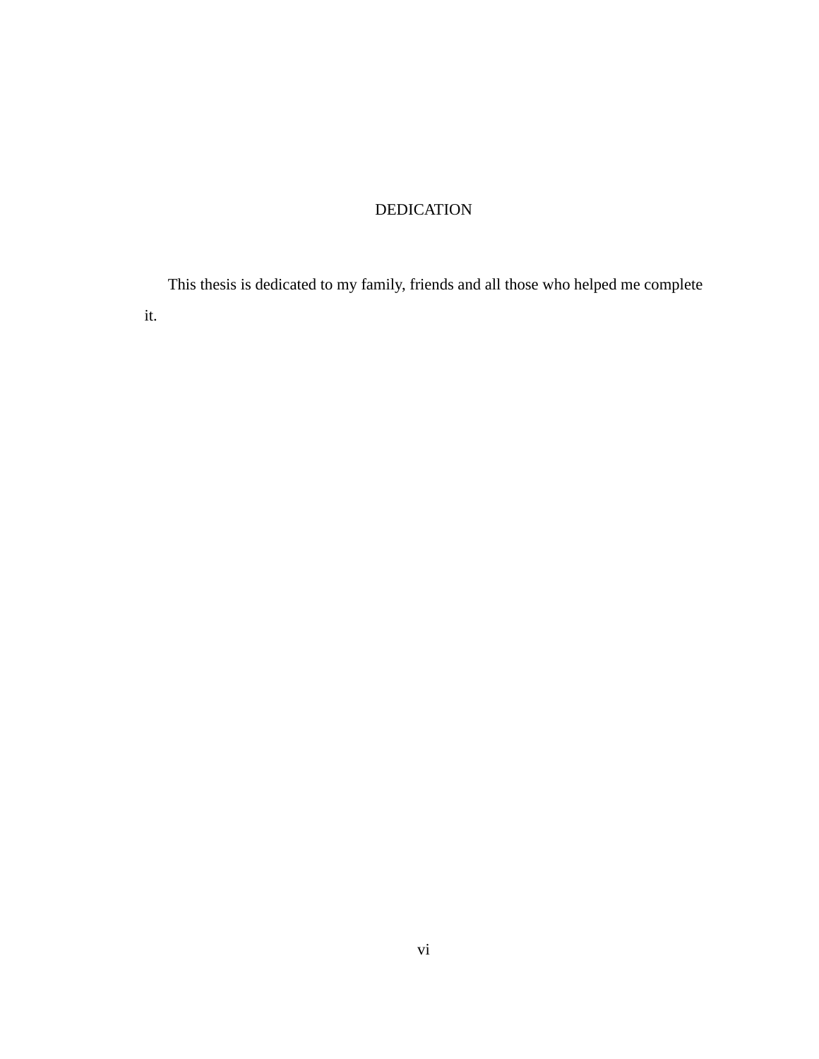# DEDICATION

This thesis is dedicated to my family, friends and all those who helped me complete it.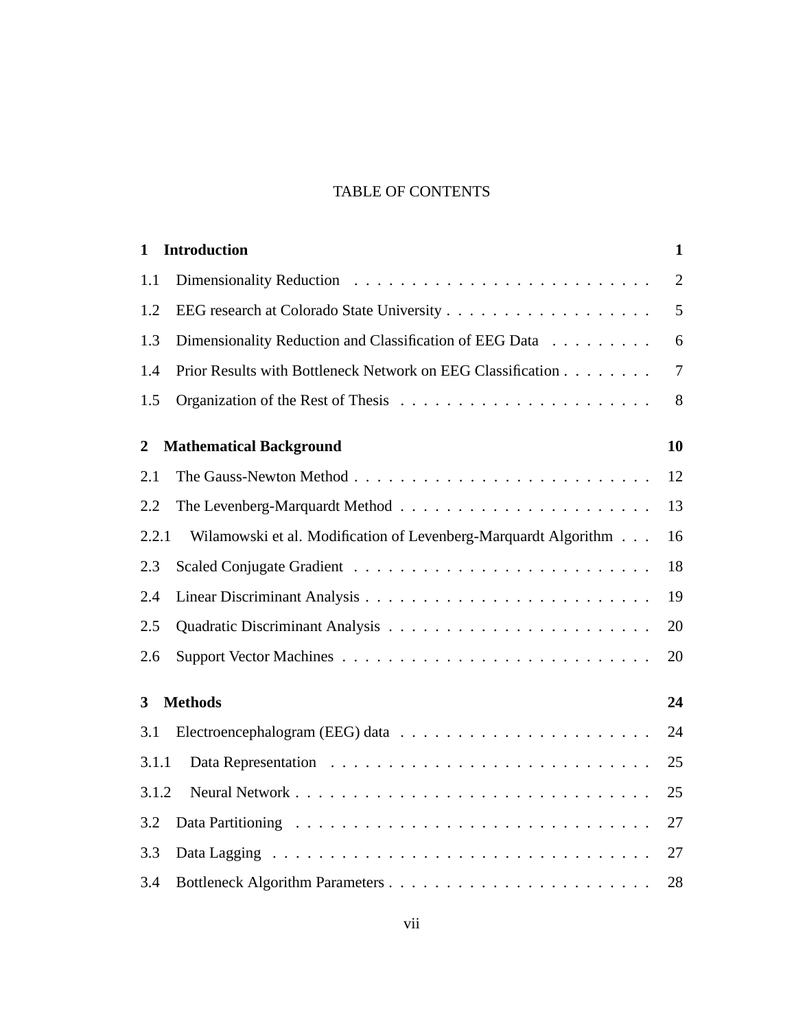# TABLE OF CONTENTS

**1 Introduction** **1**

1.1 Dimensionality Reduction . . . . . . . . . . . . . . . . . . . . . . . . . . 2

1.2 EEG research at Colorado State University . . . . . . . . . . . . . . . . . . 5

1.3 Dimensionality Reduction and Classification of EEG Data . . . . . . . . . 6

1.4 Prior Results with Bottleneck Network on EEG Classification . . . . . . . . 7

1.5 Organization of the Rest of Thesis . . . . . . . . . . . . . . . . . . . . . . 8

**2 Mathematical Background** **10**

2.1 The Gauss-Newton Method . . . . . . . . . . . . . . . . . . . . . . . . . . 12

2.2 The Levenberg-Marquardt Method . . . . . . . . . . . . . . . . . . . . . . 13

2.2.1 Wilamowski et al. Modification of Levenberg-Marquardt Algorithm . . . 16

2.3 Scaled Conjugate Gradient . . . . . . . . . . . . . . . . . . . . . . . . . . 18

2.4 Linear Discriminant Analysis . . . . . . . . . . . . . . . . . . . . . . . . . 19

2.5 Quadratic Discriminant Analysis . . . . . . . . . . . . . . . . . . . . . . . 20

2.6 Support Vector Machines . . . . . . . . . . . . . . . . . . . . . . . . . . . 20

**3 Methods** **24**

3.1 Electroencephalogram (EEG) data . . . . . . . . . . . . . . . . . . . . . . 24

3.1.1 Data Representation . . . . . . . . . . . . . . . . . . . . . . . . . . . . 25

3.1.2 Neural Network . . . . . . . . . . . . . . . . . . . . . . . . . . . . . . . 25

3.2 Data Partitioning . . . . . . . . . . . . . . . . . . . . . . . . . . . . . . . 27

3.3 Data Lagging . . . . . . . . . . . . . . . . . . . . . . . . . . . . . . . . . 27

3.4 Bottleneck Algorithm Parameters . . . . . . . . . . . . . . . . . . . . . . . 28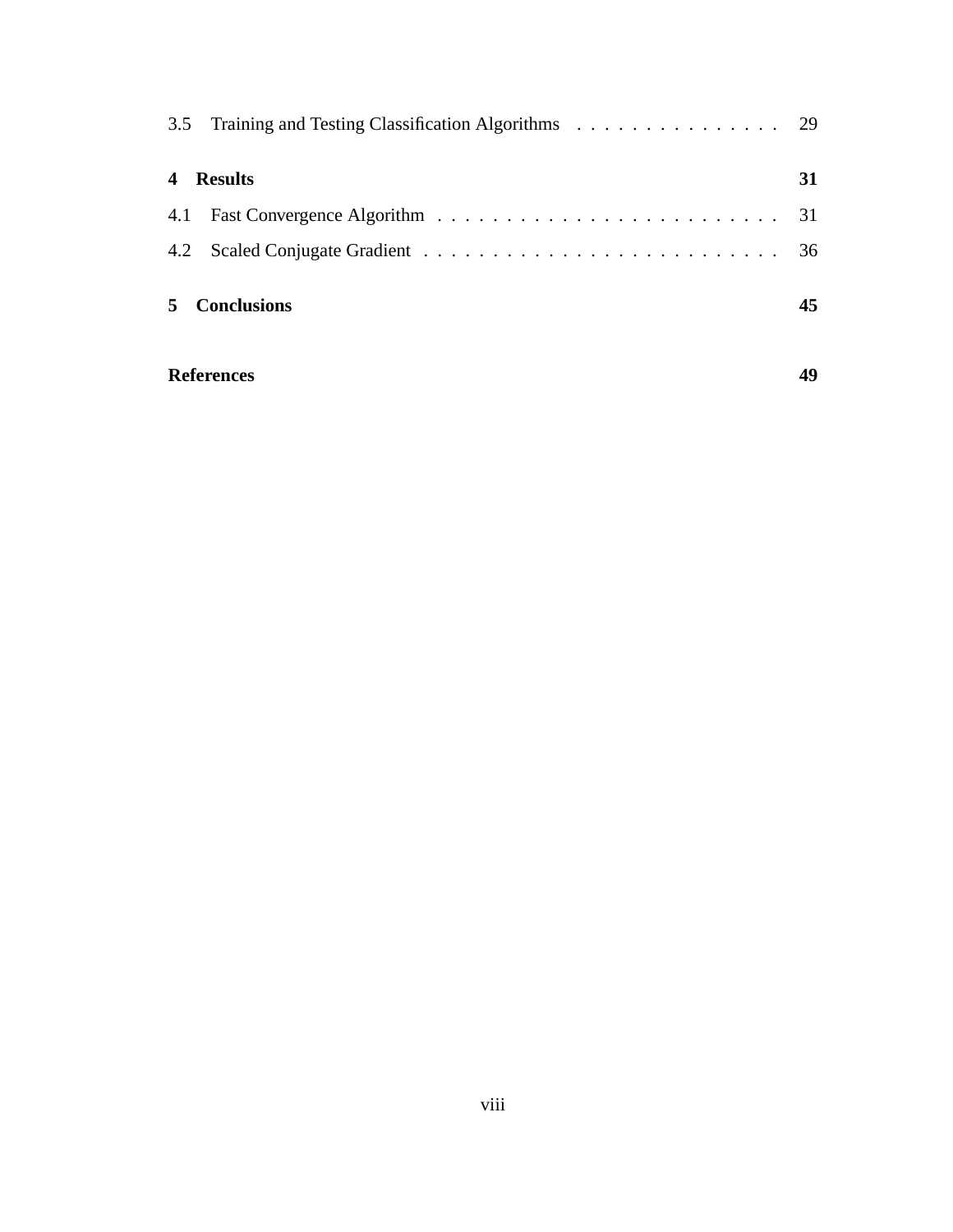3.5 Training and Testing Classification Algorithms . . . . . . . . . . . . . . . 29

**4 Results** **31**

4.1 Fast Convergence Algorithm . . . . . . . . . . . . . . . . . . . . . . . . . 31

4.2 Scaled Conjugate Gradient . . . . . . . . . . . . . . . . . . . . . . . . . . 36

**5 Conclusions** **45**

**References** **49**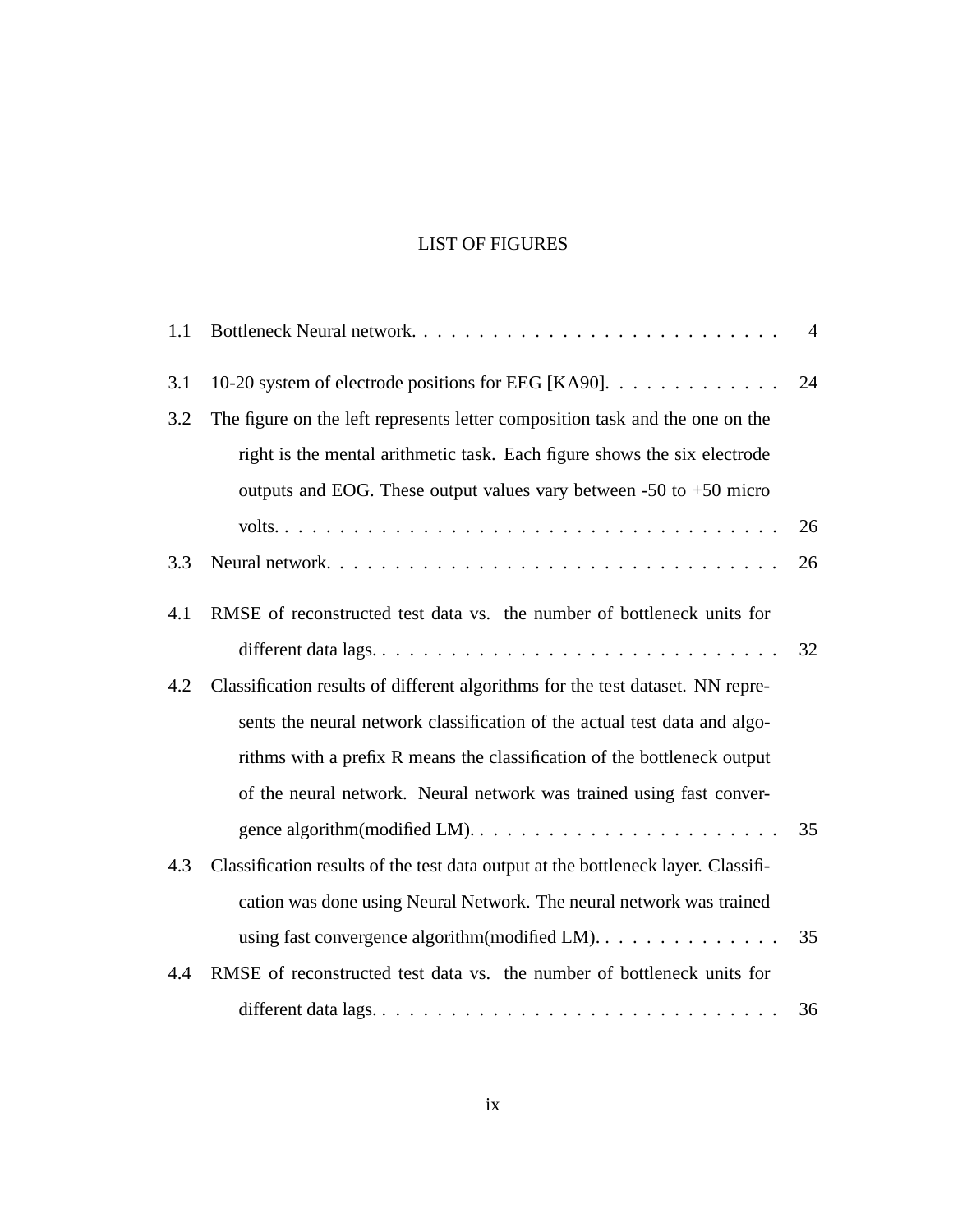# LIST OF FIGURES

| | | |
|---|---|---|
| 1.1 | Bottleneck Neural network. | 4 |
| 3.1 | 10-20 system of electrode positions for EEG [KA90]. | 24 |
| 3.2 | The figure on the left represents letter composition task and the one on the right is the mental arithmetic task. Each figure shows the six electrode outputs and EOG. These output values vary between -50 to +50 micro volts. | 26 |
| 3.3 | Neural network. | 26 |
| 4.1 | RMSE of reconstructed test data vs. the number of bottleneck units for different data lags. | 32 |
| 4.2 | Classification results of different algorithms for the test dataset. NN represents the neural network classification of the actual test data and algorithms with a prefix R means the classification of the bottleneck output of the neural network. Neural network was trained using fast convergence algorithm(modified LM). | 35 |
| 4.3 | Classification results of the test data output at the bottleneck layer. Classification was done using Neural Network. The neural network was trained using fast convergence algorithm(modified LM). | 35 |
| 4.4 | RMSE of reconstructed test data vs. the number of bottleneck units for different data lags. | 36 |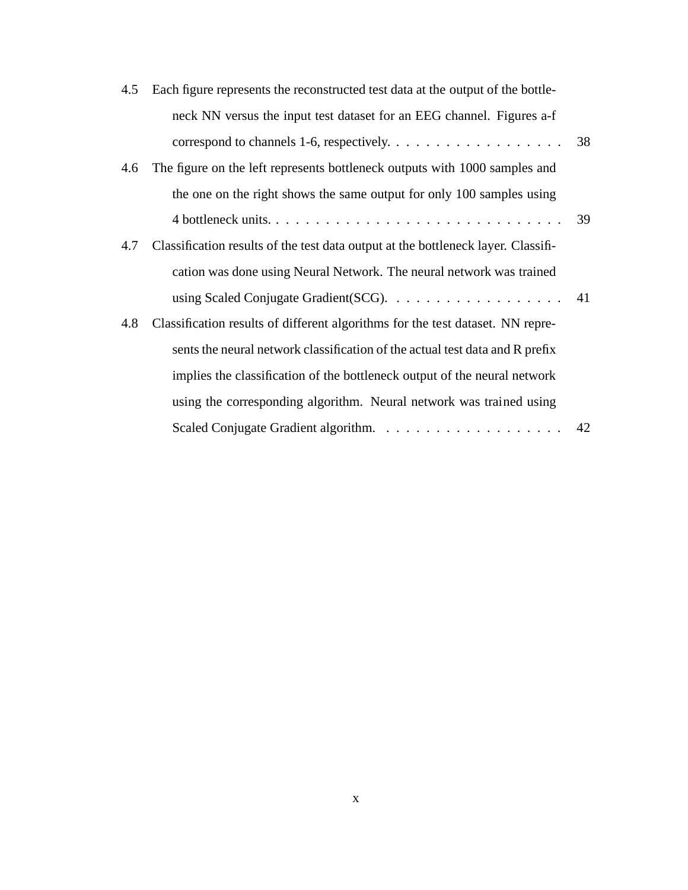4.5 Each figure represents the reconstructed test data at the output of the bottleneck NN versus the input test dataset for an EEG channel. Figures a-f correspond to channels 1-6, respectively. . . . . . . . . . . . . . . . . . . 38

4.6 The figure on the left represents bottleneck outputs with 1000 samples and the one on the right shows the same output for only 100 samples using 4 bottleneck units. . . . . . . . . . . . . . . . . . . . . . . . . . . . . . . 39

4.7 Classification results of the test data output at the bottleneck layer. Classification was done using Neural Network. The neural network was trained using Scaled Conjugate Gradient(SCG). . . . . . . . . . . . . . . . . . . 41

4.8 Classification results of different algorithms for the test dataset. NN represents the neural network classification of the actual test data and R prefix implies the classification of the bottleneck output of the neural network using the corresponding algorithm. Neural network was trained using Scaled Conjugate Gradient algorithm. . . . . . . . . . . . . . . . . . . 42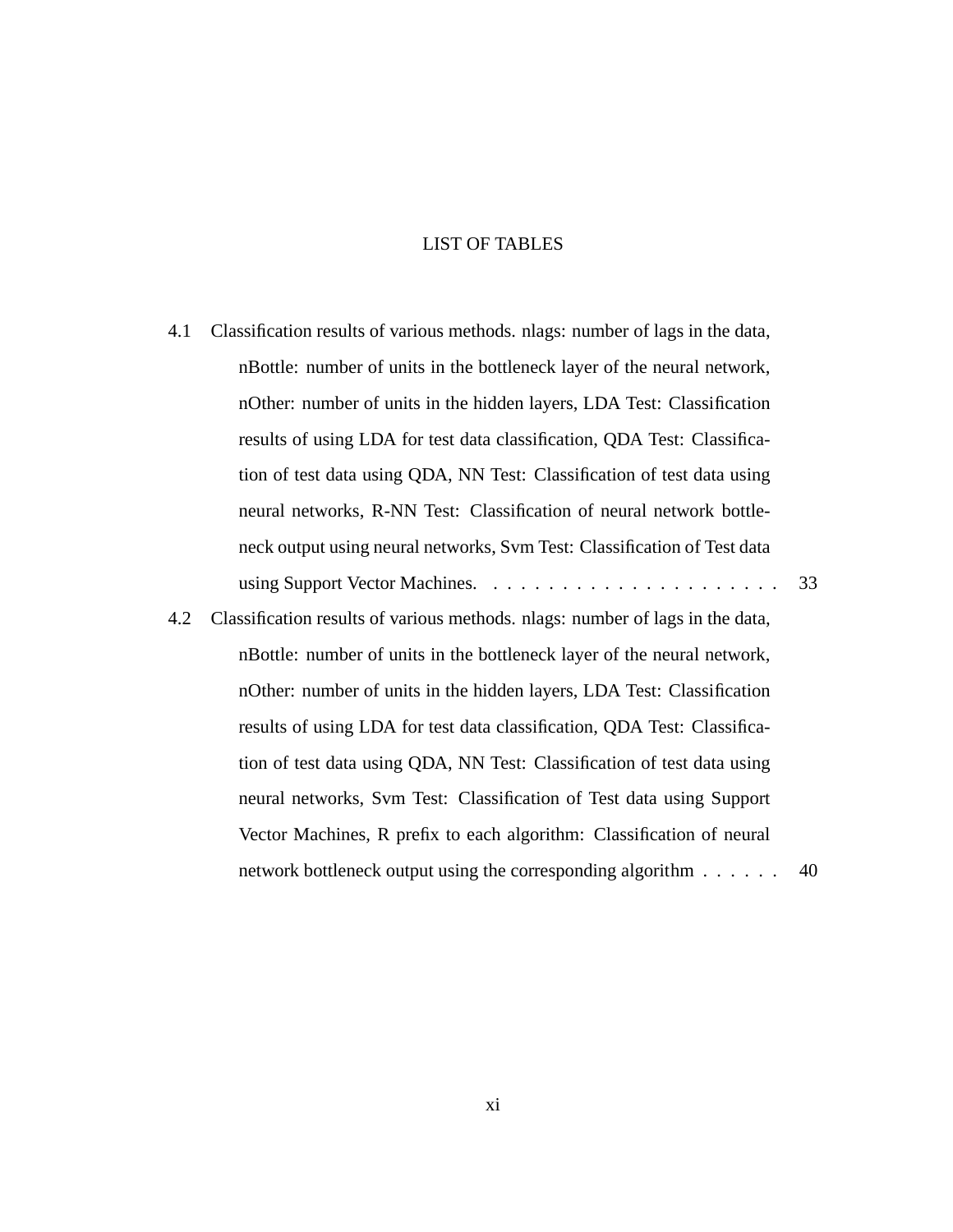# LIST OF TABLES

4.1 Classification results of various methods. nlags: number of lags in the data, nBottle: number of units in the bottleneck layer of the neural network, nOther: number of units in the hidden layers, LDA Test: Classification results of using LDA for test data classification, QDA Test: Classification of test data using QDA, NN Test: Classification of test data using neural networks, R-NN Test: Classification of neural network bottleneck output using neural networks, Svm Test: Classification of Test data using Support Vector Machines. . . . . . . . . . . . . . . . . . . . . . 33

4.2 Classification results of various methods. nlags: number of lags in the data, nBottle: number of units in the bottleneck layer of the neural network, nOther: number of units in the hidden layers, LDA Test: Classification results of using LDA for test data classification, QDA Test: Classification of test data using QDA, NN Test: Classification of test data using neural networks, Svm Test: Classification of Test data using Support Vector Machines, R prefix to each algorithm: Classification of neural network bottleneck output using the corresponding algorithm . . . . . . 40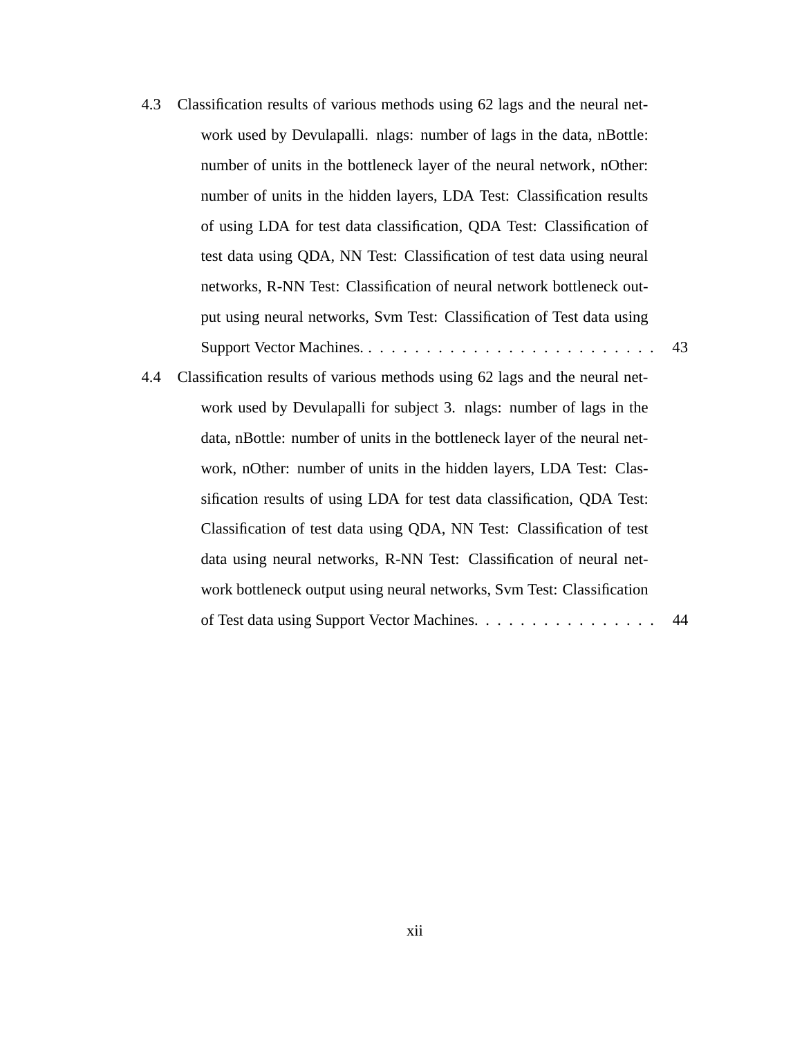4.3 Classification results of various methods using 62 lags and the neural network used by Devulapalli. nlags: number of lags in the data, nBottle: number of units in the bottleneck layer of the neural network, nOther: number of units in the hidden layers, LDA Test: Classification results of using LDA for test data classification, QDA Test: Classification of test data using QDA, NN Test: Classification of test data using neural networks, R-NN Test: Classification of neural network bottleneck output using neural networks, Svm Test: Classification of Test data using Support Vector Machines. . . . . . . . . . . . . . . . . . . . . . . . . . . 43

4.4 Classification results of various methods using 62 lags and the neural network used by Devulapalli for subject 3. nlags: number of lags in the data, nBottle: number of units in the bottleneck layer of the neural network, nOther: number of units in the hidden layers, LDA Test: Classification results of using LDA for test data classification, QDA Test: Classification of test data using QDA, NN Test: Classification of test data using neural networks, R-NN Test: Classification of neural network bottleneck output using neural networks, Svm Test: Classification of Test data using Support Vector Machines. . . . . . . . . . . . . . . . . 44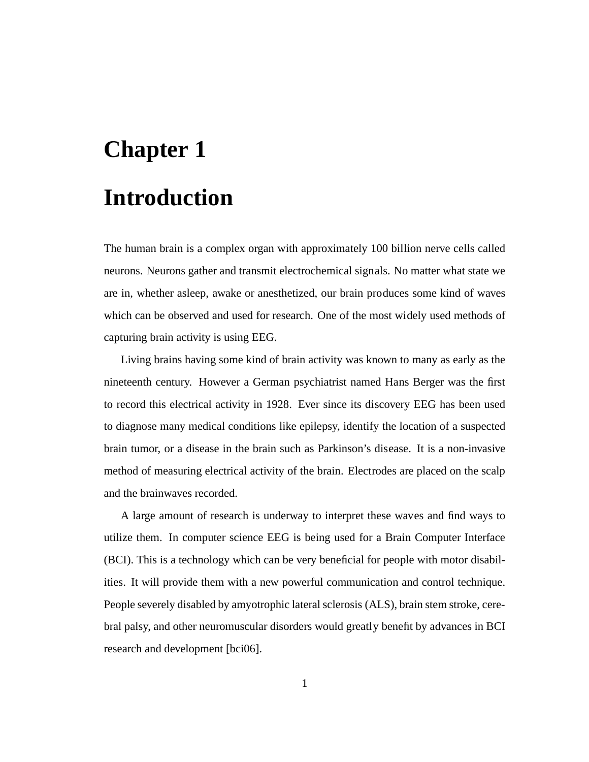# Chapter 1

# Introduction

The human brain is a complex organ with approximately 100 billion nerve cells called neurons. Neurons gather and transmit electrochemical signals. No matter what state we are in, whether asleep, awake or anesthetized, our brain produces some kind of waves which can be observed and used for research. One of the most widely used methods of capturing brain activity is using EEG.

Living brains having some kind of brain activity was known to many as early as the nineteenth century. However a German psychiatrist named Hans Berger was the first to record this electrical activity in 1928. Ever since its discovery EEG has been used to diagnose many medical conditions like epilepsy, identify the location of a suspected brain tumor, or a disease in the brain such as Parkinson's disease. It is a non-invasive method of measuring electrical activity of the brain. Electrodes are placed on the scalp and the brainwaves recorded.

A large amount of research is underway to interpret these waves and find ways to utilize them. In computer science EEG is being used for a Brain Computer Interface (BCI). This is a technology which can be very beneficial for people with motor disabilities. It will provide them with a new powerful communication and control technique. People severely disabled by amyotrophic lateral sclerosis (ALS), brain stem stroke, cerebral palsy, and other neuromuscular disorders would greatly benefit by advances in BCI research and development [bci06].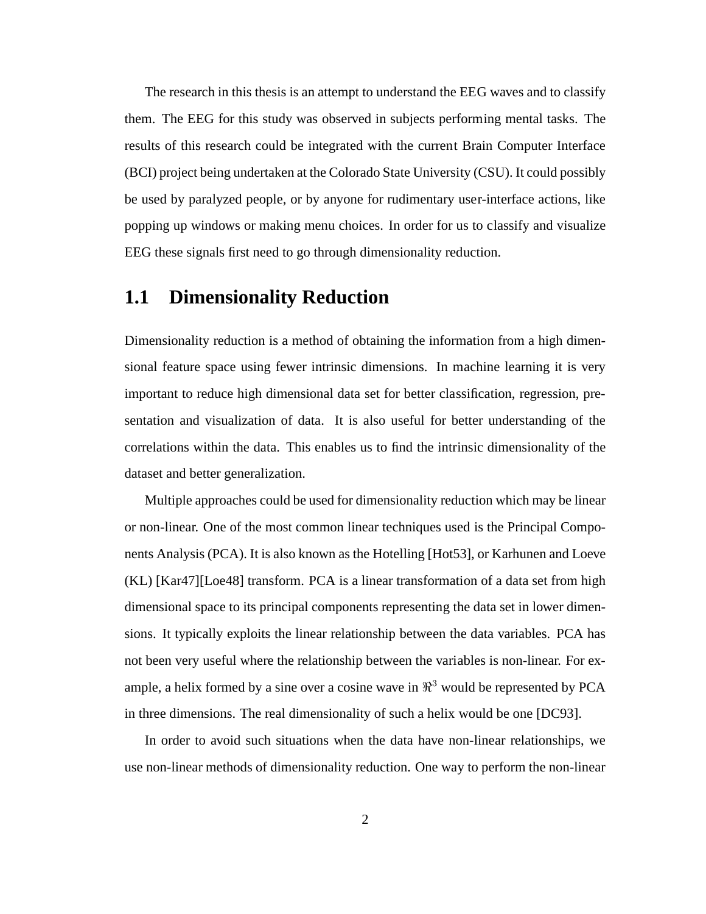The research in this thesis is an attempt to understand the EEG waves and to classify them. The EEG for this study was observed in subjects performing mental tasks. The results of this research could be integrated with the current Brain Computer Interface (BCI) project being undertaken at the Colorado State University (CSU). It could possibly be used by paralyzed people, or by anyone for rudimentary user-interface actions, like popping up windows or making menu choices. In order for us to classify and visualize EEG these signals first need to go through dimensionality reduction.

## 1.1 Dimensionality Reduction

Dimensionality reduction is a method of obtaining the information from a high dimensional feature space using fewer intrinsic dimensions. In machine learning it is very important to reduce high dimensional data set for better classification, regression, presentation and visualization of data. It is also useful for better understanding of the correlations within the data. This enables us to find the intrinsic dimensionality of the dataset and better generalization.

Multiple approaches could be used for dimensionality reduction which may be linear or non-linear. One of the most common linear techniques used is the Principal Components Analysis (PCA). It is also known as the Hotelling [Hot53], or Karhunen and Loeve (KL) [Kar47][Loe48] transform. PCA is a linear transformation of a data set from high dimensional space to its principal components representing the data set in lower dimensions. It typically exploits the linear relationship between the data variables. PCA has not been very useful where the relationship between the variables is non-linear. For example, a helix formed by a sine over a cosine wave in $\Re^3$ would be represented by PCA in three dimensions. The real dimensionality of such a helix would be one [DC93].

In order to avoid such situations when the data have non-linear relationships, we use non-linear methods of dimensionality reduction. One way to perform the non-linear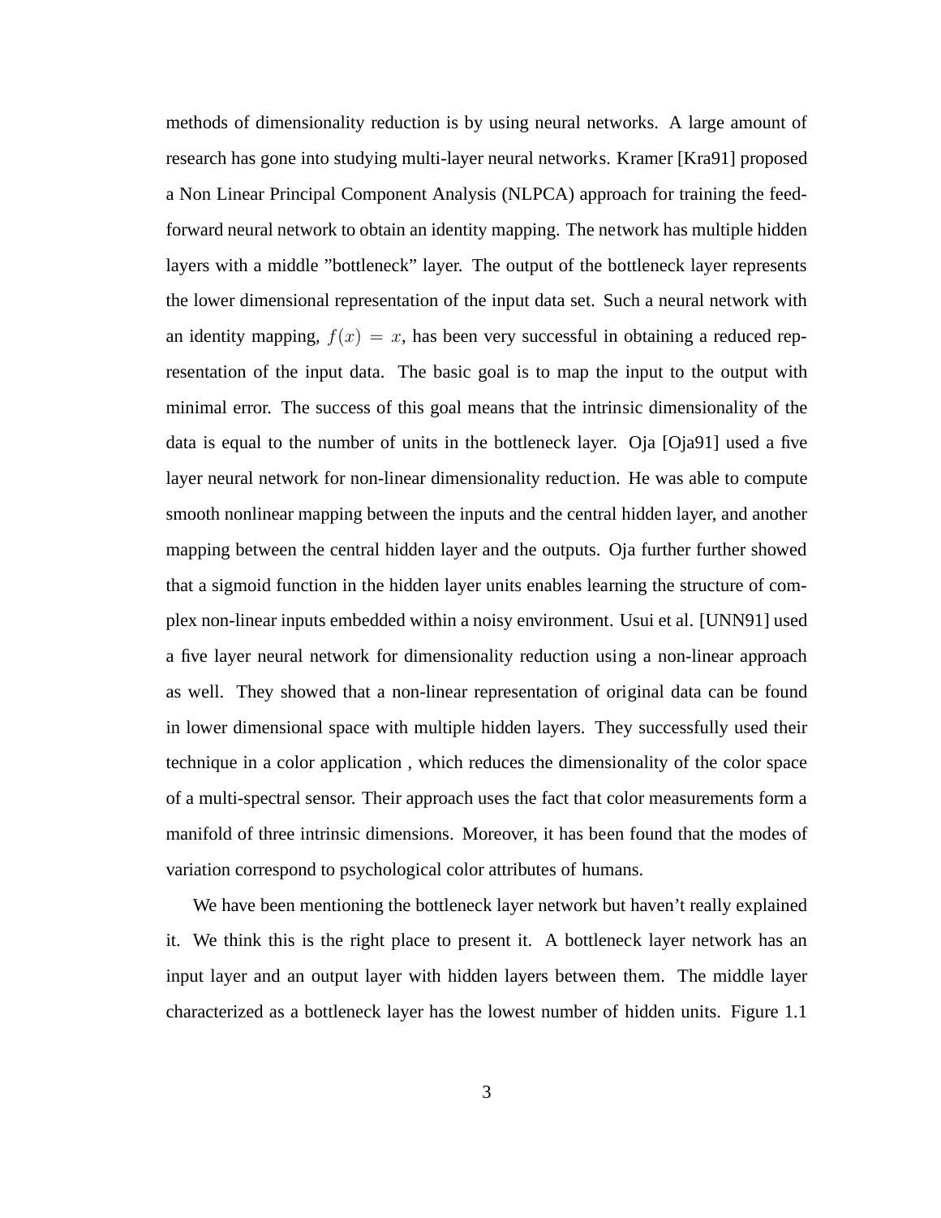methods of dimensionality reduction is by using neural networks. A large amount of research has gone into studying multi-layer neural networks. Kramer [Kra91] proposed a Non Linear Principal Component Analysis (NLPCA) approach for training the feed-forward neural network to obtain an identity mapping. The network has multiple hidden layers with a middle "bottleneck" layer. The output of the bottleneck layer represents the lower dimensional representation of the input data set. Such a neural network with an identity mapping, $f(x) = x$, has been very successful in obtaining a reduced representation of the input data. The basic goal is to map the input to the output with minimal error. The success of this goal means that the intrinsic dimensionality of the data is equal to the number of units in the bottleneck layer. Oja [Oja91] used a five layer neural network for non-linear dimensionality reduction. He was able to compute smooth nonlinear mapping between the inputs and the central hidden layer, and another mapping between the central hidden layer and the outputs. Oja further further showed that a sigmoid function in the hidden layer units enables learning the structure of complex non-linear inputs embedded within a noisy environment. Usui et al. [UNN91] used a five layer neural network for dimensionality reduction using a non-linear approach as well. They showed that a non-linear representation of original data can be found in lower dimensional space with multiple hidden layers. They successfully used their technique in a color application , which reduces the dimensionality of the color space of a multi-spectral sensor. Their approach uses the fact that color measurements form a manifold of three intrinsic dimensions. Moreover, it has been found that the modes of variation correspond to psychological color attributes of humans.

We have been mentioning the bottleneck layer network but haven't really explained it. We think this is the right place to present it. A bottleneck layer network has an input layer and an output layer with hidden layers between them. The middle layer characterized as a bottleneck layer has the lowest number of hidden units. Figure 1.1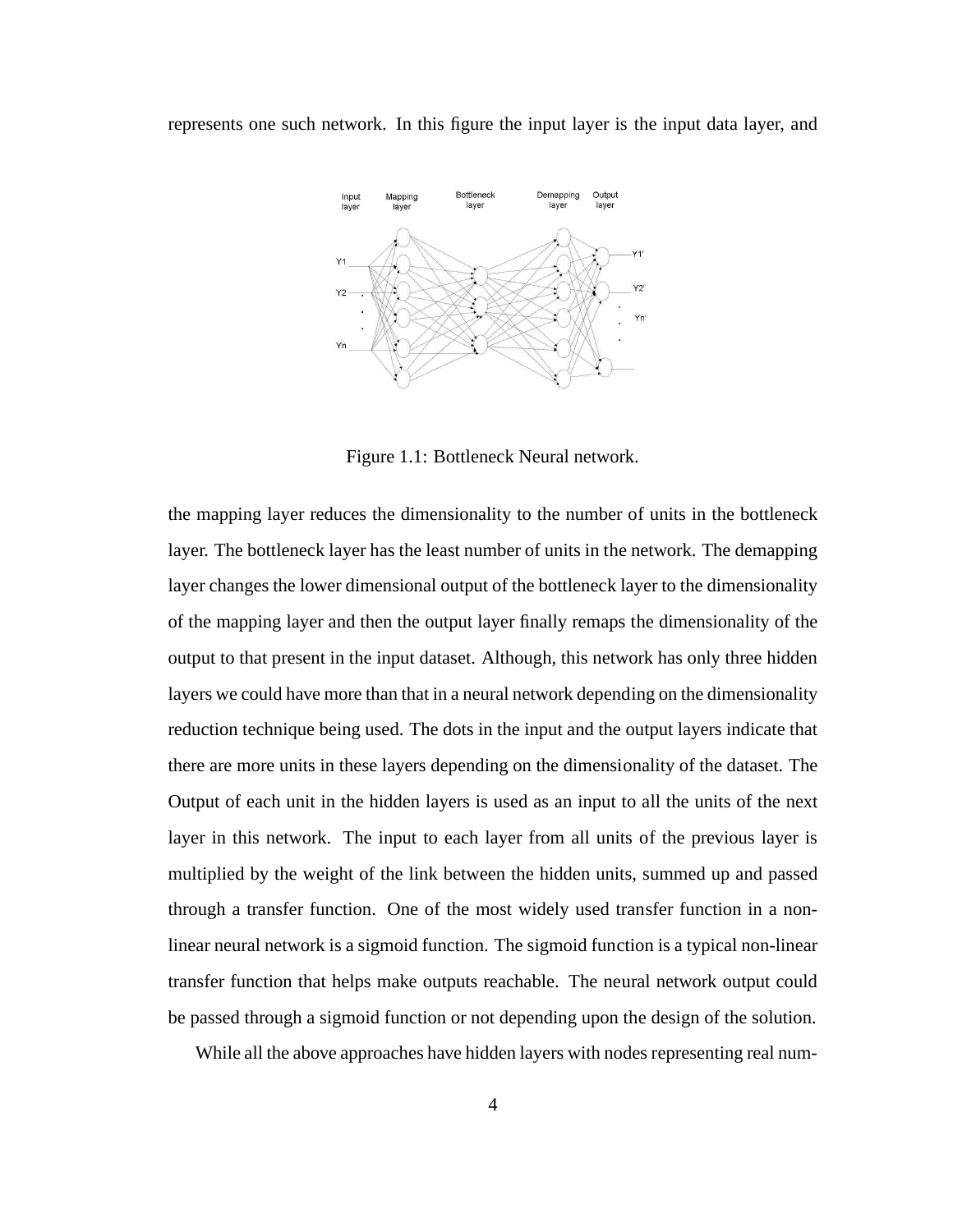represents one such network. In this figure the input layer is the input data layer, and

Figure 1.1: Bottleneck Neural network.

the mapping layer reduces the dimensionality to the number of units in the bottleneck layer. The bottleneck layer has the least number of units in the network. The demapping layer changes the lower dimensional output of the bottleneck layer to the dimensionality of the mapping layer and then the output layer finally remaps the dimensionality of the output to that present in the input dataset. Although, this network has only three hidden layers we could have more than that in a neural network depending on the dimensionality reduction technique being used. The dots in the input and the output layers indicate that there are more units in these layers depending on the dimensionality of the dataset. The Output of each unit in the hidden layers is used as an input to all the units of the next layer in this network. The input to each layer from all units of the previous layer is multiplied by the weight of the link between the hidden units, summed up and passed through a transfer function. One of the most widely used transfer function in a non-linear neural network is a sigmoid function. The sigmoid function is a typical non-linear transfer function that helps make outputs reachable. The neural network output could be passed through a sigmoid function or not depending upon the design of the solution.

While all the above approaches have hidden layers with nodes representing real num-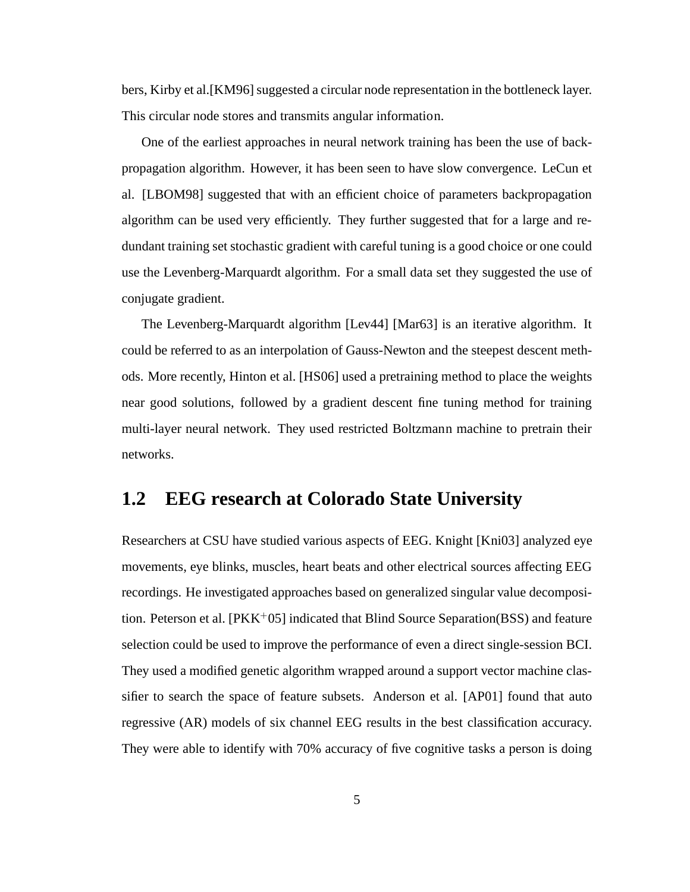bers, Kirby et al.[KM96] suggested a circular node representation in the bottleneck layer. This circular node stores and transmits angular information.

One of the earliest approaches in neural network training has been the use of backpropagation algorithm. However, it has been seen to have slow convergence. LeCun et al. [LBOM98] suggested that with an efficient choice of parameters backpropagation algorithm can be used very efficiently. They further suggested that for a large and redundant training set stochastic gradient with careful tuning is a good choice or one could use the Levenberg-Marquardt algorithm. For a small data set they suggested the use of conjugate gradient.

The Levenberg-Marquardt algorithm [Lev44] [Mar63] is an iterative algorithm. It could be referred to as an interpolation of Gauss-Newton and the steepest descent methods. More recently, Hinton et al. [HS06] used a pretraining method to place the weights near good solutions, followed by a gradient descent fine tuning method for training multi-layer neural network. They used restricted Boltzmann machine to pretrain their networks.

## 1.2 EEG research at Colorado State University

Researchers at CSU have studied various aspects of EEG. Knight [Kni03] analyzed eye movements, eye blinks, muscles, heart beats and other electrical sources affecting EEG recordings. He investigated approaches based on generalized singular value decomposition. Peterson et al. [PKK+05] indicated that Blind Source Separation(BSS) and feature selection could be used to improve the performance of even a direct single-session BCI. They used a modified genetic algorithm wrapped around a support vector machine classifier to search the space of feature subsets. Anderson et al. [AP01] found that auto regressive (AR) models of six channel EEG results in the best classification accuracy. They were able to identify with 70% accuracy of five cognitive tasks a person is doing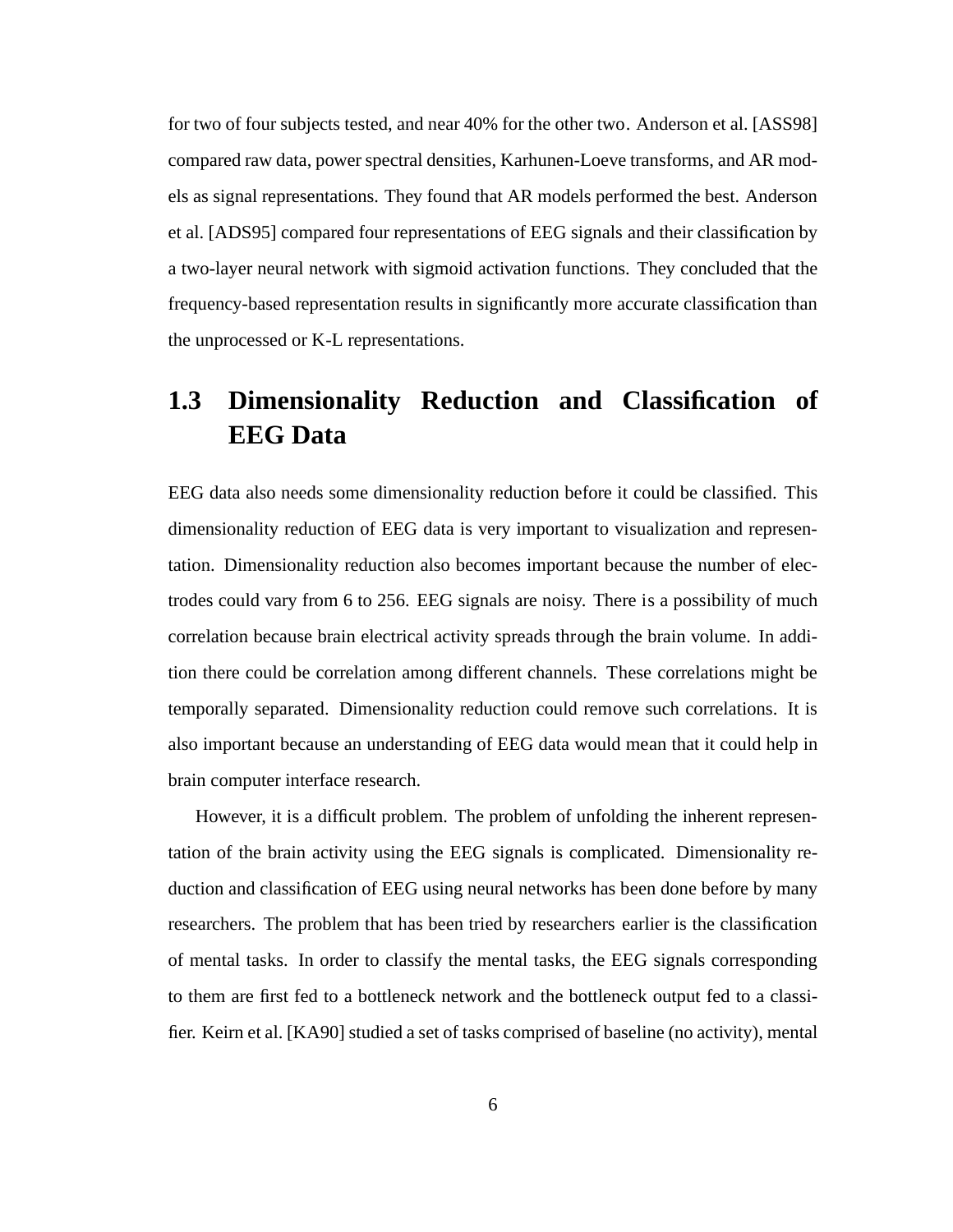for two of four subjects tested, and near 40% for the other two. Anderson et al. [ASS98] compared raw data, power spectral densities, Karhunen-Loeve transforms, and AR models as signal representations. They found that AR models performed the best. Anderson et al. [ADS95] compared four representations of EEG signals and their classification by a two-layer neural network with sigmoid activation functions. They concluded that the frequency-based representation results in significantly more accurate classification than the unprocessed or K-L representations.

## 1.3 Dimensionality Reduction and Classification of EEG Data

EEG data also needs some dimensionality reduction before it could be classified. This dimensionality reduction of EEG data is very important to visualization and representation. Dimensionality reduction also becomes important because the number of electrodes could vary from 6 to 256. EEG signals are noisy. There is a possibility of much correlation because brain electrical activity spreads through the brain volume. In addition there could be correlation among different channels. These correlations might be temporally separated. Dimensionality reduction could remove such correlations. It is also important because an understanding of EEG data would mean that it could help in brain computer interface research.

However, it is a difficult problem. The problem of unfolding the inherent representation of the brain activity using the EEG signals is complicated. Dimensionality reduction and classification of EEG using neural networks has been done before by many researchers. The problem that has been tried by researchers earlier is the classification of mental tasks. In order to classify the mental tasks, the EEG signals corresponding to them are first fed to a bottleneck network and the bottleneck output fed to a classifier. Keirn et al. [KA90] studied a set of tasks comprised of baseline (no activity), mental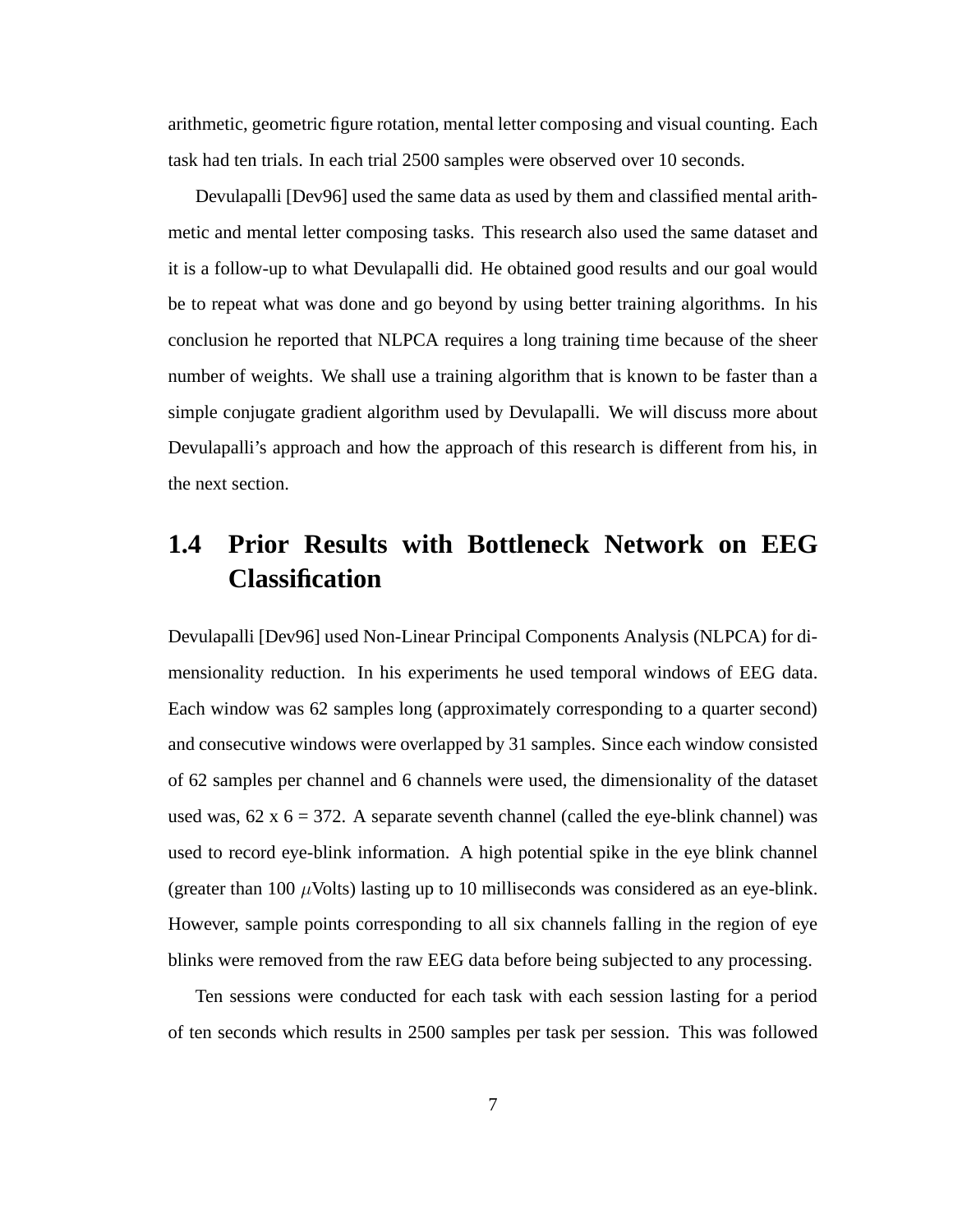arithmetic, geometric figure rotation, mental letter composing and visual counting. Each task had ten trials. In each trial 2500 samples were observed over 10 seconds.

Devulapalli [Dev96] used the same data as used by them and classified mental arithmetic and mental letter composing tasks. This research also used the same dataset and it is a follow-up to what Devulapalli did. He obtained good results and our goal would be to repeat what was done and go beyond by using better training algorithms. In his conclusion he reported that NLPCA requires a long training time because of the sheer number of weights. We shall use a training algorithm that is known to be faster than a simple conjugate gradient algorithm used by Devulapalli. We will discuss more about Devulapalli's approach and how the approach of this research is different from his, in the next section.

## 1.4 Prior Results with Bottleneck Network on EEG Classification

Devulapalli [Dev96] used Non-Linear Principal Components Analysis (NLPCA) for dimensionality reduction. In his experiments he used temporal windows of EEG data. Each window was 62 samples long (approximately corresponding to a quarter second) and consecutive windows were overlapped by 31 samples. Since each window consisted of 62 samples per channel and 6 channels were used, the dimensionality of the dataset used was, 62 x 6 = 372. A separate seventh channel (called the eye-blink channel) was used to record eye-blink information. A high potential spike in the eye blink channel (greater than 100 $\mu$Volts) lasting up to 10 milliseconds was considered as an eye-blink. However, sample points corresponding to all six channels falling in the region of eye blinks were removed from the raw EEG data before being subjected to any processing.

Ten sessions were conducted for each task with each session lasting for a period of ten seconds which results in 2500 samples per task per session. This was followed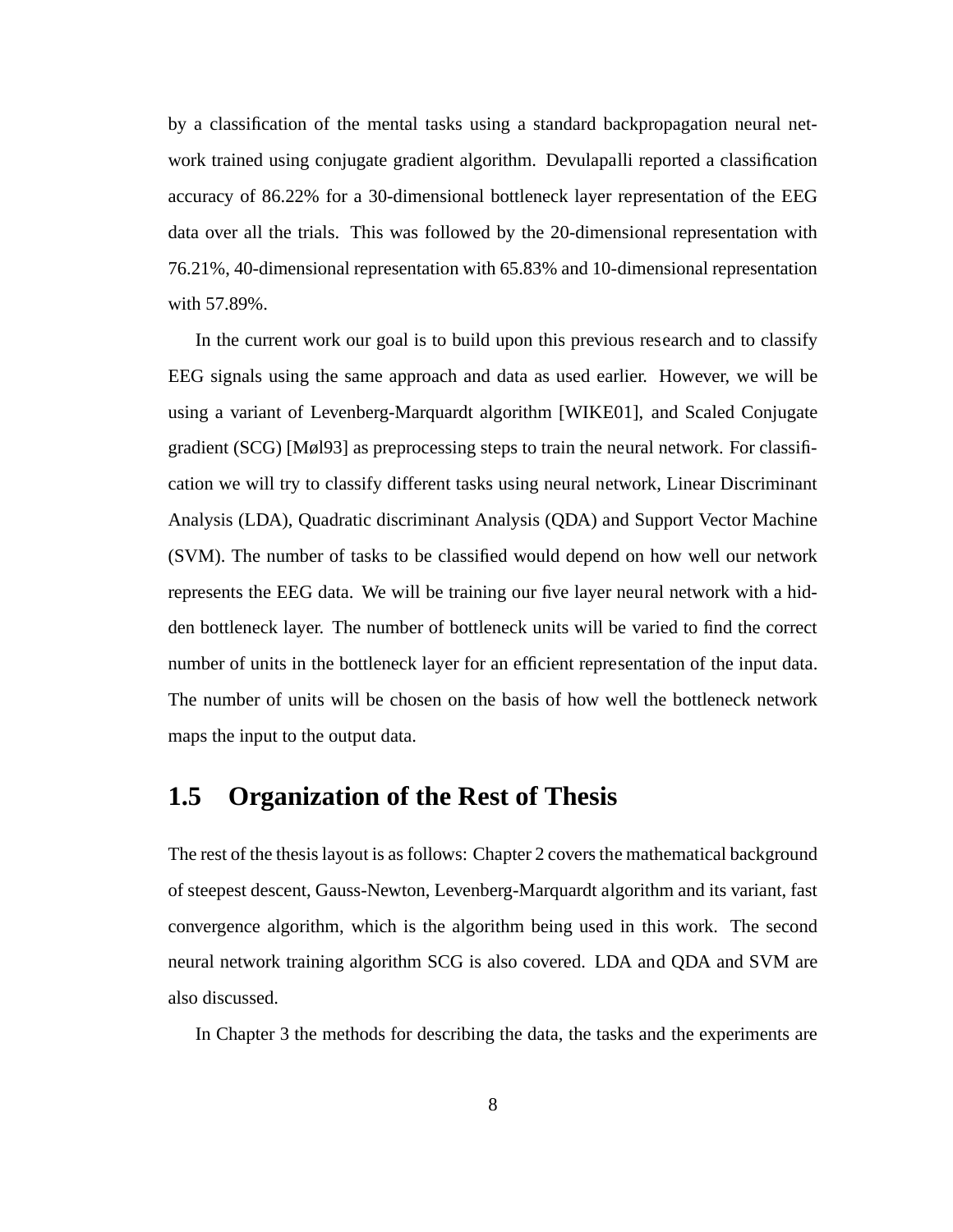by a classification of the mental tasks using a standard backpropagation neural network trained using conjugate gradient algorithm. Devulapalli reported a classification accuracy of 86.22% for a 30-dimensional bottleneck layer representation of the EEG data over all the trials. This was followed by the 20-dimensional representation with 76.21%, 40-dimensional representation with 65.83% and 10-dimensional representation with 57.89%.

In the current work our goal is to build upon this previous research and to classify EEG signals using the same approach and data as used earlier. However, we will be using a variant of Levenberg-Marquardt algorithm [WIKE01], and Scaled Conjugate gradient (SCG) [Møl93] as preprocessing steps to train the neural network. For classification we will try to classify different tasks using neural network, Linear Discriminant Analysis (LDA), Quadratic discriminant Analysis (QDA) and Support Vector Machine (SVM). The number of tasks to be classified would depend on how well our network represents the EEG data. We will be training our five layer neural network with a hidden bottleneck layer. The number of bottleneck units will be varied to find the correct number of units in the bottleneck layer for an efficient representation of the input data. The number of units will be chosen on the basis of how well the bottleneck network maps the input to the output data.

## 1.5 Organization of the Rest of Thesis

The rest of the thesis layout is as follows: Chapter 2 covers the mathematical background of steepest descent, Gauss-Newton, Levenberg-Marquardt algorithm and its variant, fast convergence algorithm, which is the algorithm being used in this work. The second neural network training algorithm SCG is also covered. LDA and QDA and SVM are also discussed.

In Chapter 3 the methods for describing the data, the tasks and the experiments are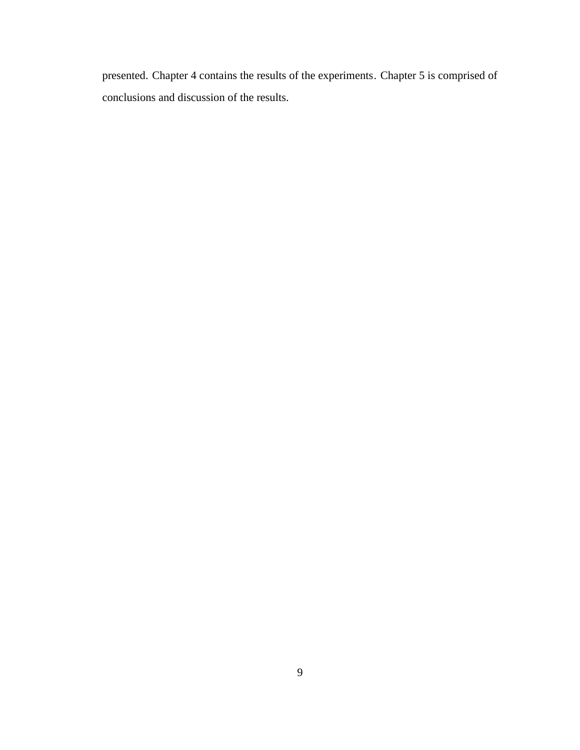presented. Chapter 4 contains the results of the experiments. Chapter 5 is comprised of conclusions and discussion of the results.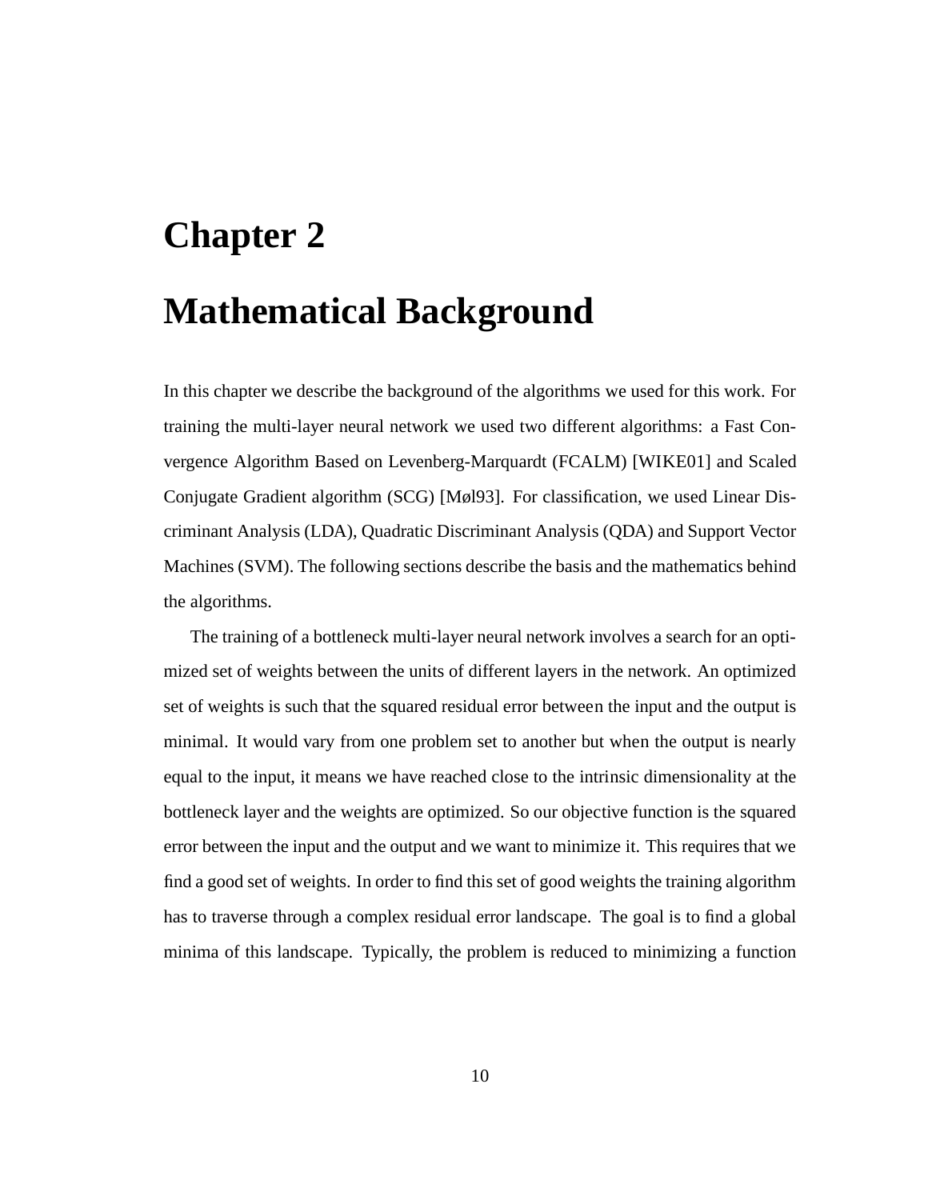# Chapter 2

# Mathematical Background

In this chapter we describe the background of the algorithms we used for this work. For training the multi-layer neural network we used two different algorithms: a Fast Convergence Algorithm Based on Levenberg-Marquardt (FCALM) [WIKE01] and Scaled Conjugate Gradient algorithm (SCG) [Møl93]. For classification, we used Linear Discriminant Analysis (LDA), Quadratic Discriminant Analysis (QDA) and Support Vector Machines (SVM). The following sections describe the basis and the mathematics behind the algorithms.

The training of a bottleneck multi-layer neural network involves a search for an optimized set of weights between the units of different layers in the network. An optimized set of weights is such that the squared residual error between the input and the output is minimal. It would vary from one problem set to another but when the output is nearly equal to the input, it means we have reached close to the intrinsic dimensionality at the bottleneck layer and the weights are optimized. So our objective function is the squared error between the input and the output and we want to minimize it. This requires that we find a good set of weights. In order to find this set of good weights the training algorithm has to traverse through a complex residual error landscape. The goal is to find a global minima of this landscape. Typically, the problem is reduced to minimizing a function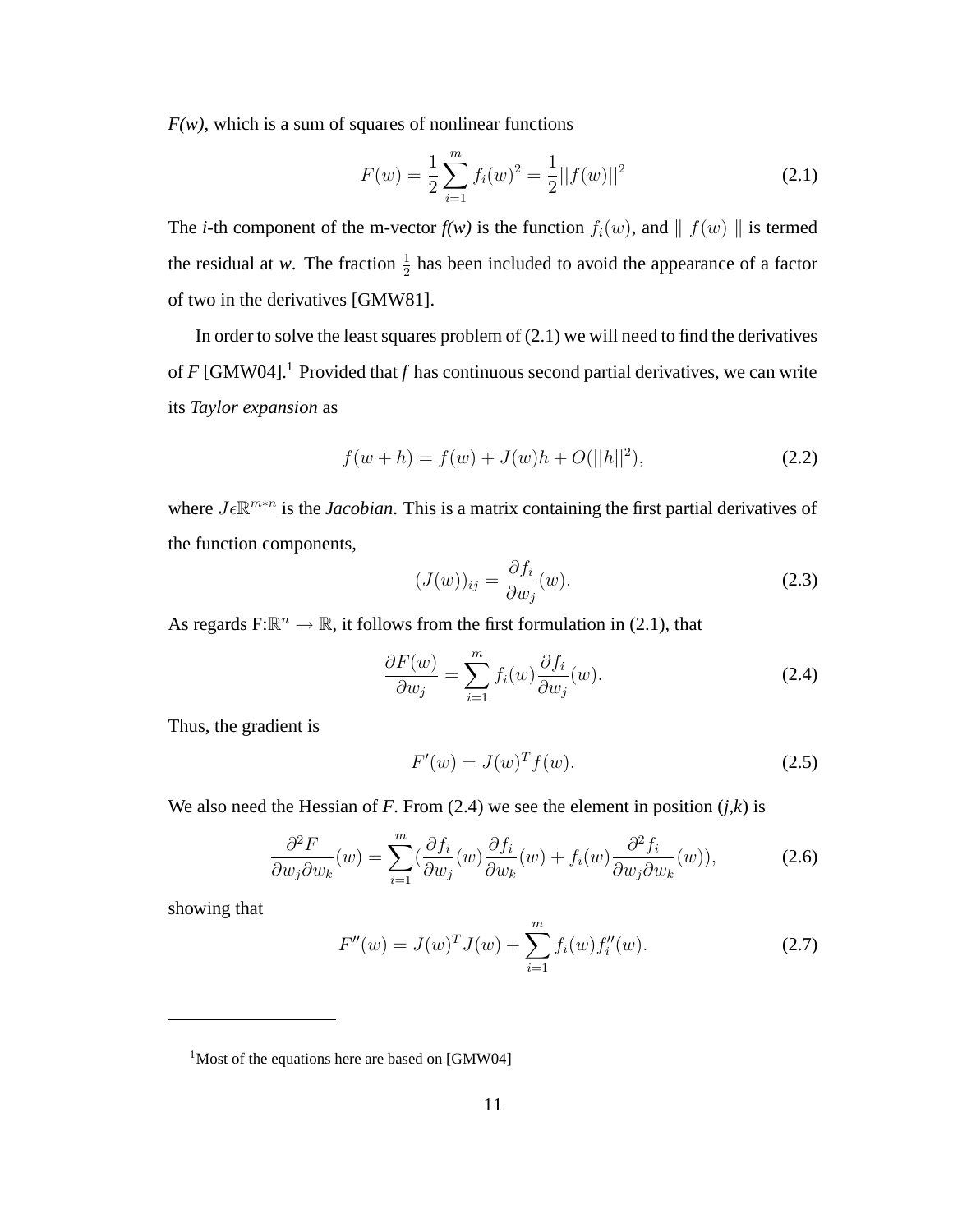*F(w)*, which is a sum of squares of nonlinear functions

$$F(w) = \frac{1}{2}\sum_{i=1}^{m} f_i(w)^2 = \frac{1}{2}||f(w)||^2 \tag{2.1}$$

The *i*-th component of the m-vector *f(w)* is the function $f_i(w)$, and $\parallel f(w) \parallel$ is termed the residual at *w*. The fraction $\frac{1}{2}$ has been included to avoid the appearance of a factor of two in the derivatives [GMW81].

In order to solve the least squares problem of (2.1) we will need to find the derivatives of *F* [GMW04].[1] Provided that *f* has continuous second partial derivatives, we can write its *Taylor expansion* as

$$f(w+h) = f(w) + J(w)h + O(||h||^2), \tag{2.2}$$

where $J \epsilon \mathbb{R}^{m*n}$ is the *Jacobian*. This is a matrix containing the first partial derivatives of the function components,

$$(J(w))_{ij} = \frac{\partial f_i}{\partial w_j}(w). \tag{2.3}$$

As regards F:$\mathbb{R}^n \rightarrow \mathbb{R}$, it follows from the first formulation in (2.1), that

$$\frac{\partial F(w)}{\partial w_j} = \sum_{i=1}^{m} f_i(w)\frac{\partial f_i}{\partial w_j}(w). \tag{2.4}$$

Thus, the gradient is

$$F'(w) = J(w)^T f(w). \tag{2.5}$$

We also need the Hessian of *F*. From (2.4) we see the element in position (*j*,*k*) is

$$\frac{\partial^2 F}{\partial w_j \partial w_k}(w) = \sum_{i=1}^{m}(\frac{\partial f_i}{\partial w_j}(w)\frac{\partial f_i}{\partial w_k}(w) + f_i(w)\frac{\partial^2 f_i}{\partial w_j \partial w_k}(w)), \tag{2.6}$$

showing that

$$F''(w) = J(w)^T J(w) + \sum_{i=1}^{m} f_i(w) f_i''(w). \tag{2.7}$$

[1] Most of the equations here are based on [GMW04]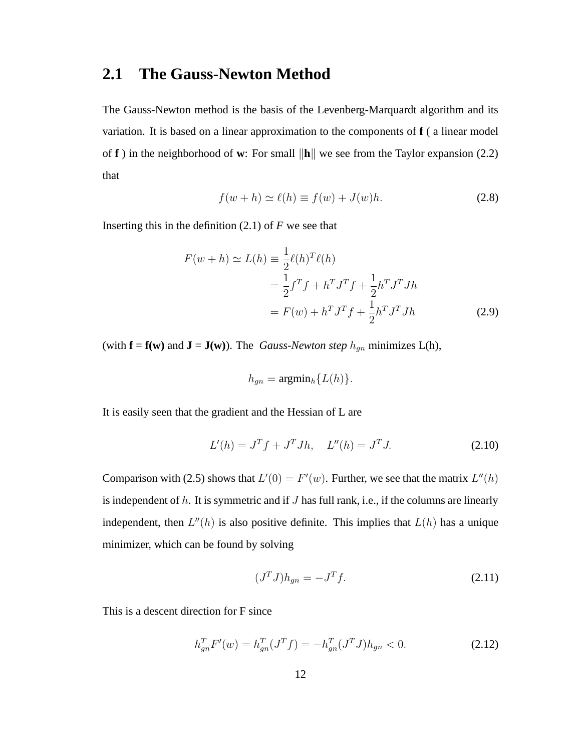## 2.1 The Gauss-Newton Method

The Gauss-Newton method is the basis of the Levenberg-Marquardt algorithm and its variation. It is based on a linear approximation to the components of **f** ( a linear model of **f** ) in the neighborhood of **w**: For small $\|\mathbf{h}\|$ we see from the Taylor expansion (2.2) that

$$f(w+h) \simeq \ell(h) \equiv f(w) + J(w)h. \tag{2.8}$$

Inserting this in the definition (2.1) of $F$ we see that

$$\begin{aligned} F(w+h) \simeq L(h) &\equiv \frac{1}{2}\ell(h)^T\ell(h) \\ &= \frac{1}{2}f^Tf + h^TJ^Tf + \frac{1}{2}h^TJ^TJh \\ &= F(w) + h^TJ^Tf + \frac{1}{2}h^TJ^TJh \end{aligned} \tag{2.9}$$

(with **f** = **f(w)** and **J** = **J(w)**). The *Gauss-Newton step* $h_{gn}$ minimizes L(h),

$$h_{gn} = \text{argmin}_h\{L(h)\}.$$

It is easily seen that the gradient and the Hessian of L are

$$L'(h) = J^Tf + J^TJh, \quad L''(h) = J^TJ. \tag{2.10}$$

Comparison with (2.5) shows that $L'(0) = F'(w)$. Further, we see that the matrix $L''(h)$ is independent of $h$. It is symmetric and if $J$ has full rank, i.e., if the columns are linearly independent, then $L''(h)$ is also positive definite. This implies that $L(h)$ has a unique minimizer, which can be found by solving

$$(J^TJ)h_{gn} = -J^Tf. \tag{2.11}$$

This is a descent direction for F since

$$h_{gn}^T F'(w) = h_{gn}^T(J^Tf) = -h_{gn}^T(J^TJ)h_{gn} < 0. \tag{2.12}$$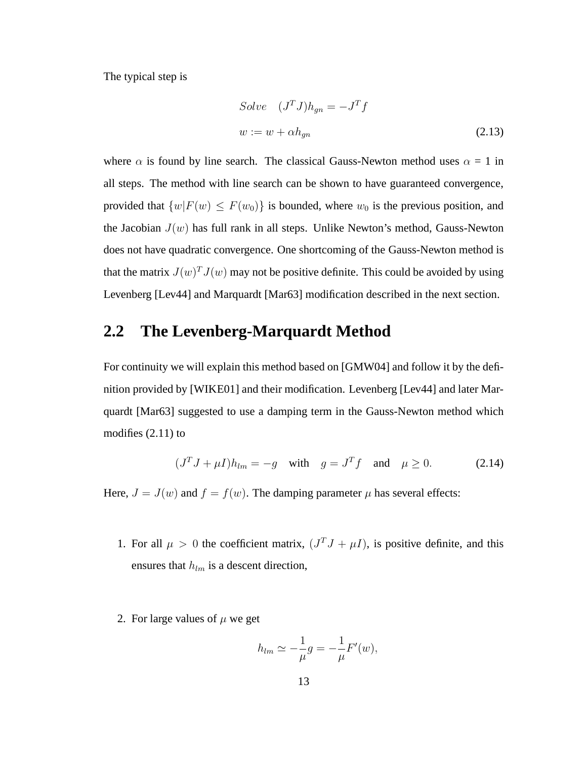The typical step is

$$
\begin{aligned}
&Solve \quad (J^T J)h_{gn} = -J^T f \\
&w := w + \alpha h_{gn}
\end{aligned}
\tag{2.13}
$$

where $\alpha$ is found by line search. The classical Gauss-Newton method uses $\alpha$ = 1 in all steps. The method with line search can be shown to have guaranteed convergence, provided that $\{w|F(w) \leq F(w_0)\}$ is bounded, where $w_0$ is the previous position, and the Jacobian $J(w)$ has full rank in all steps. Unlike Newton's method, Gauss-Newton does not have quadratic convergence. One shortcoming of the Gauss-Newton method is that the matrix $J(w)^T J(w)$ may not be positive definite. This could be avoided by using Levenberg [Lev44] and Marquardt [Mar63] modification described in the next section.

## 2.2 The Levenberg-Marquardt Method

For continuity we will explain this method based on [GMW04] and follow it by the definition provided by [WIKE01] and their modification. Levenberg [Lev44] and later Marquardt [Mar63] suggested to use a damping term in the Gauss-Newton method which modifies (2.11) to

$$
(J^T J + \mu I)h_{lm} = -g \quad \text{with} \quad g = J^T f \quad \text{and} \quad \mu \geq 0. \tag{2.14}
$$

Here, $J = J(w)$ and $f = f(w)$. The damping parameter $\mu$ has several effects:

1. For all $\mu > 0$ the coefficient matrix, $(J^T J + \mu I)$, is positive definite, and this ensures that $h_{lm}$ is a descent direction,

2. For large values of $\mu$ we get

$$
h_{lm} \simeq -\frac{1}{\mu} g = -\frac{1}{\mu} F'(w),
$$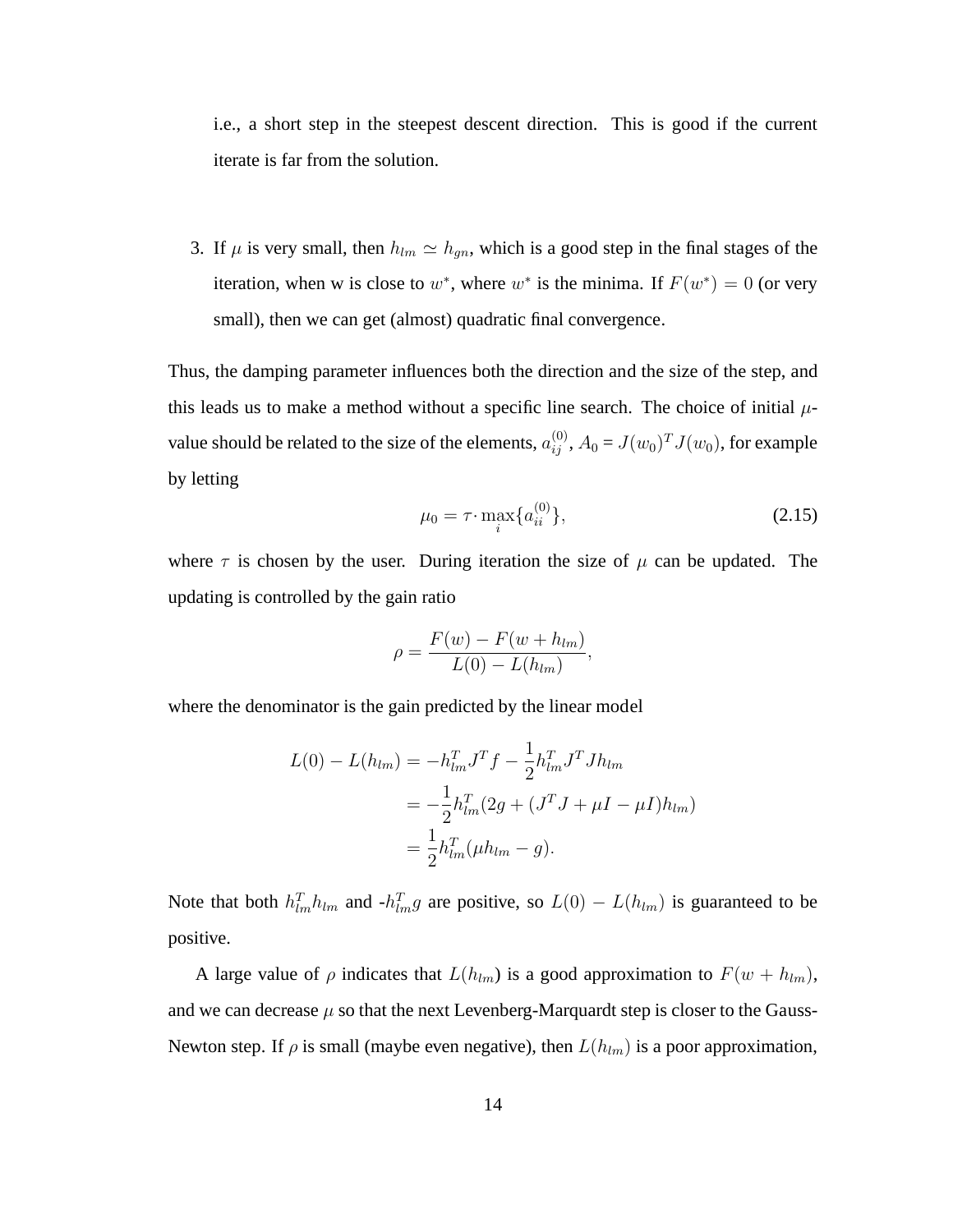i.e., a short step in the steepest descent direction. This is good if the current iterate is far from the solution.

3. If $\mu$ is very small, then $h_{lm} \simeq h_{gn}$, which is a good step in the final stages of the iteration, when w is close to $w^*$, where $w^*$ is the minima. If $F(w^*) = 0$ (or very small), then we can get (almost) quadratic final convergence.

Thus, the damping parameter influences both the direction and the size of the step, and this leads us to make a method without a specific line search. The choice of initial $\mu$-value should be related to the size of the elements, $a_{ij}^{(0)}$, $A_0 = J(w_0)^T J(w_0)$, for example by letting

$$\mu_0 = \tau \cdot \max_i \{a_{ii}^{(0)}\}, \tag{2.15}$$

where $\tau$ is chosen by the user. During iteration the size of $\mu$ can be updated. The updating is controlled by the gain ratio

$$\rho = \frac{F(w) - F(w + h_{lm})}{L(0) - L(h_{lm})},$$

where the denominator is the gain predicted by the linear model

$$\begin{aligned}
L(0) - L(h_{lm}) &= -h_{lm}^T J^T f - \frac{1}{2} h_{lm}^T J^T J h_{lm} \\
&= -\frac{1}{2} h_{lm}^T (2g + (J^T J + \mu I - \mu I) h_{lm}) \\
&= \frac{1}{2} h_{lm}^T (\mu h_{lm} - g).
\end{aligned}$$

Note that both $h_{lm}^T h_{lm}$ and $-h_{lm}^T g$ are positive, so $L(0) - L(h_{lm})$ is guaranteed to be positive.

A large value of $\rho$ indicates that $L(h_{lm})$ is a good approximation to $F(w + h_{lm})$, and we can decrease $\mu$ so that the next Levenberg-Marquardt step is closer to the Gauss-Newton step. If $\rho$ is small (maybe even negative), then $L(h_{lm})$ is a poor approximation,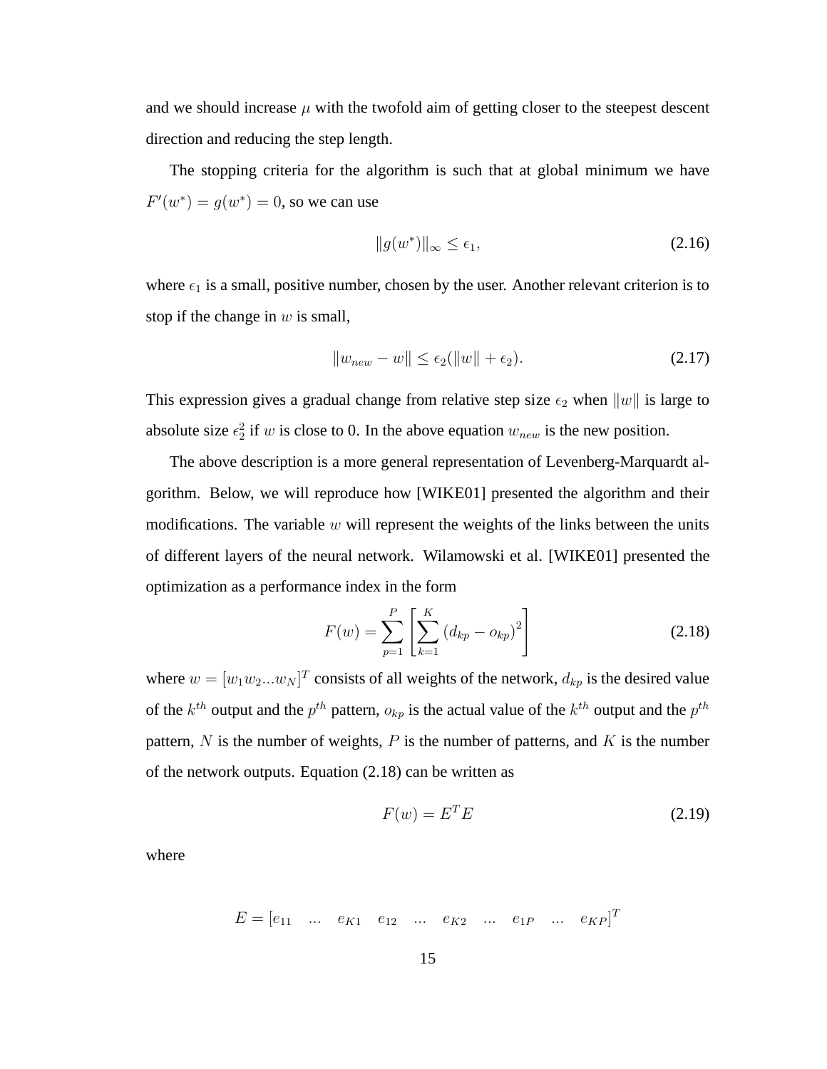and we should increase $\mu$ with the twofold aim of getting closer to the steepest descent direction and reducing the step length.

The stopping criteria for the algorithm is such that at global minimum we have $F'(w^*) = g(w^*) = 0$, so we can use

$$\|g(w^*)\|_\infty \leq \epsilon_1, \tag{2.16}$$

where $\epsilon_1$ is a small, positive number, chosen by the user. Another relevant criterion is to stop if the change in $w$ is small,

$$\|w_{new} - w\| \leq \epsilon_2(\|w\| + \epsilon_2). \tag{2.17}$$

This expression gives a gradual change from relative step size $\epsilon_2$ when $\|w\|$ is large to absolute size $\epsilon_2^2$ if $w$ is close to 0. In the above equation $w_{new}$ is the new position.

The above description is a more general representation of Levenberg-Marquardt algorithm. Below, we will reproduce how [WIKE01] presented the algorithm and their modifications. The variable $w$ will represent the weights of the links between the units of different layers of the neural network. Wilamowski et al. [WIKE01] presented the optimization as a performance index in the form

$$F(w) = \sum_{p=1}^{P} \left[ \sum_{k=1}^{K} (d_{kp} - o_{kp})^2 \right] \tag{2.18}$$

where $w = [w_1 w_2 ... w_N]^T$ consists of all weights of the network, $d_{kp}$ is the desired value of the $k^{th}$ output and the $p^{th}$ pattern, $o_{kp}$ is the actual value of the $k^{th}$ output and the $p^{th}$ pattern, $N$ is the number of weights, $P$ is the number of patterns, and $K$ is the number of the network outputs. Equation (2.18) can be written as

$$F(w) = E^T E \tag{2.19}$$

where

$$E = [e_{11} \quad ... \quad e_{K1} \quad e_{12} \quad ... \quad e_{K2} \quad ... \quad e_{1P} \quad ... \quad e_{KP}]^T$$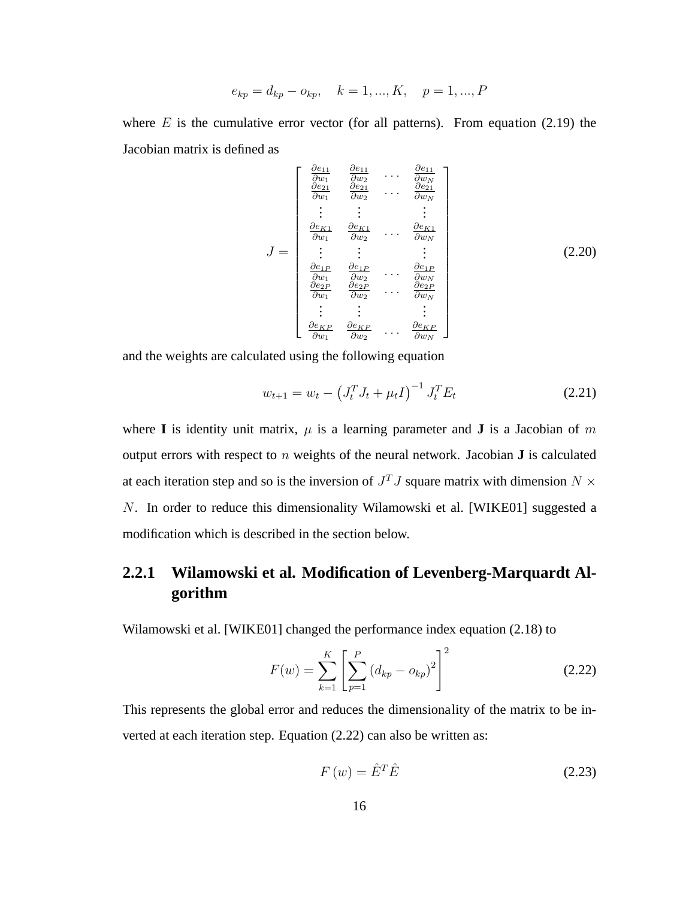$$e_{kp} = d_{kp} - o_{kp}, \quad k = 1, ..., K, \quad p = 1, ..., P$$

where $E$ is the cumulative error vector (for all patterns). From equation (2.19) the Jacobian matrix is defined as

$$J = \begin{bmatrix} \frac{\partial e_{11}}{\partial w_1} & \frac{\partial e_{11}}{\partial w_2} & \cdots & \frac{\partial e_{11}}{\partial w_N} \\ \frac{\partial e_{21}}{\partial w_1} & \frac{\partial e_{21}}{\partial w_2} & \cdots & \frac{\partial e_{21}}{\partial w_N} \\ \vdots & \vdots & & \vdots \\ \frac{\partial e_{K1}}{\partial w_1} & \frac{\partial e_{K1}}{\partial w_2} & \cdots & \frac{\partial e_{K1}}{\partial w_N} \\ \vdots & \vdots & & \vdots \\ \frac{\partial e_{1P}}{\partial w_1} & \frac{\partial e_{1P}}{\partial w_2} & \cdots & \frac{\partial e_{1P}}{\partial w_N} \\ \frac{\partial e_{2P}}{\partial w_1} & \frac{\partial e_{2P}}{\partial w_2} & \cdots & \frac{\partial e_{2P}}{\partial w_N} \\ \vdots & \vdots & & \vdots \\ \frac{\partial e_{KP}}{\partial w_1} & \frac{\partial e_{KP}}{\partial w_2} & \cdots & \frac{\partial e_{KP}}{\partial w_N} \end{bmatrix} \tag{2.20}$$

and the weights are calculated using the following equation

$$w_{t+1} = w_t - \left(J_t^T J_t + \mu_t I\right)^{-1} J_t^T E_t \tag{2.21}$$

where **I** is identity unit matrix, $\mu$ is a learning parameter and **J** is a Jacobian of $m$ output errors with respect to $n$ weights of the neural network. Jacobian **J** is calculated at each iteration step and so is the inversion of $J^T J$ square matrix with dimension $N \times N$. In order to reduce this dimensionality Wilamowski et al. [WIKE01] suggested a modification which is described in the section below.

### 2.2.1 Wilamowski et al. Modification of Levenberg-Marquardt Algorithm

Wilamowski et al. [WIKE01] changed the performance index equation (2.18) to

$$F(w) = \sum_{k=1}^{K} \left[ \sum_{p=1}^{P} \left(d_{kp} - o_{kp}\right)^2 \right]^2 \tag{2.22}$$

This represents the global error and reduces the dimensionality of the matrix to be inverted at each iteration step. Equation (2.22) can also be written as:

$$F(w) = \hat{E}^T \hat{E} \tag{2.23}$$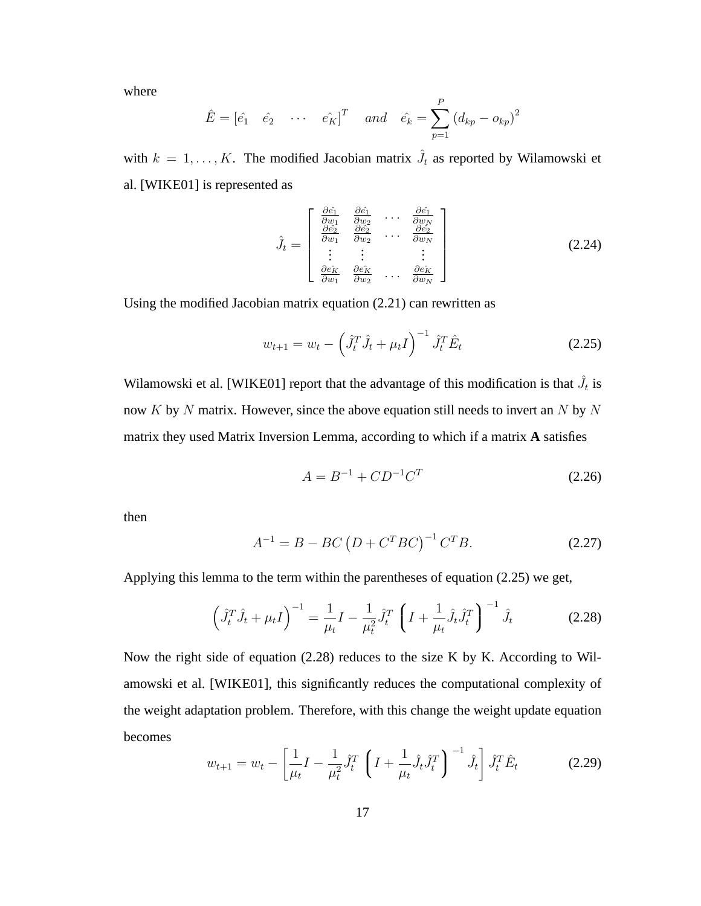where

$$\hat{E} = [\hat{e_1} \quad \hat{e_2} \quad \cdots \quad \hat{e_K}]^T \quad and \quad \hat{e_k} = \sum_{p=1}^{P} (d_{kp} - o_{kp})^2$$

with $k = 1, \ldots, K$. The modified Jacobian matrix $\hat{J}_t$ as reported by Wilamowski et al. [WIKE01] is represented as

$$\hat{J}_t = \begin{bmatrix} \frac{\partial \hat{e_1}}{\partial w_1} & \frac{\partial \hat{e_1}}{\partial w_2} & \cdots & \frac{\partial \hat{e_1}}{\partial w_N} \\ \frac{\partial \hat{e_2}}{\partial w_1} & \frac{\partial \hat{e_2}}{\partial w_2} & \cdots & \frac{\partial \hat{e_2}}{\partial w_N} \\ \vdots & \vdots & & \vdots \\ \frac{\partial \hat{e_K}}{\partial w_1} & \frac{\partial \hat{e_K}}{\partial w_2} & \cdots & \frac{\partial \hat{e_K}}{\partial w_N} \end{bmatrix} \tag{2.24}$$

Using the modified Jacobian matrix equation (2.21) can rewritten as

$$w_{t+1} = w_t - \left(\hat{J}_t^T \hat{J}_t + \mu_t I\right)^{-1} \hat{J}_t^T \hat{E}_t \tag{2.25}$$

Wilamowski et al. [WIKE01] report that the advantage of this modification is that $\hat{J}_t$ is now $K$ by $N$ matrix. However, since the above equation still needs to invert an $N$ by $N$ matrix they used Matrix Inversion Lemma, according to which if a matrix **A** satisfies

$$A = B^{-1} + CD^{-1}C^T \tag{2.26}$$

then

$$A^{-1} = B - BC\left(D + C^T BC\right)^{-1} C^T B. \tag{2.27}$$

Applying this lemma to the term within the parentheses of equation (2.25) we get,

$$\left(\hat{J}_t^T \hat{J}_t + \mu_t I\right)^{-1} = \frac{1}{\mu_t} I - \frac{1}{\mu_t^2} \hat{J}_t^T \left(I + \frac{1}{\mu_t} \hat{J}_t \hat{J}_t^T\right)^{-1} \hat{J}_t \tag{2.28}$$

Now the right side of equation (2.28) reduces to the size K by K. According to Wilamowski et al. [WIKE01], this significantly reduces the computational complexity of the weight adaptation problem. Therefore, with this change the weight update equation becomes

$$w_{t+1} = w_t - \left[\frac{1}{\mu_t} I - \frac{1}{\mu_t^2} \hat{J}_t^T \left(I + \frac{1}{\mu_t} \hat{J}_t \hat{J}_t^T\right)^{-1} \hat{J}_t\right] \hat{J}_t^T \hat{E}_t \tag{2.29}$$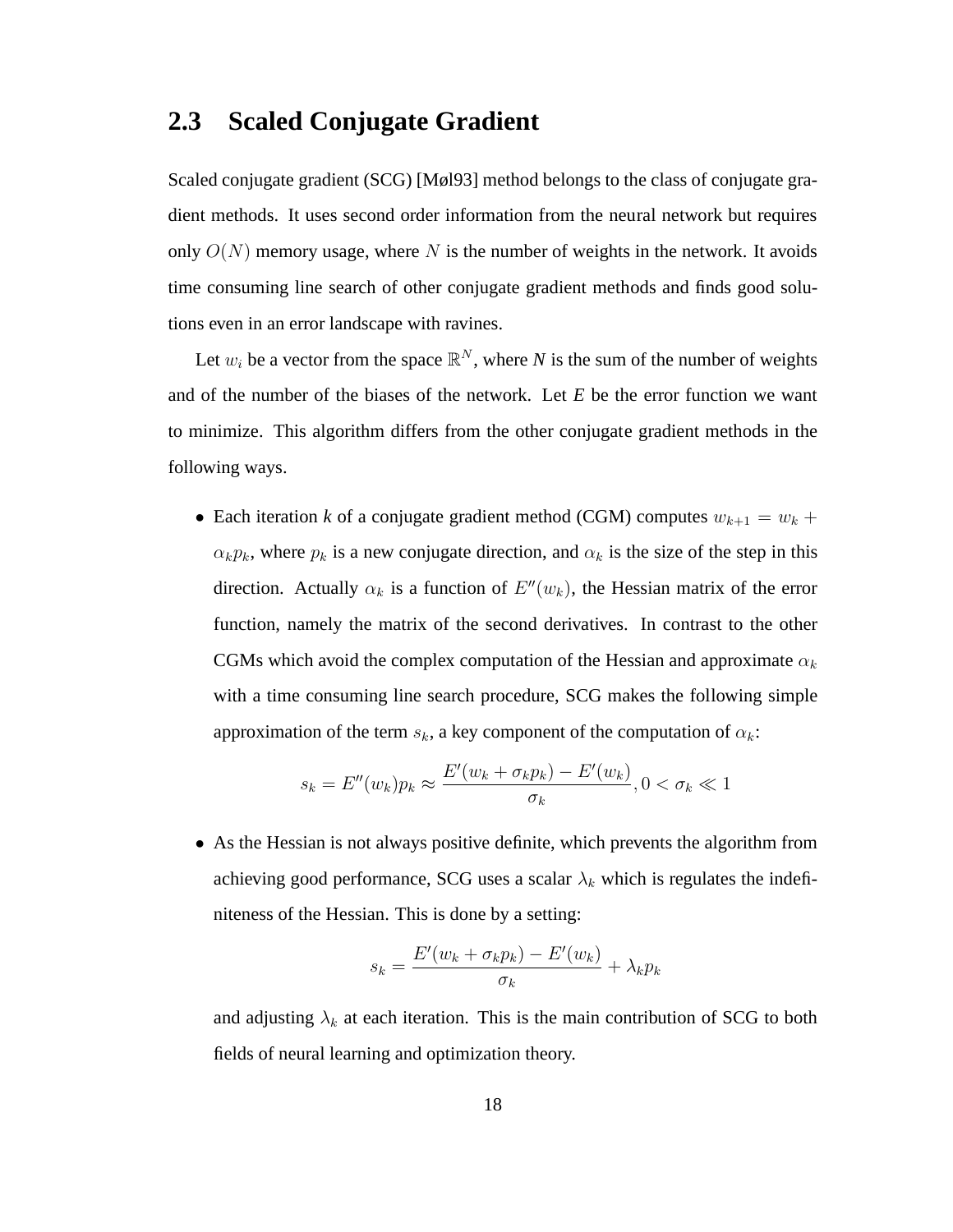## 2.3 Scaled Conjugate Gradient

Scaled conjugate gradient (SCG) [Møl93] method belongs to the class of conjugate gradient methods. It uses second order information from the neural network but requires only $O(N)$ memory usage, where $N$ is the number of weights in the network. It avoids time consuming line search of other conjugate gradient methods and finds good solutions even in an error landscape with ravines.

Let $w_i$ be a vector from the space $\mathbb{R}^N$, where *N* is the sum of the number of weights and of the number of the biases of the network. Let *E* be the error function we want to minimize. This algorithm differs from the other conjugate gradient methods in the following ways.

- Each iteration *k* of a conjugate gradient method (CGM) computes $w_{k+1} = w_k + \alpha_k p_k$, where $p_k$ is a new conjugate direction, and $\alpha_k$ is the size of the step in this direction. Actually $\alpha_k$ is a function of $E''(w_k)$, the Hessian matrix of the error function, namely the matrix of the second derivatives. In contrast to the other CGMs which avoid the complex computation of the Hessian and approximate $\alpha_k$ with a time consuming line search procedure, SCG makes the following simple approximation of the term $s_k$, a key component of the computation of $\alpha_k$:

$$s_k = E''(w_k)p_k \approx \frac{E'(w_k + \sigma_k p_k) - E'(w_k)}{\sigma_k}, 0 < \sigma_k \ll 1$$

- As the Hessian is not always positive definite, which prevents the algorithm from achieving good performance, SCG uses a scalar $\lambda_k$ which is regulates the indefiniteness of the Hessian. This is done by a setting:

$$s_k = \frac{E'(w_k + \sigma_k p_k) - E'(w_k)}{\sigma_k} + \lambda_k p_k$$

  and adjusting $\lambda_k$ at each iteration. This is the main contribution of SCG to both fields of neural learning and optimization theory.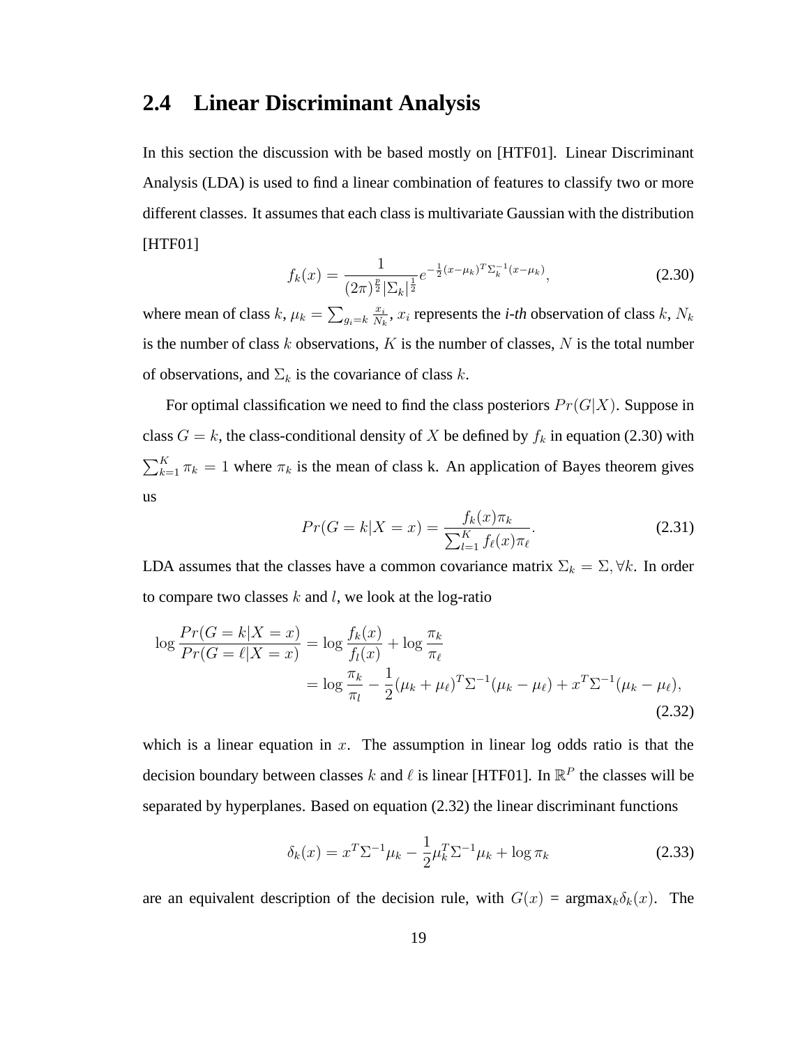## 2.4 Linear Discriminant Analysis

In this section the discussion with be based mostly on [HTF01]. Linear Discriminant Analysis (LDA) is used to find a linear combination of features to classify two or more different classes. It assumes that each class is multivariate Gaussian with the distribution [HTF01]

$$f_k(x) = \frac{1}{(2\pi)^{\frac{p}{2}}|\Sigma_k|^{\frac{1}{2}}} e^{-\frac{1}{2}(x-\mu_k)^T\Sigma_k^{-1}(x-\mu_k)}, \tag{2.30}$$

where mean of class $k$, $\mu_k = \sum_{g_i=k} \frac{x_i}{N_k}$, $x_i$ represents the *i-th* observation of class $k$, $N_k$ is the number of class $k$ observations, $K$ is the number of classes, $N$ is the total number of observations, and $\Sigma_k$ is the covariance of class $k$.

For optimal classification we need to find the class posteriors $Pr(G|X)$. Suppose in class $G = k$, the class-conditional density of $X$ be defined by $f_k$ in equation (2.30) with $\sum_{k=1}^{K} \pi_k = 1$ where $\pi_k$ is the mean of class k. An application of Bayes theorem gives us

$$Pr(G = k|X = x) = \frac{f_k(x)\pi_k}{\sum_{l=1}^{K} f_\ell(x)\pi_\ell}. \tag{2.31}$$

LDA assumes that the classes have a common covariance matrix $\Sigma_k = \Sigma, \forall k$. In order to compare two classes $k$ and $l$, we look at the log-ratio

$$\begin{aligned} \log \frac{Pr(G = k|X = x)}{Pr(G = \ell|X = x)} &= \log \frac{f_k(x)}{f_l(x)} + \log \frac{\pi_k}{\pi_\ell} \\ &= \log \frac{\pi_k}{\pi_l} - \frac{1}{2}(\mu_k + \mu_\ell)^T\Sigma^{-1}(\mu_k - \mu_\ell) + x^T\Sigma^{-1}(\mu_k - \mu_\ell), \end{aligned} \tag{2.32}$$

which is a linear equation in $x$. The assumption in linear log odds ratio is that the decision boundary between classes $k$ and $\ell$ is linear [HTF01]. In $\mathbb{R}^P$ the classes will be separated by hyperplanes. Based on equation (2.32) the linear discriminant functions

$$\delta_k(x) = x^T\Sigma^{-1}\mu_k - \frac{1}{2}\mu_k^T\Sigma^{-1}\mu_k + \log \pi_k \tag{2.33}$$

are an equivalent description of the decision rule, with $G(x) = \text{argmax}_k \delta_k(x)$. The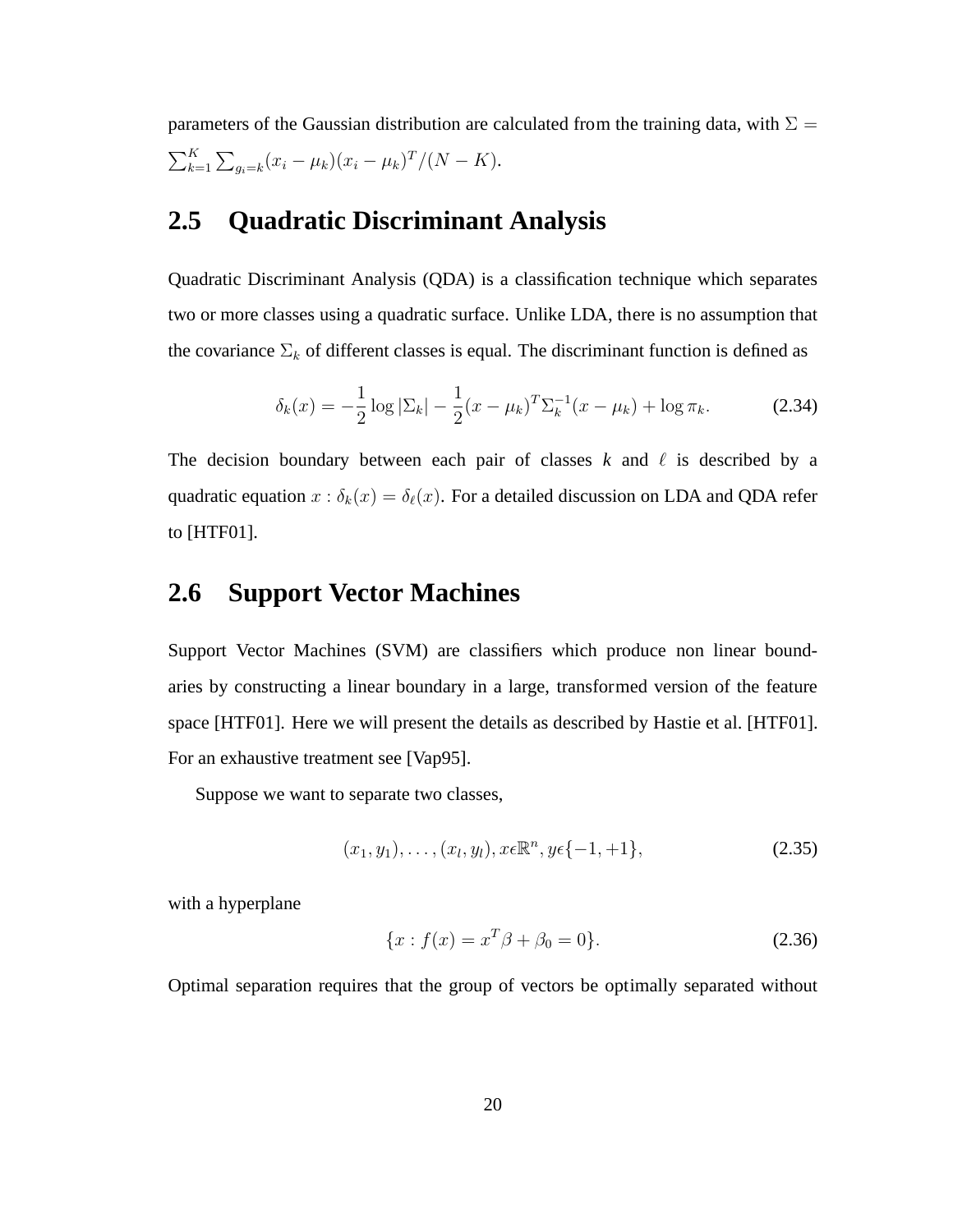parameters of the Gaussian distribution are calculated from the training data, with $\Sigma = \sum_{k=1}^{K} \sum_{g_i=k} (x_i - \mu_k)(x_i - \mu_k)^T / (N - K)$.

## 2.5 Quadratic Discriminant Analysis

Quadratic Discriminant Analysis (QDA) is a classification technique which separates two or more classes using a quadratic surface. Unlike LDA, there is no assumption that the covariance $\Sigma_k$ of different classes is equal. The discriminant function is defined as

$$\delta_k(x) = -\frac{1}{2} \log |\Sigma_k| - \frac{1}{2}(x - \mu_k)^T \Sigma_k^{-1} (x - \mu_k) + \log \pi_k. \tag{2.34}$$

The decision boundary between each pair of classes $k$ and $\ell$ is described by a quadratic equation $x : \delta_k(x) = \delta_\ell(x)$. For a detailed discussion on LDA and QDA refer to [HTF01].

## 2.6 Support Vector Machines

Support Vector Machines (SVM) are classifiers which produce non linear boundaries by constructing a linear boundary in a large, transformed version of the feature space [HTF01]. Here we will present the details as described by Hastie et al. [HTF01]. For an exhaustive treatment see [Vap95].

Suppose we want to separate two classes,

$$(x_1, y_1), \ldots, (x_l, y_l), x \epsilon \mathbb{R}^n, y \epsilon \{-1, +1\}, \tag{2.35}$$

with a hyperplane

$$\{x : f(x) = x^T \beta + \beta_0 = 0\}. \tag{2.36}$$

Optimal separation requires that the group of vectors be optimally separated without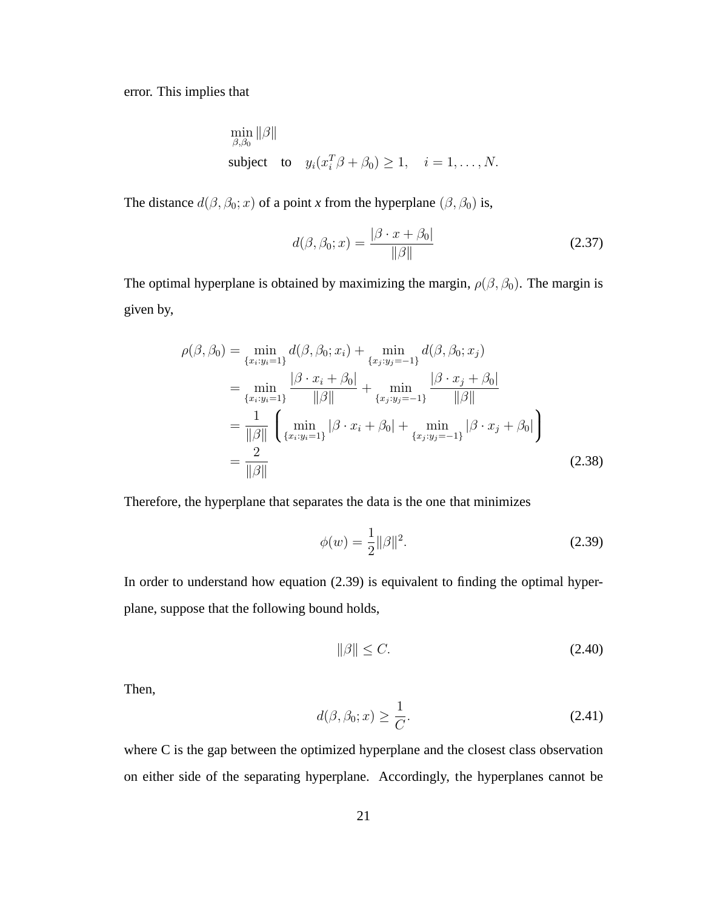error. This implies that

$$\min_{\beta,\beta_0} \|\beta\|$$
$$\text{subject} \quad \text{to} \quad y_i(x_i^T\beta + \beta_0) \geq 1, \quad i = 1, \ldots, N.$$

The distance $d(\beta, \beta_0; x)$ of a point *x* from the hyperplane $(\beta, \beta_0)$ is,

$$d(\beta, \beta_0; x) = \frac{|\beta \cdot x + \beta_0|}{\|\beta\|} \tag{2.37}$$

The optimal hyperplane is obtained by maximizing the margin, $\rho(\beta, \beta_0)$. The margin is given by,

$$\begin{aligned}
\rho(\beta, \beta_0) &= \min_{\{x_i : y_i = 1\}} d(\beta, \beta_0; x_i) + \min_{\{x_j : y_j = -1\}} d(\beta, \beta_0; x_j) \\
&= \min_{\{x_i : y_i = 1\}} \frac{|\beta \cdot x_i + \beta_0|}{\|\beta\|} + \min_{\{x_j : y_j = -1\}} \frac{|\beta \cdot x_j + \beta_0|}{\|\beta\|} \\
&= \frac{1}{\|\beta\|} \left( \min_{\{x_i : y_i = 1\}} |\beta \cdot x_i + \beta_0| + \min_{\{x_j : y_j = -1\}} |\beta \cdot x_j + \beta_0| \right) \\
&= \frac{2}{\|\beta\|}
\end{aligned} \tag{2.38}$$

Therefore, the hyperplane that separates the data is the one that minimizes

$$\phi(w) = \frac{1}{2}\|\beta\|^2. \tag{2.39}$$

In order to understand how equation (2.39) is equivalent to finding the optimal hyperplane, suppose that the following bound holds,

$$\|\beta\| \leq C. \tag{2.40}$$

Then,

$$d(\beta, \beta_0; x) \geq \frac{1}{C}. \tag{2.41}$$

where C is the gap between the optimized hyperplane and the closest class observation on either side of the separating hyperplane. Accordingly, the hyperplanes cannot be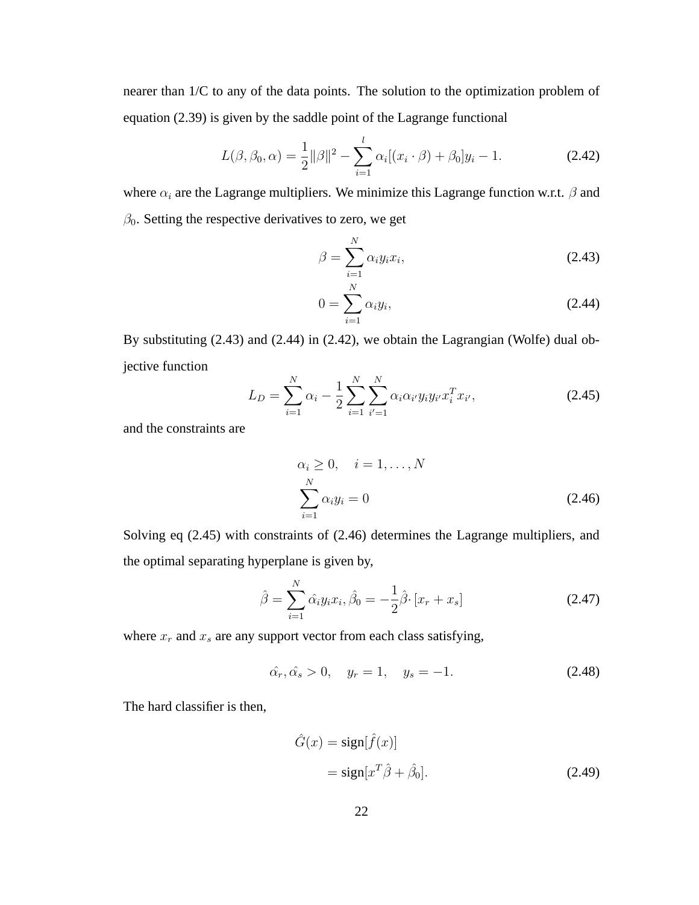nearer than 1/C to any of the data points. The solution to the optimization problem of equation (2.39) is given by the saddle point of the Lagrange functional

$$L(\beta, \beta_0, \alpha) = \frac{1}{2}\|\beta\|^2 - \sum_{i=1}^{l} \alpha_i[(x_i \cdot \beta) + \beta_0]y_i - 1. \tag{2.42}$$

where $\alpha_i$ are the Lagrange multipliers. We minimize this Lagrange function w.r.t. $\beta$ and $\beta_0$. Setting the respective derivatives to zero, we get

$$\beta = \sum_{i=1}^{N} \alpha_i y_i x_i, \tag{2.43}$$

$$0 = \sum_{i=1}^{N} \alpha_i y_i, \tag{2.44}$$

By substituting (2.43) and (2.44) in (2.42), we obtain the Lagrangian (Wolfe) dual objective function

$$L_D = \sum_{i=1}^{N} \alpha_i - \frac{1}{2}\sum_{i=1}^{N}\sum_{i'=1}^{N} \alpha_i \alpha_{i'} y_i y_{i'} x_i^T x_{i'}, \tag{2.45}$$

and the constraints are

$$\begin{aligned} &\alpha_i \geq 0, \quad i = 1, \ldots, N \\ &\sum_{i=1}^{N} \alpha_i y_i = 0 \end{aligned} \tag{2.46}$$

Solving eq (2.45) with constraints of (2.46) determines the Lagrange multipliers, and the optimal separating hyperplane is given by,

$$\hat{\beta} = \sum_{i=1}^{N} \hat{\alpha}_i y_i x_i, \hat{\beta}_0 = -\frac{1}{2}\hat{\beta} \cdot [x_r + x_s] \tag{2.47}$$

where $x_r$ and $x_s$ are any support vector from each class satisfying,

$$\hat{\alpha_r}, \hat{\alpha_s} > 0, \quad y_r = 1, \quad y_s = -1. \tag{2.48}$$

The hard classifier is then,

$$\begin{aligned} \hat{G}(x) &= \text{sign}[\hat{f}(x)] \\ &= \text{sign}[x^T\hat{\beta} + \hat{\beta}_0]. \end{aligned} \tag{2.49}$$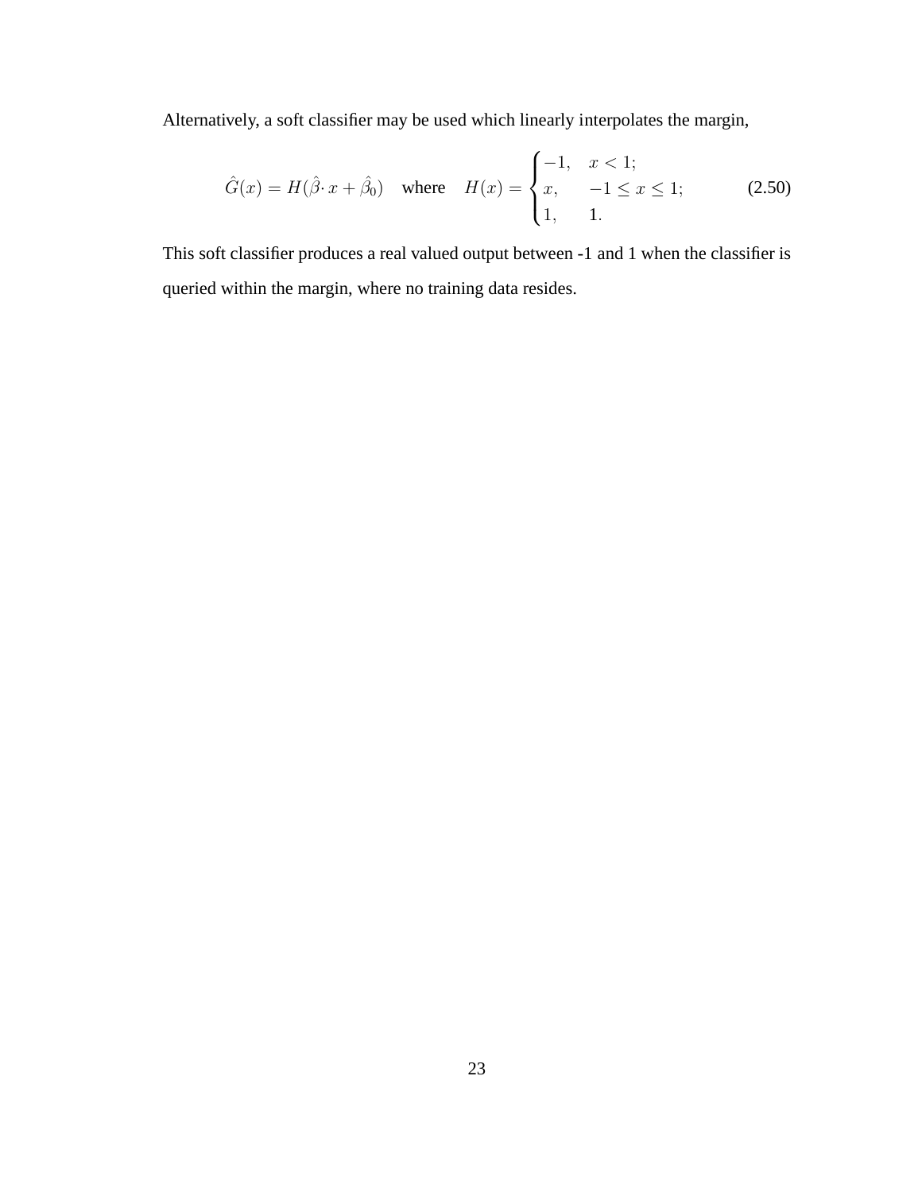Alternatively, a soft classifier may be used which linearly interpolates the margin,

$$\hat{G}(x) = H(\hat{\beta} \cdot x + \hat{\beta}_0) \quad \text{where} \quad H(x) = \begin{cases} -1, & x < 1; \\ x, & -1 \leq x \leq 1; \\ 1, & 1. \end{cases} \tag{2.50}$$

This soft classifier produces a real valued output between -1 and 1 when the classifier is queried within the margin, where no training data resides.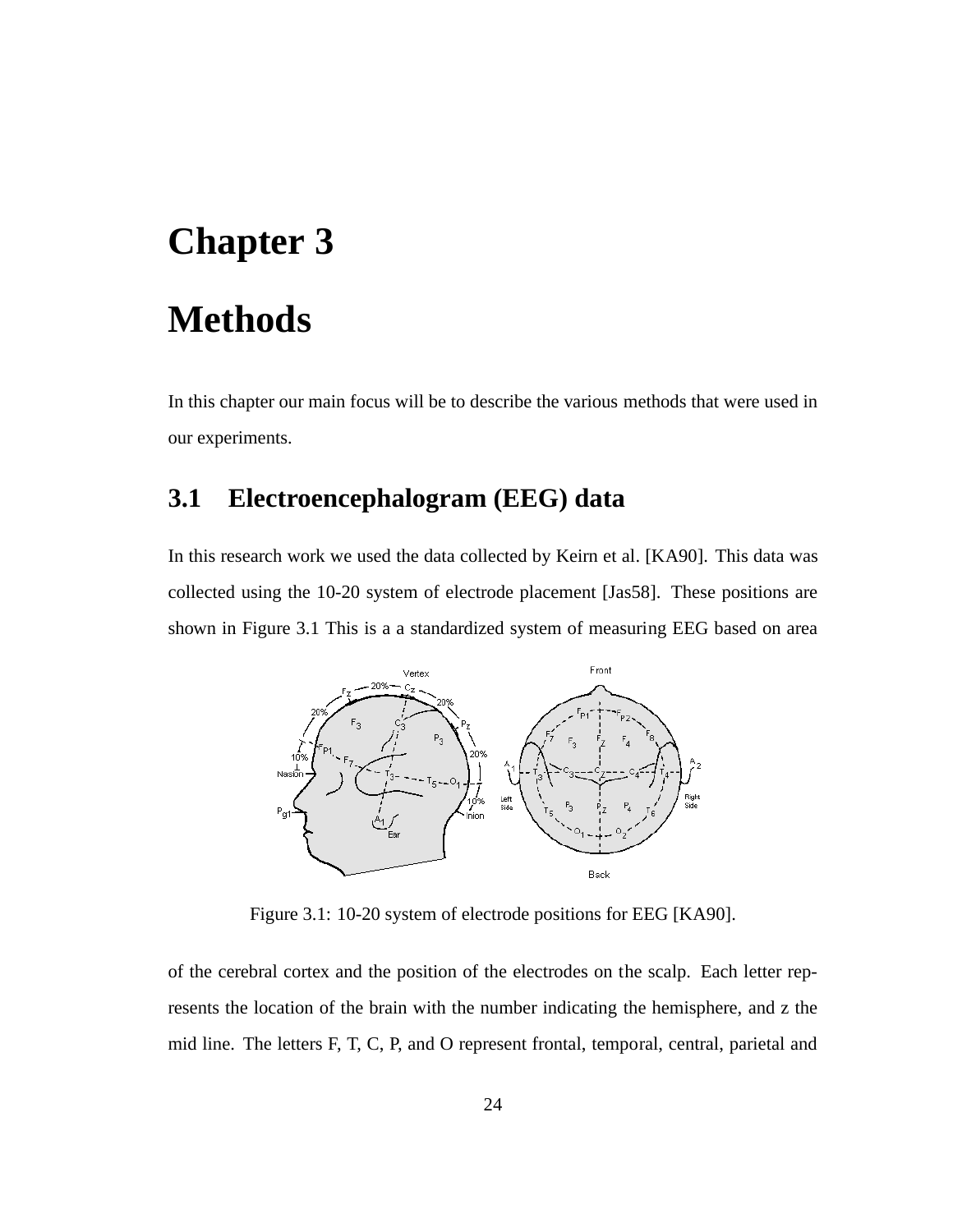# Chapter 3

# Methods

In this chapter our main focus will be to describe the various methods that were used in our experiments.

## 3.1 Electroencephalogram (EEG) data

In this research work we used the data collected by Keirn et al. [KA90]. This data was collected using the 10-20 system of electrode placement [Jas58]. These positions are shown in Figure 3.1 This is a a standardized system of measuring EEG based on area

Figure 3.1: 10-20 system of electrode positions for EEG [KA90].

of the cerebral cortex and the position of the electrodes on the scalp. Each letter represents the location of the brain with the number indicating the hemisphere, and z the mid line. The letters F, T, C, P, and O represent frontal, temporal, central, parietal and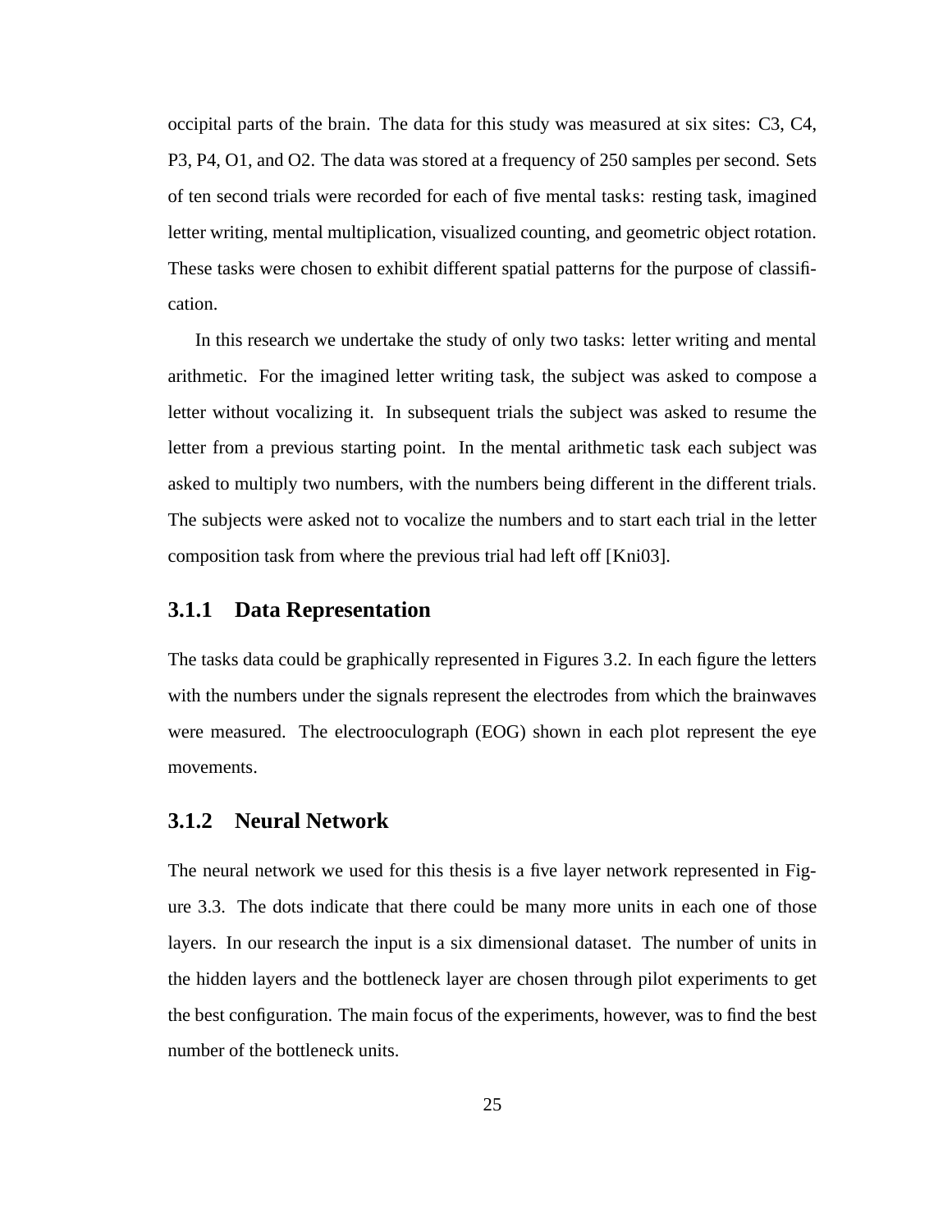occipital parts of the brain. The data for this study was measured at six sites: C3, C4, P3, P4, O1, and O2. The data was stored at a frequency of 250 samples per second. Sets of ten second trials were recorded for each of five mental tasks: resting task, imagined letter writing, mental multiplication, visualized counting, and geometric object rotation. These tasks were chosen to exhibit different spatial patterns for the purpose of classification.

In this research we undertake the study of only two tasks: letter writing and mental arithmetic. For the imagined letter writing task, the subject was asked to compose a letter without vocalizing it. In subsequent trials the subject was asked to resume the letter from a previous starting point. In the mental arithmetic task each subject was asked to multiply two numbers, with the numbers being different in the different trials. The subjects were asked not to vocalize the numbers and to start each trial in the letter composition task from where the previous trial had left off [Kni03].

### 3.1.1 Data Representation

The tasks data could be graphically represented in Figures 3.2. In each figure the letters with the numbers under the signals represent the electrodes from which the brainwaves were measured. The electrooculograph (EOG) shown in each plot represent the eye movements.

### 3.1.2 Neural Network

The neural network we used for this thesis is a five layer network represented in Figure 3.3. The dots indicate that there could be many more units in each one of those layers. In our research the input is a six dimensional dataset. The number of units in the hidden layers and the bottleneck layer are chosen through pilot experiments to get the best configuration. The main focus of the experiments, however, was to find the best number of the bottleneck units.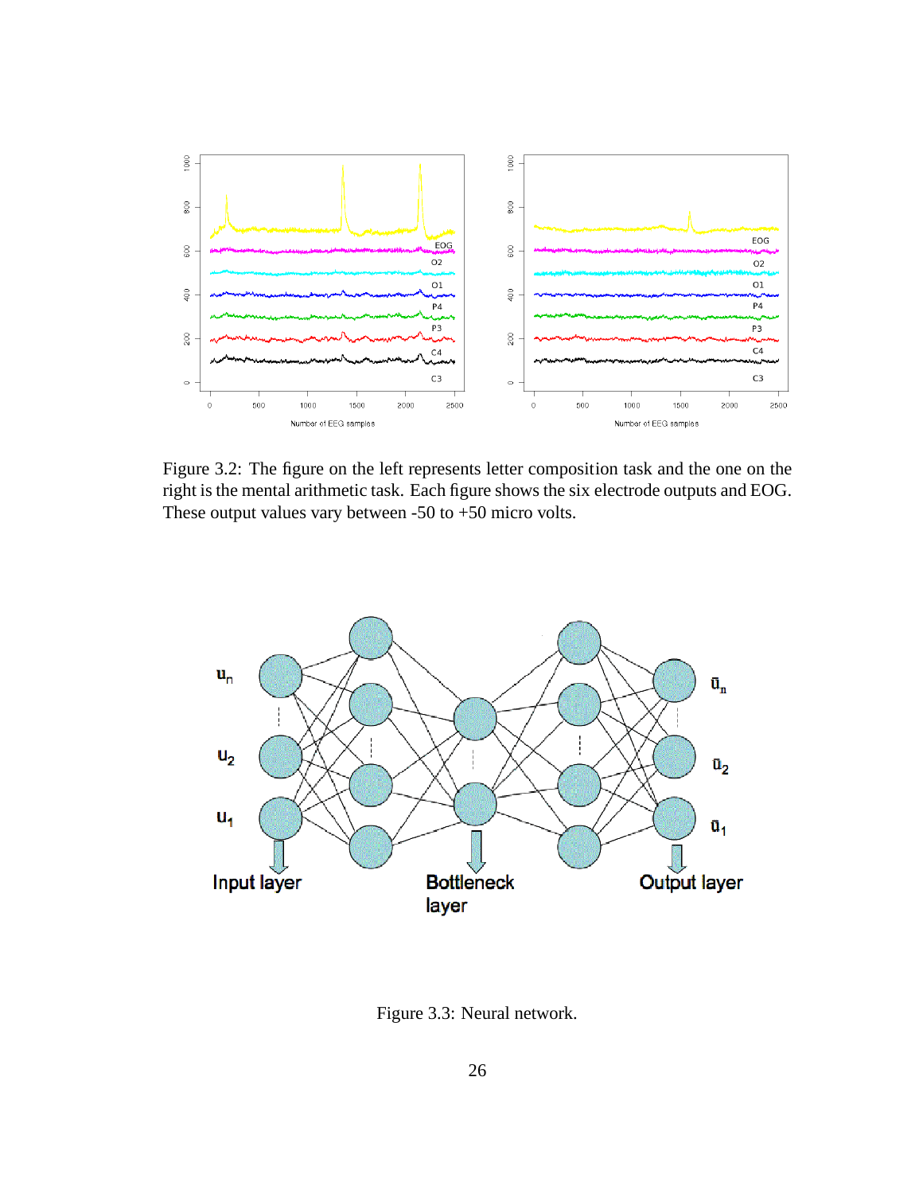Figure 3.2: The figure on the left represents letter composition task and the one on the right is the mental arithmetic task. Each figure shows the six electrode outputs and EOG. These output values vary between -50 to +50 micro volts.

Figure 3.3: Neural network.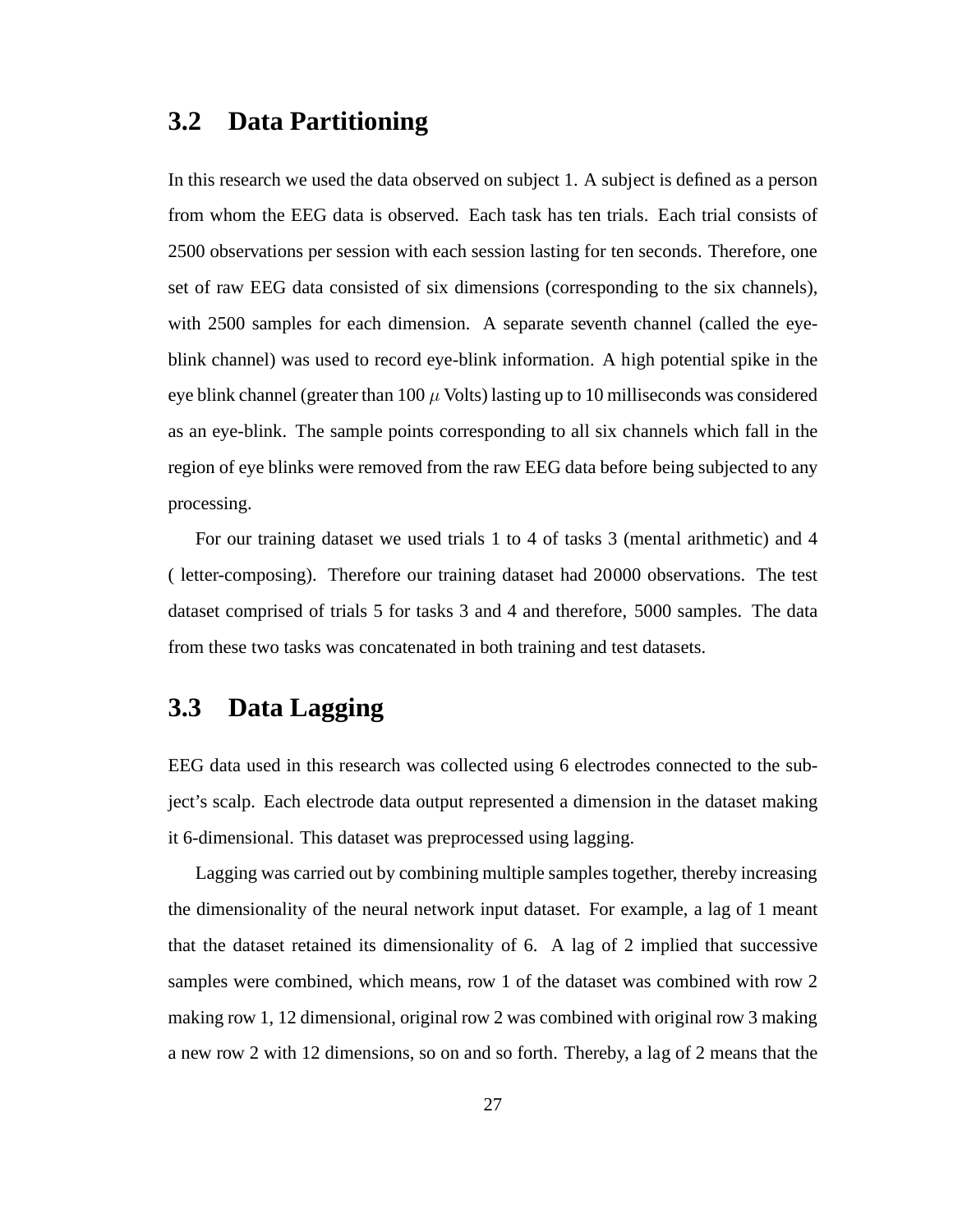## 3.2 Data Partitioning

In this research we used the data observed on subject 1. A subject is defined as a person from whom the EEG data is observed. Each task has ten trials. Each trial consists of 2500 observations per session with each session lasting for ten seconds. Therefore, one set of raw EEG data consisted of six dimensions (corresponding to the six channels), with 2500 samples for each dimension. A separate seventh channel (called the eye-blink channel) was used to record eye-blink information. A high potential spike in the eye blink channel (greater than 100 $\mu$ Volts) lasting up to 10 milliseconds was considered as an eye-blink. The sample points corresponding to all six channels which fall in the region of eye blinks were removed from the raw EEG data before being subjected to any processing.

For our training dataset we used trials 1 to 4 of tasks 3 (mental arithmetic) and 4 ( letter-composing). Therefore our training dataset had 20000 observations. The test dataset comprised of trials 5 for tasks 3 and 4 and therefore, 5000 samples. The data from these two tasks was concatenated in both training and test datasets.

## 3.3 Data Lagging

EEG data used in this research was collected using 6 electrodes connected to the subject's scalp. Each electrode data output represented a dimension in the dataset making it 6-dimensional. This dataset was preprocessed using lagging.

Lagging was carried out by combining multiple samples together, thereby increasing the dimensionality of the neural network input dataset. For example, a lag of 1 meant that the dataset retained its dimensionality of 6. A lag of 2 implied that successive samples were combined, which means, row 1 of the dataset was combined with row 2 making row 1, 12 dimensional, original row 2 was combined with original row 3 making a new row 2 with 12 dimensions, so on and so forth. Thereby, a lag of 2 means that the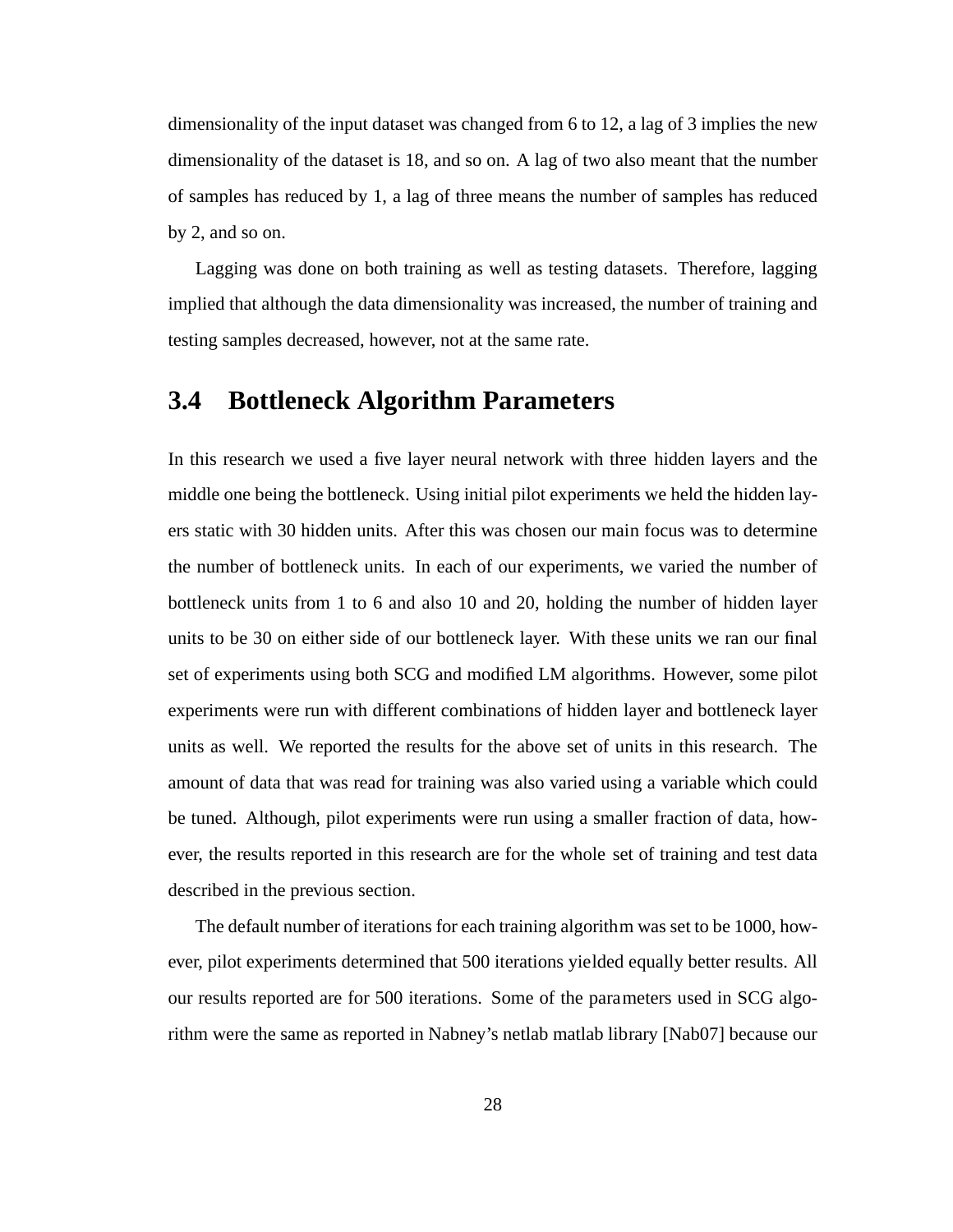dimensionality of the input dataset was changed from 6 to 12, a lag of 3 implies the new dimensionality of the dataset is 18, and so on. A lag of two also meant that the number of samples has reduced by 1, a lag of three means the number of samples has reduced by 2, and so on.

Lagging was done on both training as well as testing datasets. Therefore, lagging implied that although the data dimensionality was increased, the number of training and testing samples decreased, however, not at the same rate.

## 3.4 Bottleneck Algorithm Parameters

In this research we used a five layer neural network with three hidden layers and the middle one being the bottleneck. Using initial pilot experiments we held the hidden layers static with 30 hidden units. After this was chosen our main focus was to determine the number of bottleneck units. In each of our experiments, we varied the number of bottleneck units from 1 to 6 and also 10 and 20, holding the number of hidden layer units to be 30 on either side of our bottleneck layer. With these units we ran our final set of experiments using both SCG and modified LM algorithms. However, some pilot experiments were run with different combinations of hidden layer and bottleneck layer units as well. We reported the results for the above set of units in this research. The amount of data that was read for training was also varied using a variable which could be tuned. Although, pilot experiments were run using a smaller fraction of data, however, the results reported in this research are for the whole set of training and test data described in the previous section.

The default number of iterations for each training algorithm was set to be 1000, however, pilot experiments determined that 500 iterations yielded equally better results. All our results reported are for 500 iterations. Some of the parameters used in SCG algorithm were the same as reported in Nabney's netlab matlab library [Nab07] because our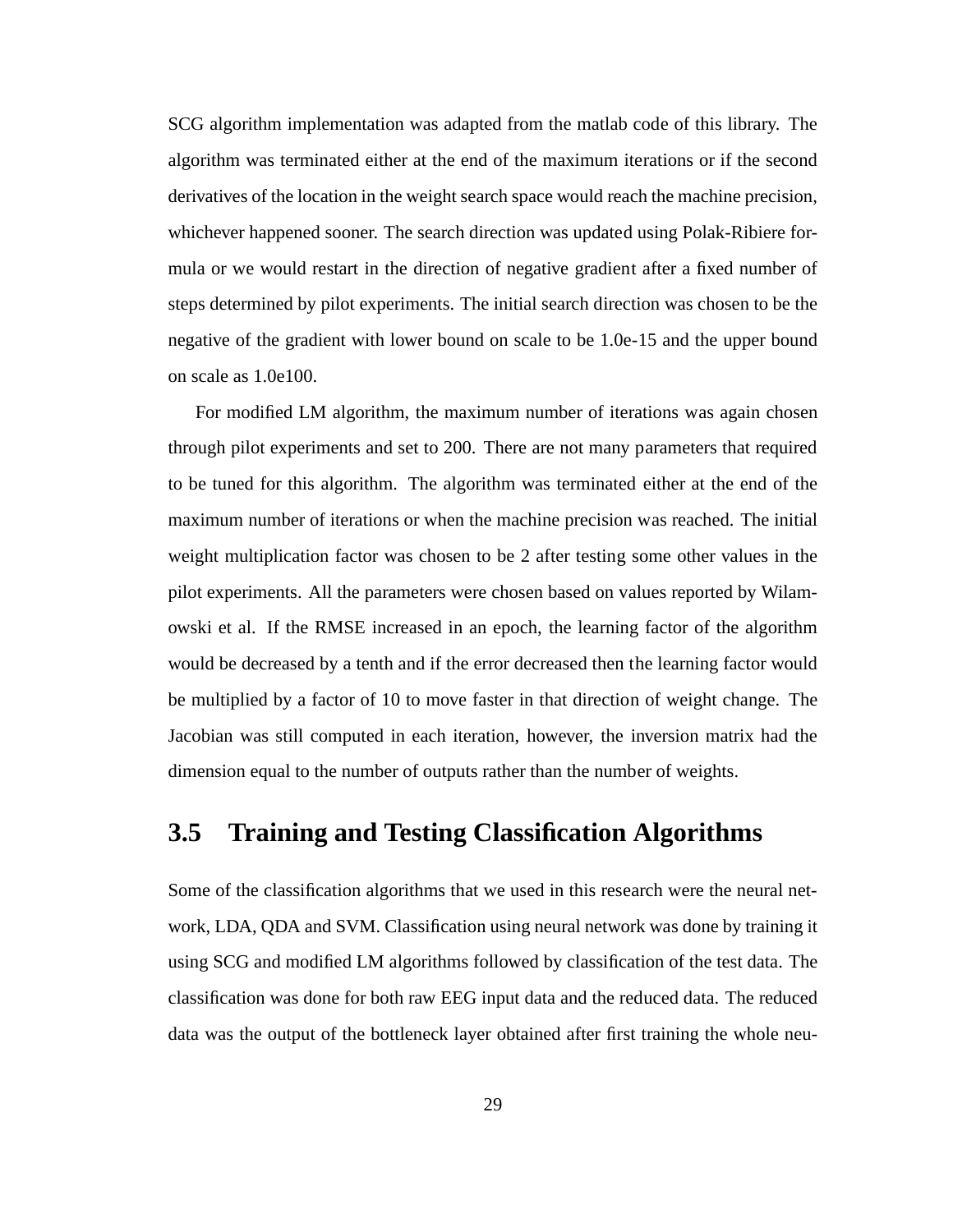SCG algorithm implementation was adapted from the matlab code of this library. The algorithm was terminated either at the end of the maximum iterations or if the second derivatives of the location in the weight search space would reach the machine precision, whichever happened sooner. The search direction was updated using Polak-Ribiere formula or we would restart in the direction of negative gradient after a fixed number of steps determined by pilot experiments. The initial search direction was chosen to be the negative of the gradient with lower bound on scale to be 1.0e-15 and the upper bound on scale as 1.0e100.

For modified LM algorithm, the maximum number of iterations was again chosen through pilot experiments and set to 200. There are not many parameters that required to be tuned for this algorithm. The algorithm was terminated either at the end of the maximum number of iterations or when the machine precision was reached. The initial weight multiplication factor was chosen to be 2 after testing some other values in the pilot experiments. All the parameters were chosen based on values reported by Wilamowski et al. If the RMSE increased in an epoch, the learning factor of the algorithm would be decreased by a tenth and if the error decreased then the learning factor would be multiplied by a factor of 10 to move faster in that direction of weight change. The Jacobian was still computed in each iteration, however, the inversion matrix had the dimension equal to the number of outputs rather than the number of weights.

## 3.5 Training and Testing Classification Algorithms

Some of the classification algorithms that we used in this research were the neural network, LDA, QDA and SVM. Classification using neural network was done by training it using SCG and modified LM algorithms followed by classification of the test data. The classification was done for both raw EEG input data and the reduced data. The reduced data was the output of the bottleneck layer obtained after first training the whole neu-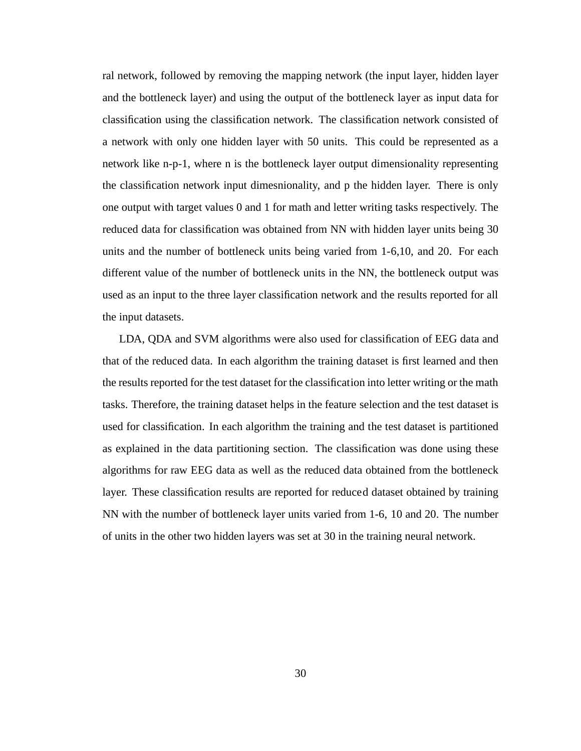ral network, followed by removing the mapping network (the input layer, hidden layer and the bottleneck layer) and using the output of the bottleneck layer as input data for classification using the classification network. The classification network consisted of a network with only one hidden layer with 50 units. This could be represented as a network like n-p-1, where n is the bottleneck layer output dimensionality representing the classification network input dimesnionality, and p the hidden layer. There is only one output with target values 0 and 1 for math and letter writing tasks respectively. The reduced data for classification was obtained from NN with hidden layer units being 30 units and the number of bottleneck units being varied from 1-6,10, and 20. For each different value of the number of bottleneck units in the NN, the bottleneck output was used as an input to the three layer classification network and the results reported for all the input datasets.

LDA, QDA and SVM algorithms were also used for classification of EEG data and that of the reduced data. In each algorithm the training dataset is first learned and then the results reported for the test dataset for the classification into letter writing or the math tasks. Therefore, the training dataset helps in the feature selection and the test dataset is used for classification. In each algorithm the training and the test dataset is partitioned as explained in the data partitioning section. The classification was done using these algorithms for raw EEG data as well as the reduced data obtained from the bottleneck layer. These classification results are reported for reduced dataset obtained by training NN with the number of bottleneck layer units varied from 1-6, 10 and 20. The number of units in the other two hidden layers was set at 30 in the training neural network.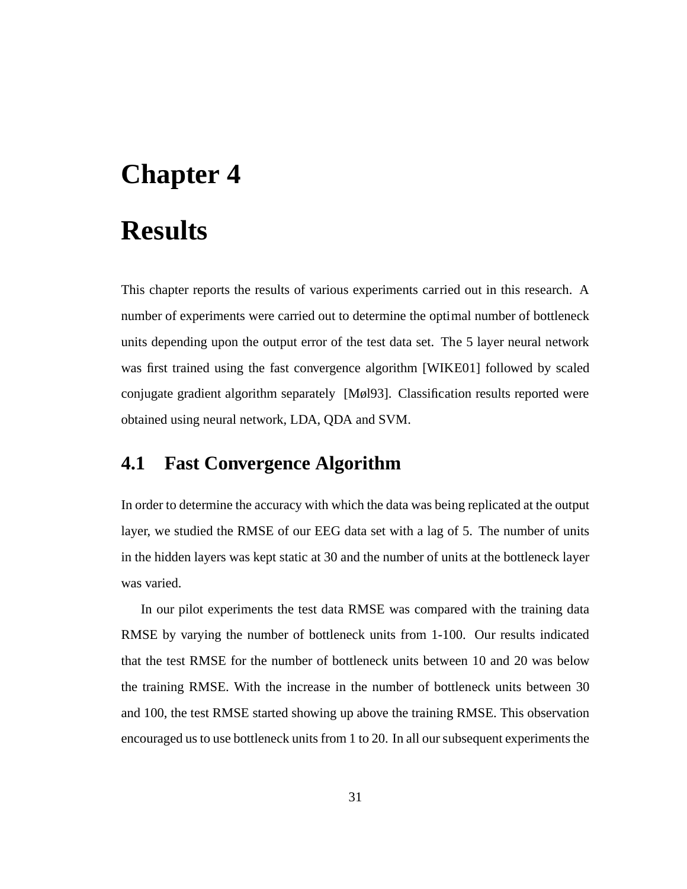# Chapter 4

# Results

This chapter reports the results of various experiments carried out in this research. A number of experiments were carried out to determine the optimal number of bottleneck units depending upon the output error of the test data set. The 5 layer neural network was first trained using the fast convergence algorithm [WIKE01] followed by scaled conjugate gradient algorithm separately [Møl93]. Classification results reported were obtained using neural network, LDA, QDA and SVM.

## 4.1 Fast Convergence Algorithm

In order to determine the accuracy with which the data was being replicated at the output layer, we studied the RMSE of our EEG data set with a lag of 5. The number of units in the hidden layers was kept static at 30 and the number of units at the bottleneck layer was varied.

In our pilot experiments the test data RMSE was compared with the training data RMSE by varying the number of bottleneck units from 1-100. Our results indicated that the test RMSE for the number of bottleneck units between 10 and 20 was below the training RMSE. With the increase in the number of bottleneck units between 30 and 100, the test RMSE started showing up above the training RMSE. This observation encouraged us to use bottleneck units from 1 to 20. In all our subsequent experiments the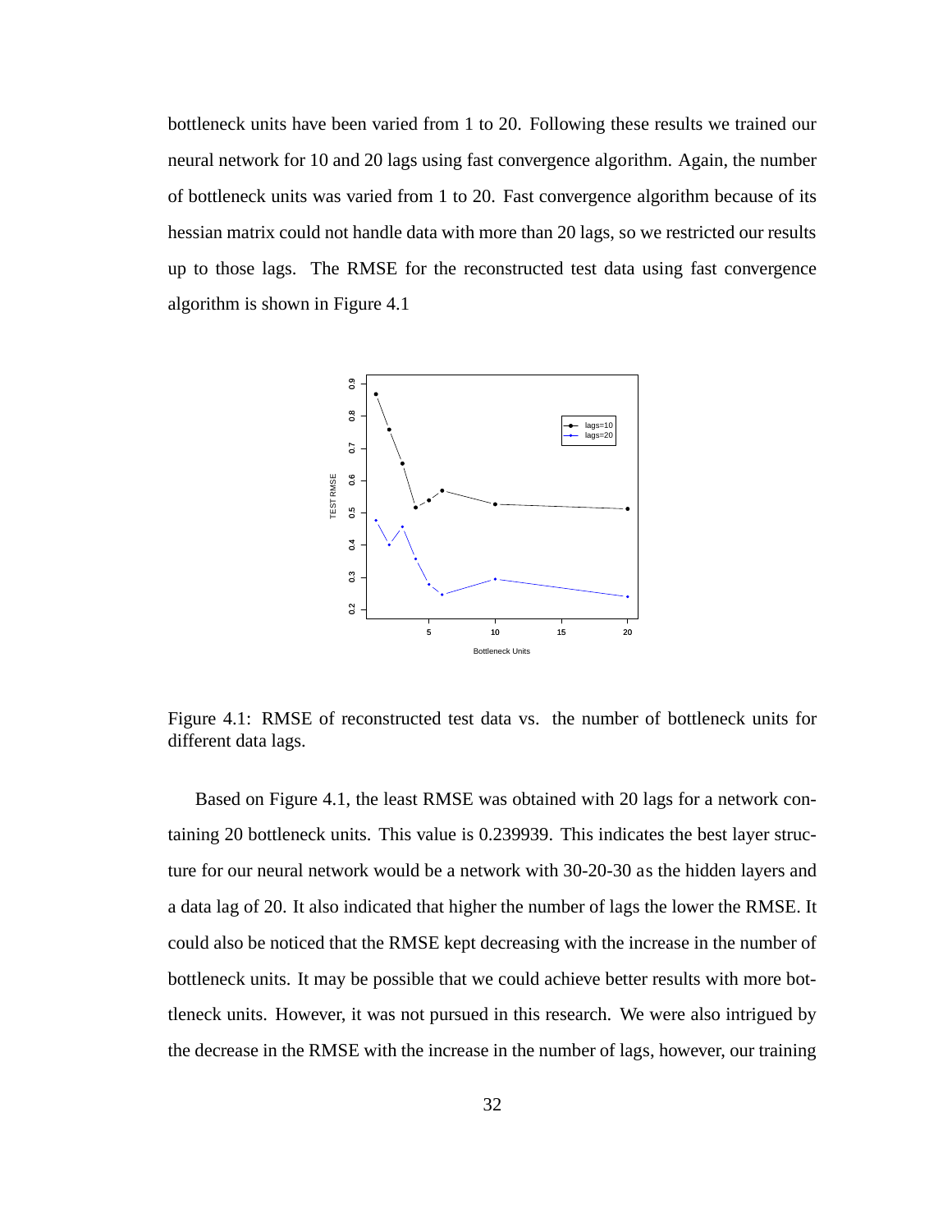bottleneck units have been varied from 1 to 20. Following these results we trained our neural network for 10 and 20 lags using fast convergence algorithm. Again, the number of bottleneck units was varied from 1 to 20. Fast convergence algorithm because of its hessian matrix could not handle data with more than 20 lags, so we restricted our results up to those lags. The RMSE for the reconstructed test data using fast convergence algorithm is shown in Figure 4.1

Figure 4.1: RMSE of reconstructed test data vs. the number of bottleneck units for different data lags.

Based on Figure 4.1, the least RMSE was obtained with 20 lags for a network containing 20 bottleneck units. This value is 0.239939. This indicates the best layer structure for our neural network would be a network with 30-20-30 as the hidden layers and a data lag of 20. It also indicated that higher the number of lags the lower the RMSE. It could also be noticed that the RMSE kept decreasing with the increase in the number of bottleneck units. It may be possible that we could achieve better results with more bottleneck units. However, it was not pursued in this research. We were also intrigued by the decrease in the RMSE with the increase in the number of lags, however, our training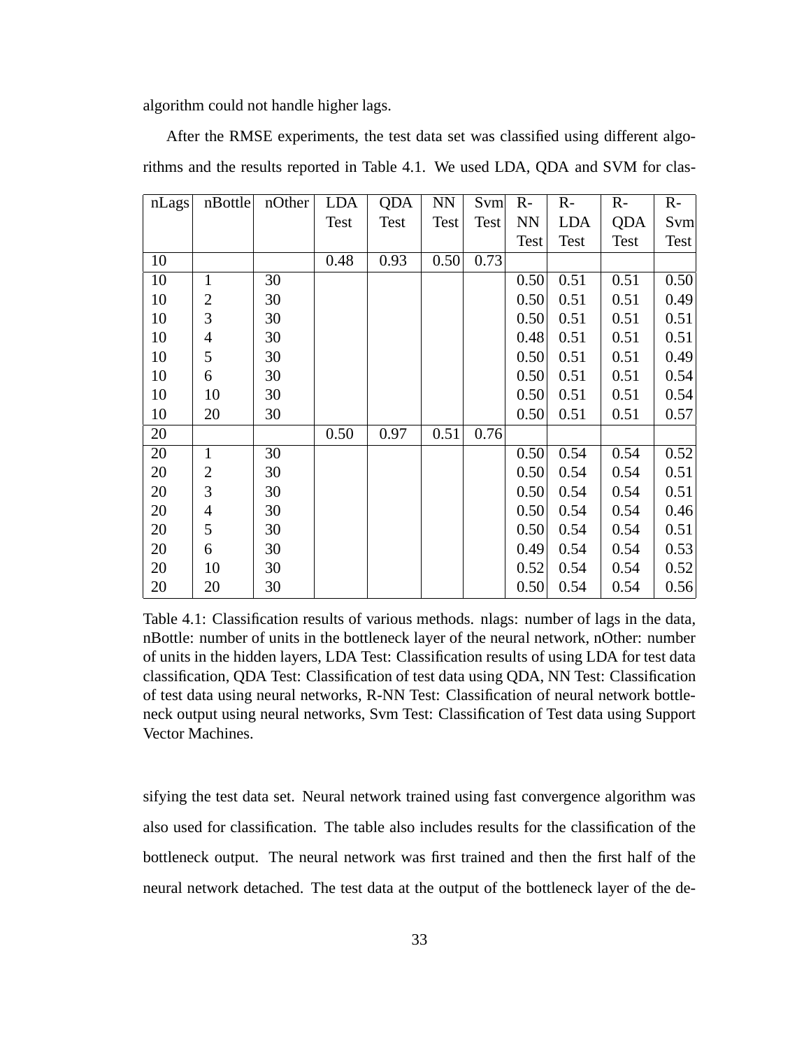algorithm could not handle higher lags.

After the RMSE experiments, the test data set was classified using different algorithms and the results reported in Table 4.1. We used LDA, QDA and SVM for classifying the test data set. Neural network trained using fast convergence algorithm was also used for classification. The table also includes results for the classification of the bottleneck output. The neural network was first trained and then the first half of the neural network detached. The test data at the output of the bottleneck layer of the de-

| nLags | nBottle | nOther | LDA Test | QDA Test | NN Test | Svm Test | R-NN Test | R-LDA Test | R-QDA Test | R-Svm Test |
|---|---|---|---|---|---|---|---|---|---|---|
| 10 | | | 0.48 | 0.93 | 0.50 | 0.73 | | | | |
| 10 | 1 | 30 | | | | | 0.50 | 0.51 | 0.51 | 0.50 |
| 10 | 2 | 30 | | | | | 0.50 | 0.51 | 0.51 | 0.49 |
| 10 | 3 | 30 | | | | | 0.50 | 0.51 | 0.51 | 0.51 |
| 10 | 4 | 30 | | | | | 0.48 | 0.51 | 0.51 | 0.51 |
| 10 | 5 | 30 | | | | | 0.50 | 0.51 | 0.51 | 0.49 |
| 10 | 6 | 30 | | | | | 0.50 | 0.51 | 0.51 | 0.54 |
| 10 | 10 | 30 | | | | | 0.50 | 0.51 | 0.51 | 0.54 |
| 10 | 20 | 30 | | | | | 0.50 | 0.51 | 0.51 | 0.57 |
| 20 | | | 0.50 | 0.97 | 0.51 | 0.76 | | | | |
| 20 | 1 | 30 | | | | | 0.50 | 0.54 | 0.54 | 0.52 |
| 20 | 2 | 30 | | | | | 0.50 | 0.54 | 0.54 | 0.51 |
| 20 | 3 | 30 | | | | | 0.50 | 0.54 | 0.54 | 0.51 |
| 20 | 4 | 30 | | | | | 0.50 | 0.54 | 0.54 | 0.46 |
| 20 | 5 | 30 | | | | | 0.50 | 0.54 | 0.54 | 0.51 |
| 20 | 6 | 30 | | | | | 0.49 | 0.54 | 0.54 | 0.53 |
| 20 | 10 | 30 | | | | | 0.52 | 0.54 | 0.54 | 0.52 |
| 20 | 20 | 30 | | | | | 0.50 | 0.54 | 0.54 | 0.56 |

Table 4.1: Classification results of various methods. nlags: number of lags in the data, nBottle: number of units in the bottleneck layer of the neural network, nOther: number of units in the hidden layers, LDA Test: Classification results of using LDA for test data classification, QDA Test: Classification of test data using QDA, NN Test: Classification of test data using neural networks, R-NN Test: Classification of neural network bottleneck output using neural networks, Svm Test: Classification of Test data using Support Vector Machines.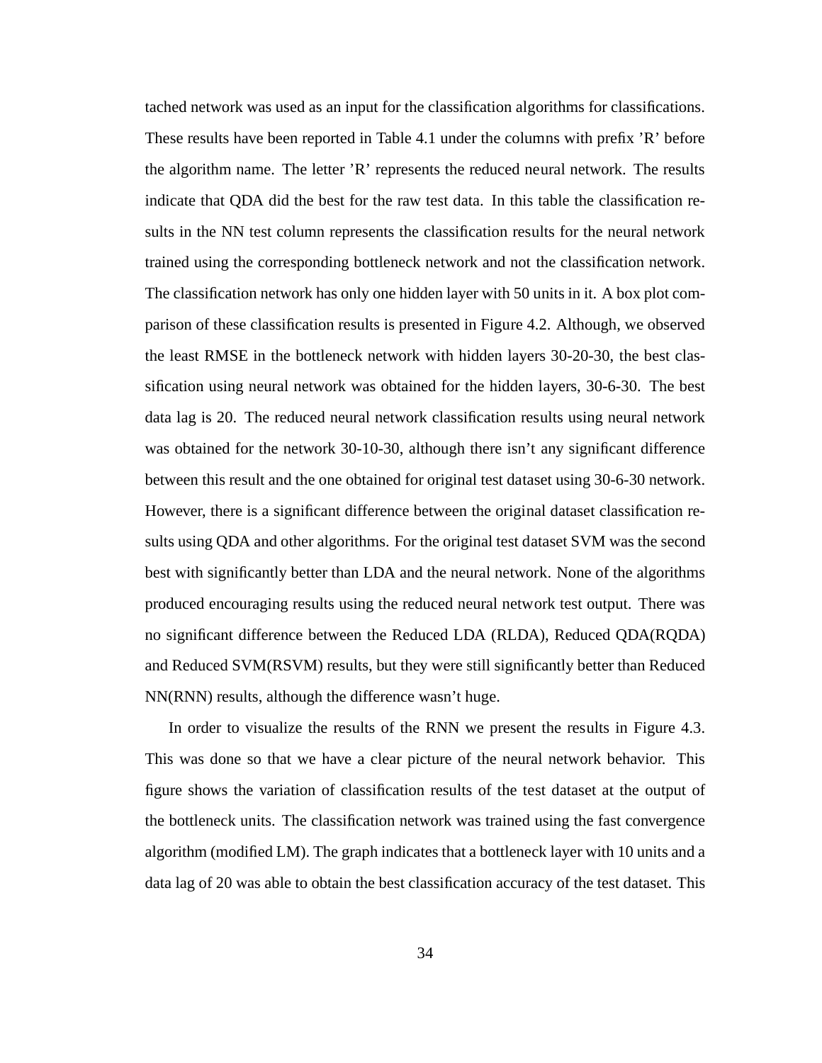tached network was used as an input for the classification algorithms for classifications. These results have been reported in Table 4.1 under the columns with prefix 'R' before the algorithm name. The letter 'R' represents the reduced neural network. The results indicate that QDA did the best for the raw test data. In this table the classification results in the NN test column represents the classification results for the neural network trained using the corresponding bottleneck network and not the classification network. The classification network has only one hidden layer with 50 units in it. A box plot comparison of these classification results is presented in Figure 4.2. Although, we observed the least RMSE in the bottleneck network with hidden layers 30-20-30, the best classification using neural network was obtained for the hidden layers, 30-6-30. The best data lag is 20. The reduced neural network classification results using neural network was obtained for the network 30-10-30, although there isn't any significant difference between this result and the one obtained for original test dataset using 30-6-30 network. However, there is a significant difference between the original dataset classification results using QDA and other algorithms. For the original test dataset SVM was the second best with significantly better than LDA and the neural network. None of the algorithms produced encouraging results using the reduced neural network test output. There was no significant difference between the Reduced LDA (RLDA), Reduced QDA(RQDA) and Reduced SVM(RSVM) results, but they were still significantly better than Reduced NN(RNN) results, although the difference wasn't huge.

In order to visualize the results of the RNN we present the results in Figure 4.3. This was done so that we have a clear picture of the neural network behavior. This figure shows the variation of classification results of the test dataset at the output of the bottleneck units. The classification network was trained using the fast convergence algorithm (modified LM). The graph indicates that a bottleneck layer with 10 units and a data lag of 20 was able to obtain the best classification accuracy of the test dataset. This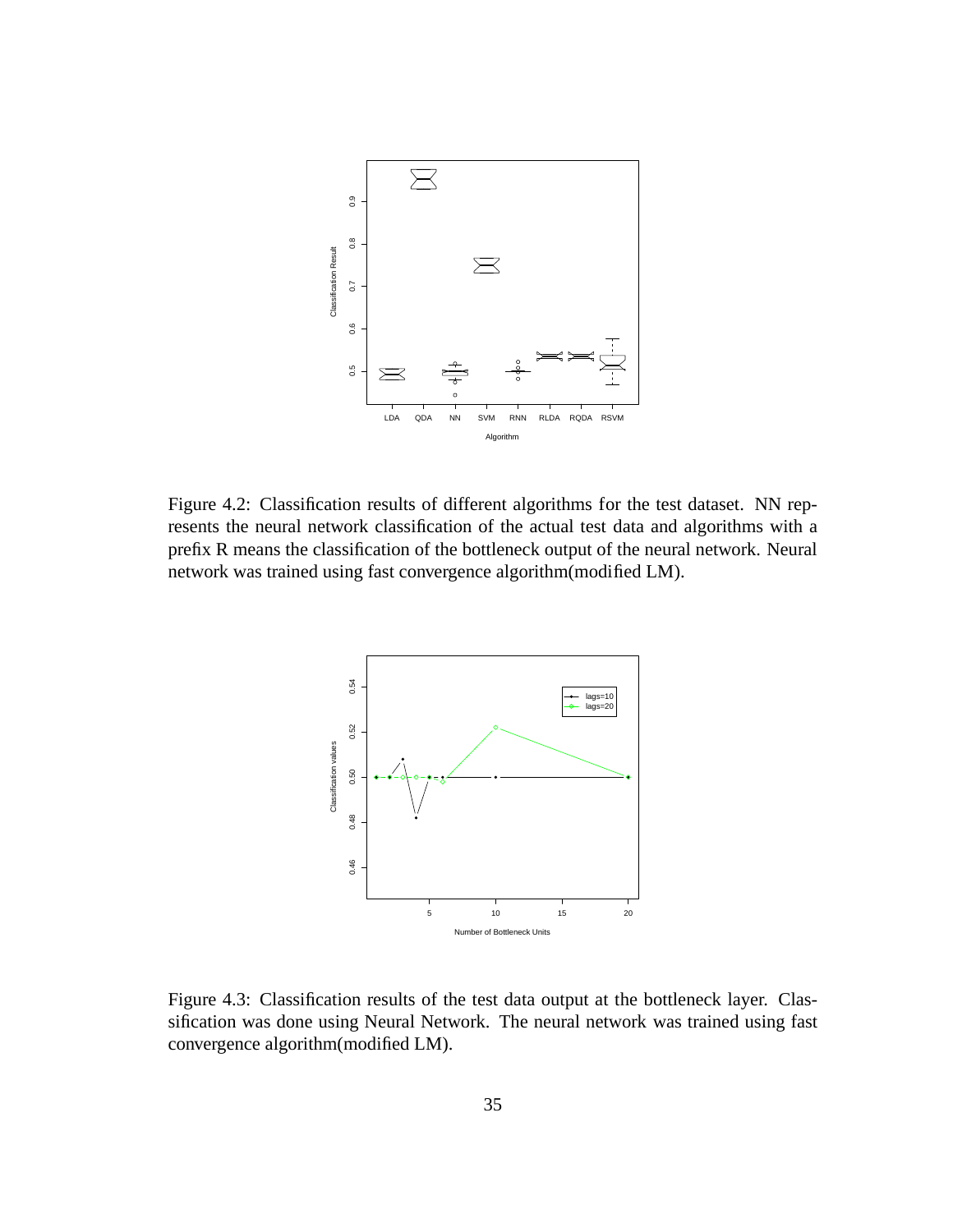Figure 4.2: Classification results of different algorithms for the test dataset. NN represents the neural network classification of the actual test data and algorithms with a prefix R means the classification of the bottleneck output of the neural network. Neural network was trained using fast convergence algorithm(modified LM).

Figure 4.3: Classification results of the test data output at the bottleneck layer. Classification was done using Neural Network. The neural network was trained using fast convergence algorithm(modified LM).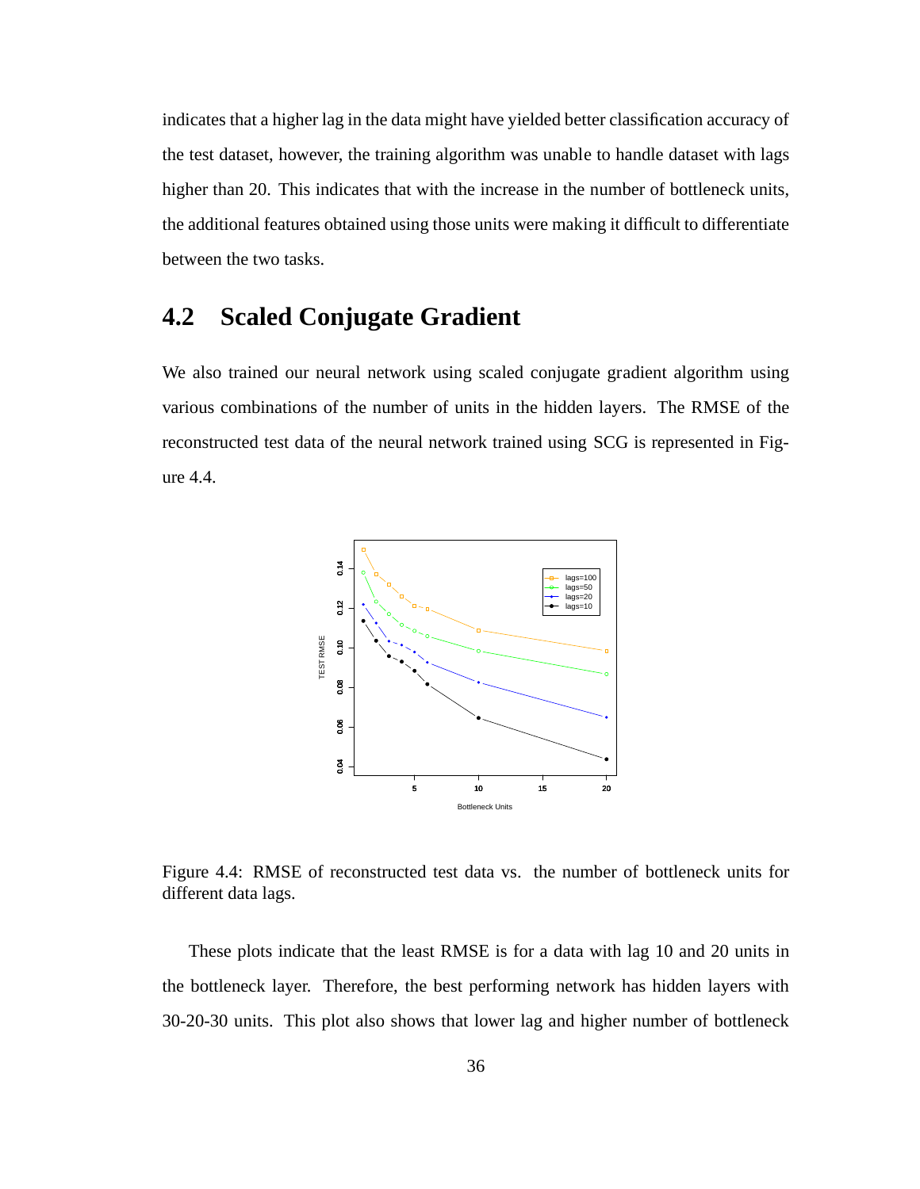indicates that a higher lag in the data might have yielded better classification accuracy of the test dataset, however, the training algorithm was unable to handle dataset with lags higher than 20. This indicates that with the increase in the number of bottleneck units, the additional features obtained using those units were making it difficult to differentiate between the two tasks.

## 4.2 Scaled Conjugate Gradient

We also trained our neural network using scaled conjugate gradient algorithm using various combinations of the number of units in the hidden layers. The RMSE of the reconstructed test data of the neural network trained using SCG is represented in Figure 4.4.

Figure 4.4: RMSE of reconstructed test data vs. the number of bottleneck units for different data lags.

These plots indicate that the least RMSE is for a data with lag 10 and 20 units in the bottleneck layer. Therefore, the best performing network has hidden layers with 30-20-30 units. This plot also shows that lower lag and higher number of bottleneck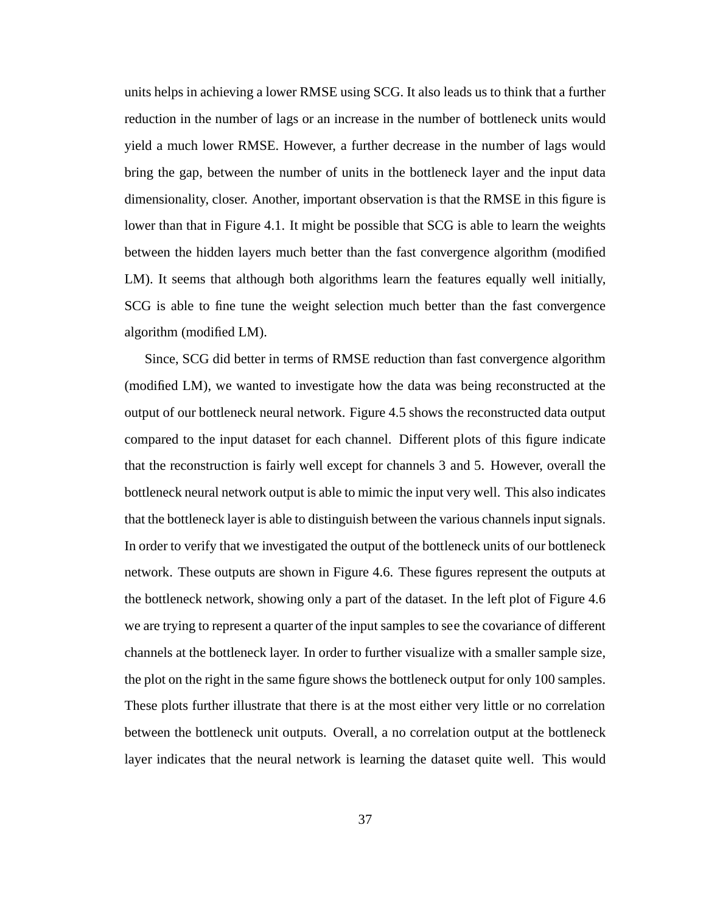units helps in achieving a lower RMSE using SCG. It also leads us to think that a further reduction in the number of lags or an increase in the number of bottleneck units would yield a much lower RMSE. However, a further decrease in the number of lags would bring the gap, between the number of units in the bottleneck layer and the input data dimensionality, closer. Another, important observation is that the RMSE in this figure is lower than that in Figure 4.1. It might be possible that SCG is able to learn the weights between the hidden layers much better than the fast convergence algorithm (modified LM). It seems that although both algorithms learn the features equally well initially, SCG is able to fine tune the weight selection much better than the fast convergence algorithm (modified LM).

Since, SCG did better in terms of RMSE reduction than fast convergence algorithm (modified LM), we wanted to investigate how the data was being reconstructed at the output of our bottleneck neural network. Figure 4.5 shows the reconstructed data output compared to the input dataset for each channel. Different plots of this figure indicate that the reconstruction is fairly well except for channels 3 and 5. However, overall the bottleneck neural network output is able to mimic the input very well. This also indicates that the bottleneck layer is able to distinguish between the various channels input signals. In order to verify that we investigated the output of the bottleneck units of our bottleneck network. These outputs are shown in Figure 4.6. These figures represent the outputs at the bottleneck network, showing only a part of the dataset. In the left plot of Figure 4.6 we are trying to represent a quarter of the input samples to see the covariance of different channels at the bottleneck layer. In order to further visualize with a smaller sample size, the plot on the right in the same figure shows the bottleneck output for only 100 samples. These plots further illustrate that there is at the most either very little or no correlation between the bottleneck unit outputs. Overall, a no correlation output at the bottleneck layer indicates that the neural network is learning the dataset quite well. This would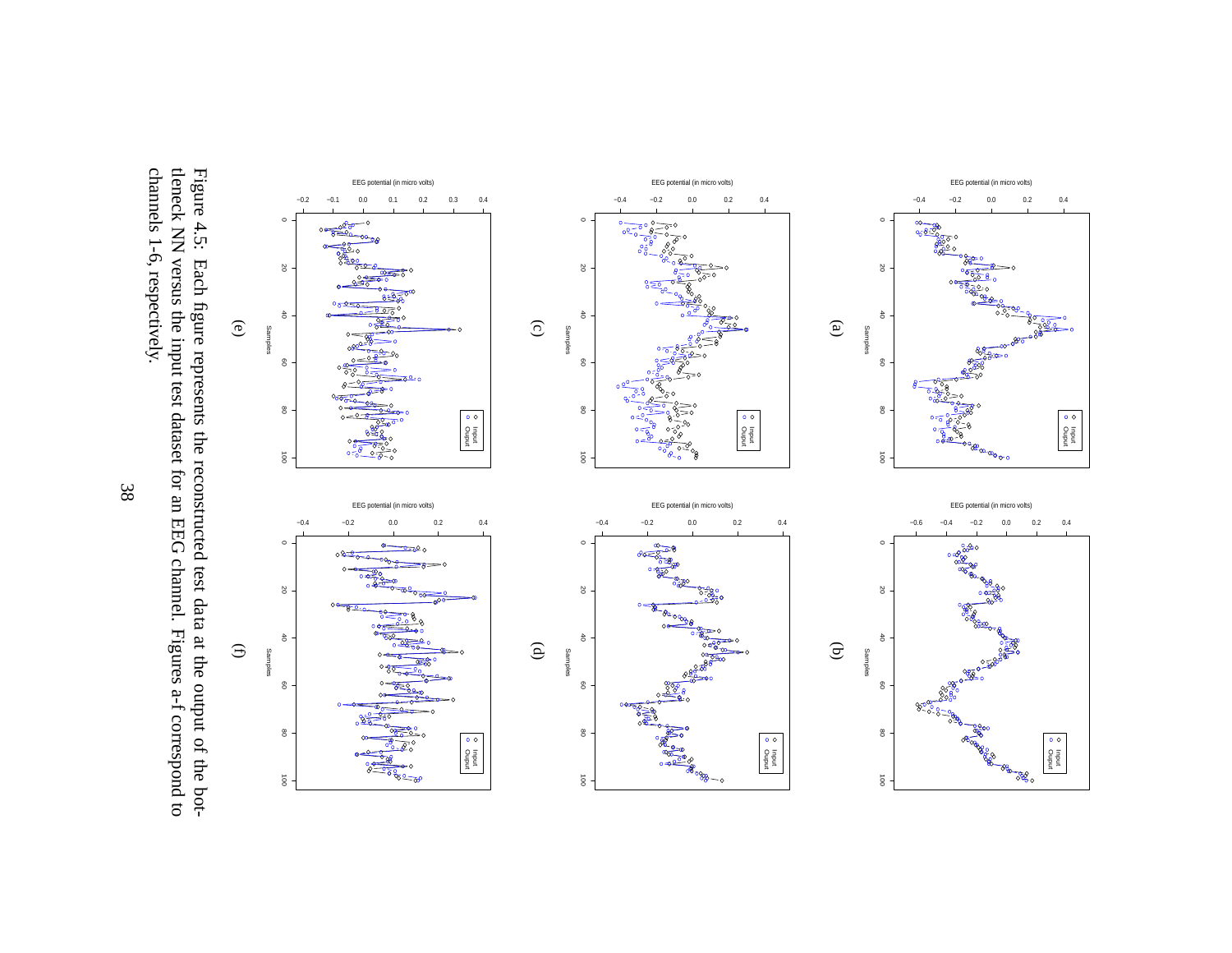Figure 4.5: Each figure represents the reconstructed test data at the output of the bottleneck NN versus the input test dataset for an EEG channel. Figures a-f correspond to channels 1-6, respectively.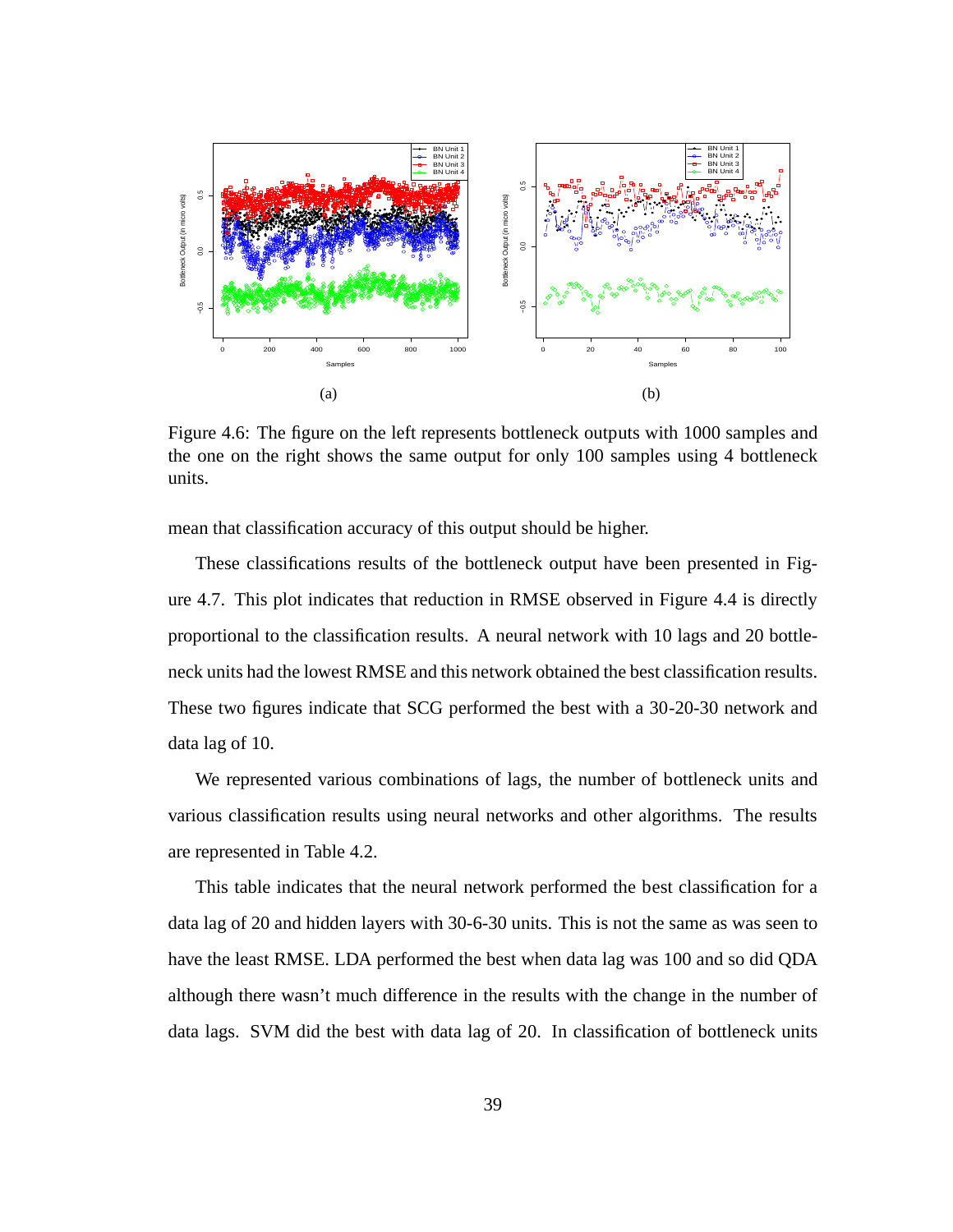(a)

(b)

Figure 4.6: The figure on the left represents bottleneck outputs with 1000 samples and the one on the right shows the same output for only 100 samples using 4 bottleneck units.

mean that classification accuracy of this output should be higher.

These classifications results of the bottleneck output have been presented in Figure 4.7. This plot indicates that reduction in RMSE observed in Figure 4.4 is directly proportional to the classification results. A neural network with 10 lags and 20 bottleneck units had the lowest RMSE and this network obtained the best classification results. These two figures indicate that SCG performed the best with a 30-20-30 network and data lag of 10.

We represented various combinations of lags, the number of bottleneck units and various classification results using neural networks and other algorithms. The results are represented in Table 4.2.

This table indicates that the neural network performed the best classification for a data lag of 20 and hidden layers with 30-6-30 units. This is not the same as was seen to have the least RMSE. LDA performed the best when data lag was 100 and so did QDA although there wasn't much difference in the results with the change in the number of data lags. SVM did the best with data lag of 20. In classification of bottleneck units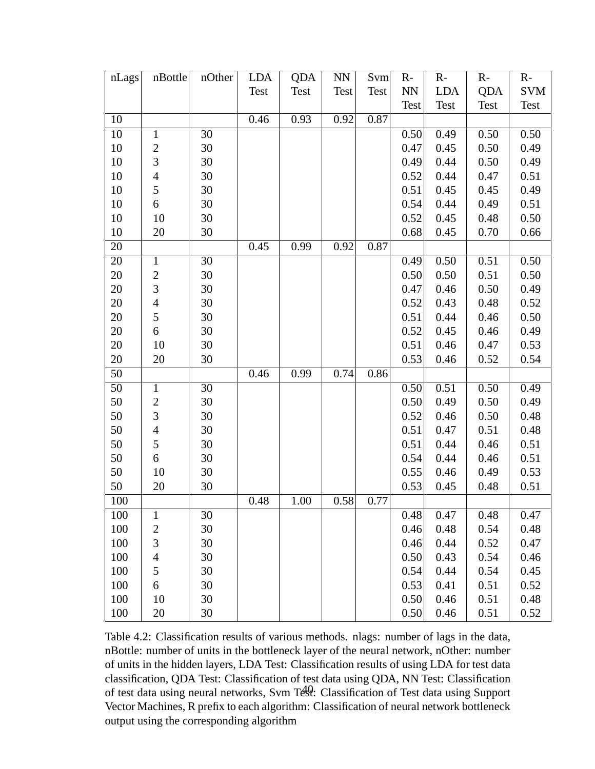| nLags | nBottle | nOther | LDA Test | QDA Test | NN Test | Svm Test | R-NN Test | R-LDA Test | R-QDA Test | R-SVM Test |
|---|---|---|---|---|---|---|---|---|---|---|
| 10 | | | 0.46 | 0.93 | 0.92 | 0.87 | | | | |
| 10 | 1 | 30 | | | | | 0.50 | 0.49 | 0.50 | 0.50 |
| 10 | 2 | 30 | | | | | 0.47 | 0.45 | 0.50 | 0.49 |
| 10 | 3 | 30 | | | | | 0.49 | 0.44 | 0.50 | 0.49 |
| 10 | 4 | 30 | | | | | 0.52 | 0.44 | 0.47 | 0.51 |
| 10 | 5 | 30 | | | | | 0.51 | 0.45 | 0.45 | 0.49 |
| 10 | 6 | 30 | | | | | 0.54 | 0.44 | 0.49 | 0.51 |
| 10 | 10 | 30 | | | | | 0.52 | 0.45 | 0.48 | 0.50 |
| 10 | 20 | 30 | | | | | 0.68 | 0.45 | 0.70 | 0.66 |
| 20 | | | 0.45 | 0.99 | 0.92 | 0.87 | | | | |
| 20 | 1 | 30 | | | | | 0.49 | 0.50 | 0.51 | 0.50 |
| 20 | 2 | 30 | | | | | 0.50 | 0.50 | 0.51 | 0.50 |
| 20 | 3 | 30 | | | | | 0.47 | 0.46 | 0.50 | 0.49 |
| 20 | 4 | 30 | | | | | 0.52 | 0.43 | 0.48 | 0.52 |
| 20 | 5 | 30 | | | | | 0.51 | 0.44 | 0.46 | 0.50 |
| 20 | 6 | 30 | | | | | 0.52 | 0.45 | 0.46 | 0.49 |
| 20 | 10 | 30 | | | | | 0.51 | 0.46 | 0.47 | 0.53 |
| 20 | 20 | 30 | | | | | 0.53 | 0.46 | 0.52 | 0.54 |
| 50 | | | 0.46 | 0.99 | 0.74 | 0.86 | | | | |
| 50 | 1 | 30 | | | | | 0.50 | 0.51 | 0.50 | 0.49 |
| 50 | 2 | 30 | | | | | 0.50 | 0.49 | 0.50 | 0.49 |
| 50 | 3 | 30 | | | | | 0.52 | 0.46 | 0.50 | 0.48 |
| 50 | 4 | 30 | | | | | 0.51 | 0.47 | 0.51 | 0.48 |
| 50 | 5 | 30 | | | | | 0.51 | 0.44 | 0.46 | 0.51 |
| 50 | 6 | 30 | | | | | 0.54 | 0.44 | 0.46 | 0.51 |
| 50 | 10 | 30 | | | | | 0.55 | 0.46 | 0.49 | 0.53 |
| 50 | 20 | 30 | | | | | 0.53 | 0.45 | 0.48 | 0.51 |
| 100 | | | 0.48 | 1.00 | 0.58 | 0.77 | | | | |
| 100 | 1 | 30 | | | | | 0.48 | 0.47 | 0.48 | 0.47 |
| 100 | 2 | 30 | | | | | 0.46 | 0.48 | 0.54 | 0.48 |
| 100 | 3 | 30 | | | | | 0.46 | 0.44 | 0.52 | 0.47 |
| 100 | 4 | 30 | | | | | 0.50 | 0.43 | 0.54 | 0.46 |
| 100 | 5 | 30 | | | | | 0.54 | 0.44 | 0.54 | 0.45 |
| 100 | 6 | 30 | | | | | 0.53 | 0.41 | 0.51 | 0.52 |
| 100 | 10 | 30 | | | | | 0.50 | 0.46 | 0.51 | 0.48 |
| 100 | 20 | 30 | | | | | 0.50 | 0.46 | 0.51 | 0.52 |

Table 4.2: Classification results of various methods. nlags: number of lags in the data, nBottle: number of units in the bottleneck layer of the neural network, nOther: number of units in the hidden layers, LDA Test: Classification results of using LDA for test data classification, QDA Test: Classification of test data using QDA, NN Test: Classification of test data using neural networks, Svm Test: Classification of Test data using Support Vector Machines, R prefix to each algorithm: Classification of neural network bottleneck output using the corresponding algorithm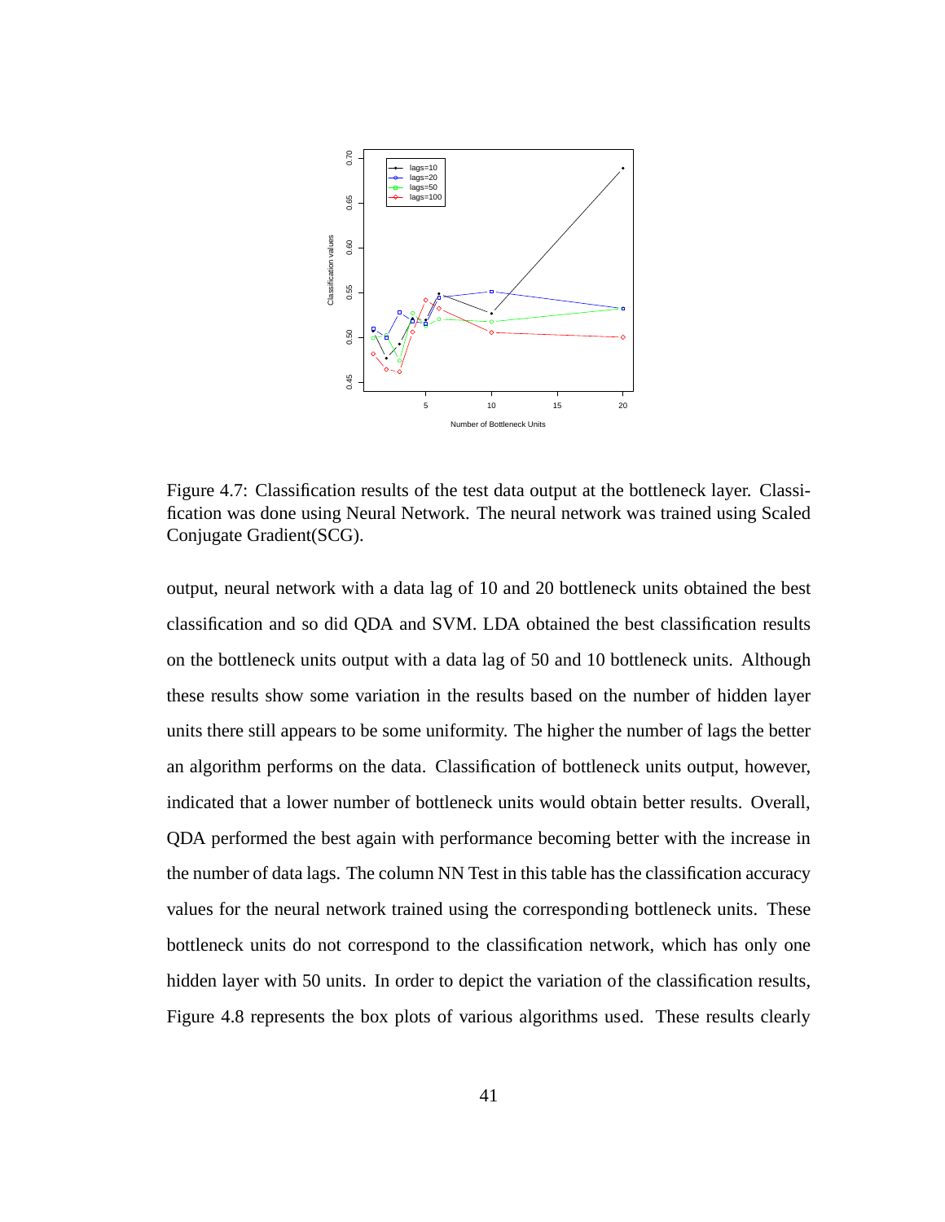Figure 4.7: Classification results of the test data output at the bottleneck layer. Classification was done using Neural Network. The neural network was trained using Scaled Conjugate Gradient(SCG).

output, neural network with a data lag of 10 and 20 bottleneck units obtained the best classification and so did QDA and SVM. LDA obtained the best classification results on the bottleneck units output with a data lag of 50 and 10 bottleneck units. Although these results show some variation in the results based on the number of hidden layer units there still appears to be some uniformity. The higher the number of lags the better an algorithm performs on the data. Classification of bottleneck units output, however, indicated that a lower number of bottleneck units would obtain better results. Overall, QDA performed the best again with performance becoming better with the increase in the number of data lags. The column NN Test in this table has the classification accuracy values for the neural network trained using the corresponding bottleneck units. These bottleneck units do not correspond to the classification network, which has only one hidden layer with 50 units. In order to depict the variation of the classification results, Figure 4.8 represents the box plots of various algorithms used. These results clearly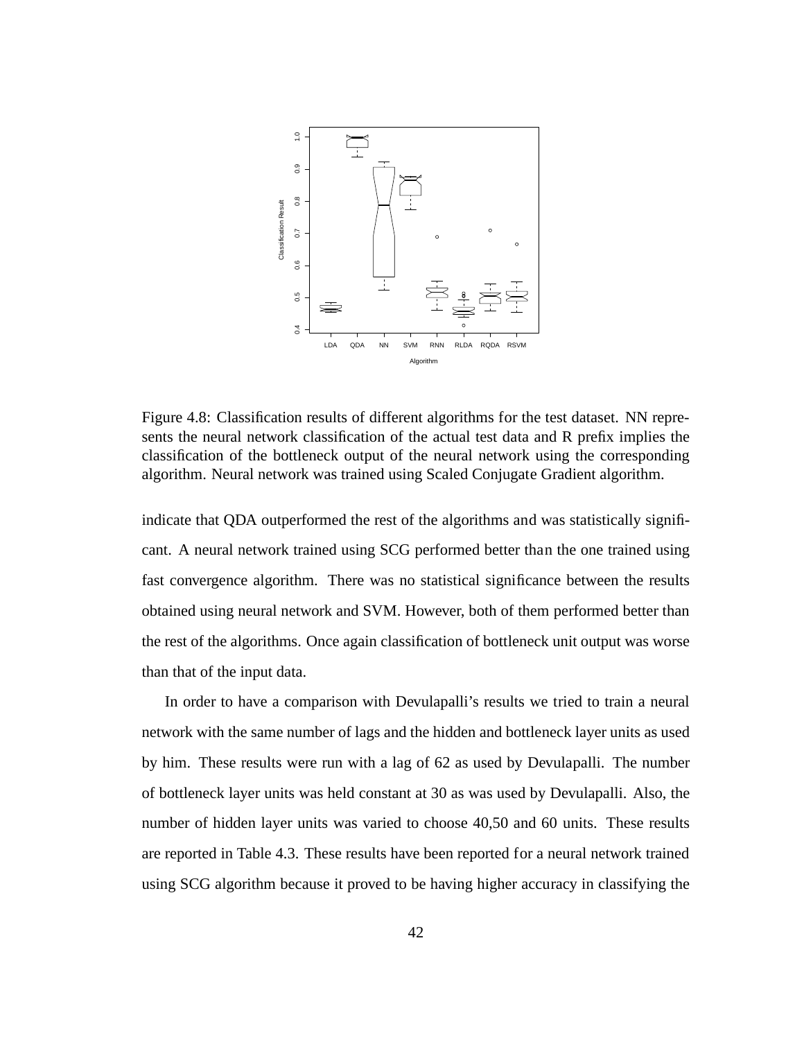Figure 4.8: Classification results of different algorithms for the test dataset. NN represents the neural network classification of the actual test data and R prefix implies the classification of the bottleneck output of the neural network using the corresponding algorithm. Neural network was trained using Scaled Conjugate Gradient algorithm.

indicate that QDA outperformed the rest of the algorithms and was statistically significant. A neural network trained using SCG performed better than the one trained using fast convergence algorithm. There was no statistical significance between the results obtained using neural network and SVM. However, both of them performed better than the rest of the algorithms. Once again classification of bottleneck unit output was worse than that of the input data.

In order to have a comparison with Devulapalli's results we tried to train a neural network with the same number of lags and the hidden and bottleneck layer units as used by him. These results were run with a lag of 62 as used by Devulapalli. The number of bottleneck layer units was held constant at 30 as was used by Devulapalli. Also, the number of hidden layer units was varied to choose 40,50 and 60 units. These results are reported in Table 4.3. These results have been reported for a neural network trained using SCG algorithm because it proved to be having higher accuracy in classifying the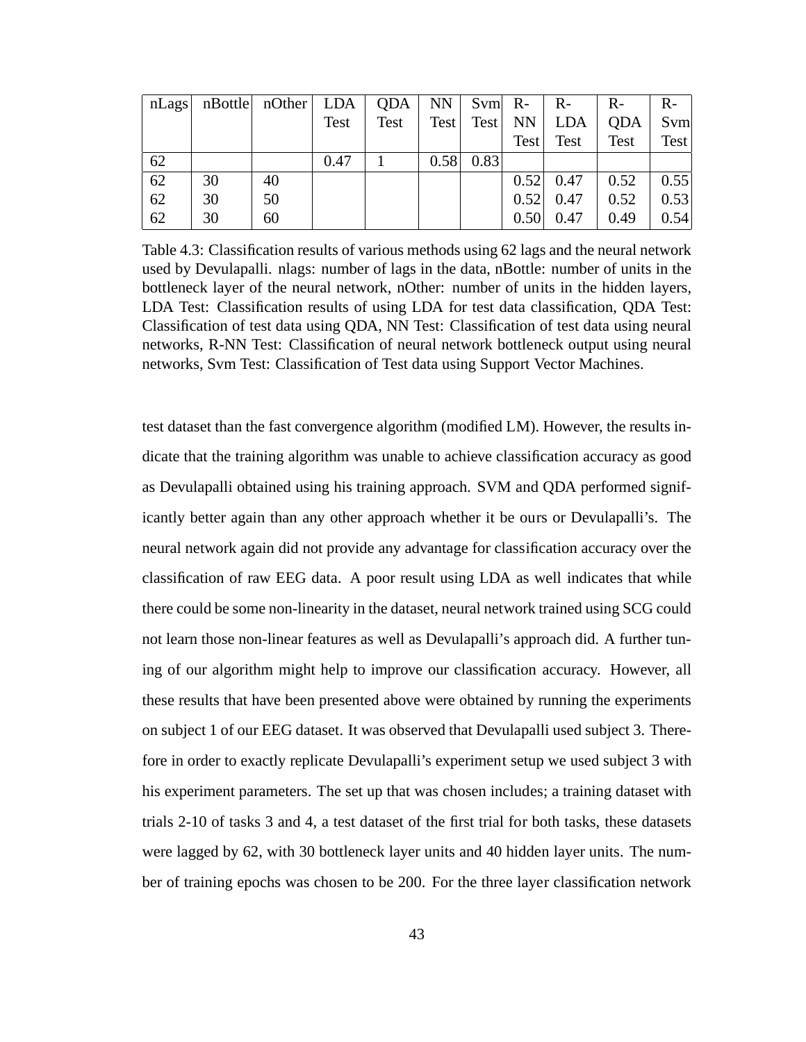| nLags | nBottle | nOther | LDA Test | QDA Test | NN Test | Svm Test | R-NN Test | R-LDA Test | R-QDA Test | R-Svm Test |
|---|---|---|---|---|---|---|---|---|---|---|
| 62 | | | 0.47 | 1 | 0.58 | 0.83 | | | | |
| 62 | 30 | 40 | | | | | 0.52 | 0.47 | 0.52 | 0.55 |
| 62 | 30 | 50 | | | | | 0.52 | 0.47 | 0.52 | 0.53 |
| 62 | 30 | 60 | | | | | 0.50 | 0.47 | 0.49 | 0.54 |

Table 4.3: Classification results of various methods using 62 lags and the neural network used by Devulapalli. nlags: number of lags in the data, nBottle: number of units in the bottleneck layer of the neural network, nOther: number of units in the hidden layers, LDA Test: Classification results of using LDA for test data classification, QDA Test: Classification of test data using QDA, NN Test: Classification of test data using neural networks, R-NN Test: Classification of neural network bottleneck output using neural networks, Svm Test: Classification of Test data using Support Vector Machines.

test dataset than the fast convergence algorithm (modified LM). However, the results indicate that the training algorithm was unable to achieve classification accuracy as good as Devulapalli obtained using his training approach. SVM and QDA performed significantly better again than any other approach whether it be ours or Devulapalli's. The neural network again did not provide any advantage for classification accuracy over the classification of raw EEG data. A poor result using LDA as well indicates that while there could be some non-linearity in the dataset, neural network trained using SCG could not learn those non-linear features as well as Devulapalli's approach did. A further tuning of our algorithm might help to improve our classification accuracy. However, all these results that have been presented above were obtained by running the experiments on subject 1 of our EEG dataset. It was observed that Devulapalli used subject 3. Therefore in order to exactly replicate Devulapalli's experiment setup we used subject 3 with his experiment parameters. The set up that was chosen includes; a training dataset with trials 2-10 of tasks 3 and 4, a test dataset of the first trial for both tasks, these datasets were lagged by 62, with 30 bottleneck layer units and 40 hidden layer units. The number of training epochs was chosen to be 200. For the three layer classification network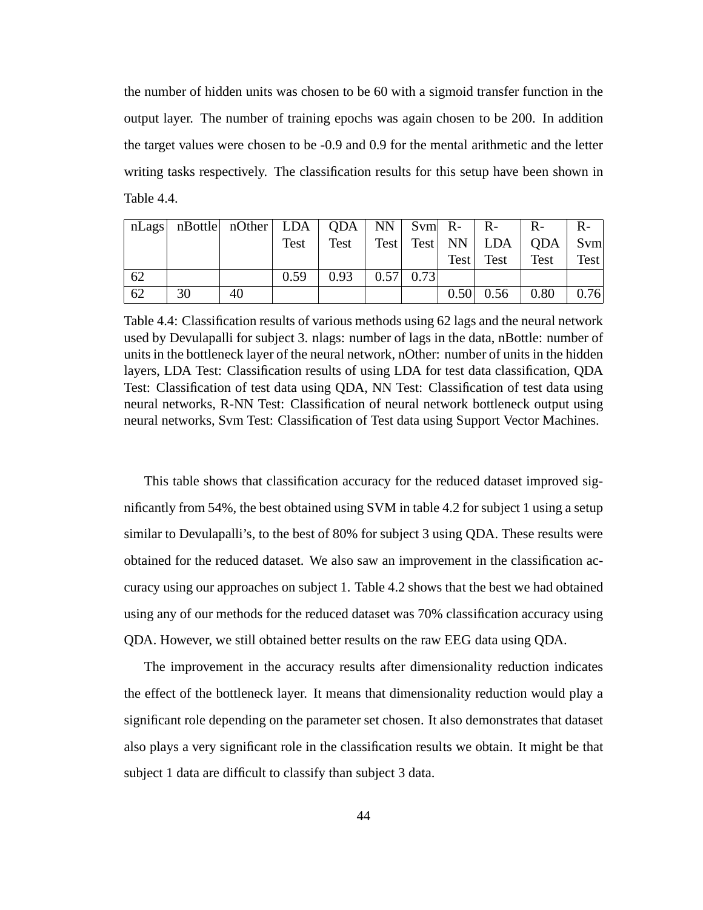the number of hidden units was chosen to be 60 with a sigmoid transfer function in the output layer. The number of training epochs was again chosen to be 200. In addition the target values were chosen to be -0.9 and 0.9 for the mental arithmetic and the letter writing tasks respectively. The classification results for this setup have been shown in Table 4.4.

| nLags | nBottle | nOther | LDA Test | QDA Test | NN Test | Svm Test | R-NN Test | R-LDA Test | R-QDA Test | R-Svm Test |
|---|---|---|---|---|---|---|---|---|---|---|
| 62 | | | 0.59 | 0.93 | 0.57 | 0.73 | | | | |
| 62 | 30 | 40 | | | | | 0.50 | 0.56 | 0.80 | 0.76 |

Table 4.4: Classification results of various methods using 62 lags and the neural network used by Devulapalli for subject 3. nlags: number of lags in the data, nBottle: number of units in the bottleneck layer of the neural network, nOther: number of units in the hidden layers, LDA Test: Classification results of using LDA for test data classification, QDA Test: Classification of test data using QDA, NN Test: Classification of test data using neural networks, R-NN Test: Classification of neural network bottleneck output using neural networks, Svm Test: Classification of Test data using Support Vector Machines.

This table shows that classification accuracy for the reduced dataset improved significantly from 54%, the best obtained using SVM in table 4.2 for subject 1 using a setup similar to Devulapalli's, to the best of 80% for subject 3 using QDA. These results were obtained for the reduced dataset. We also saw an improvement in the classification accuracy using our approaches on subject 1. Table 4.2 shows that the best we had obtained using any of our methods for the reduced dataset was 70% classification accuracy using QDA. However, we still obtained better results on the raw EEG data using QDA.

The improvement in the accuracy results after dimensionality reduction indicates the effect of the bottleneck layer. It means that dimensionality reduction would play a significant role depending on the parameter set chosen. It also demonstrates that dataset also plays a very significant role in the classification results we obtain. It might be that subject 1 data are difficult to classify than subject 3 data.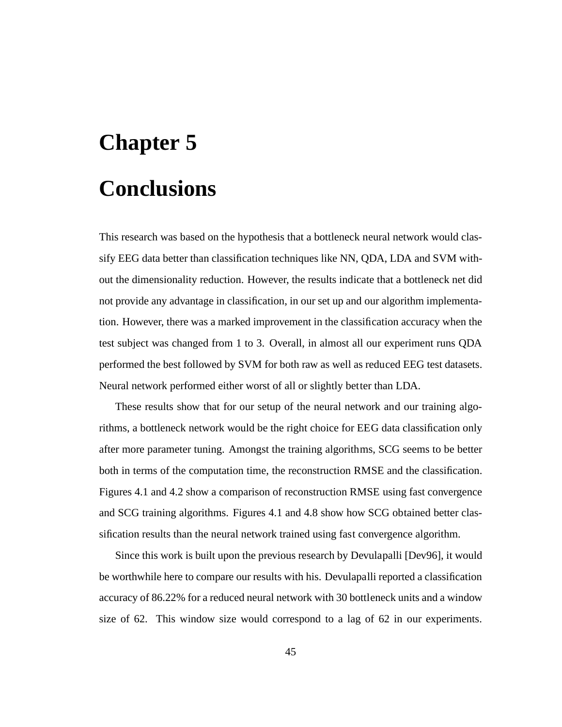# Chapter 5

# Conclusions

This research was based on the hypothesis that a bottleneck neural network would classify EEG data better than classification techniques like NN, QDA, LDA and SVM without the dimensionality reduction. However, the results indicate that a bottleneck net did not provide any advantage in classification, in our set up and our algorithm implementation. However, there was a marked improvement in the classification accuracy when the test subject was changed from 1 to 3. Overall, in almost all our experiment runs QDA performed the best followed by SVM for both raw as well as reduced EEG test datasets. Neural network performed either worst of all or slightly better than LDA.

These results show that for our setup of the neural network and our training algorithms, a bottleneck network would be the right choice for EEG data classification only after more parameter tuning. Amongst the training algorithms, SCG seems to be better both in terms of the computation time, the reconstruction RMSE and the classification. Figures 4.1 and 4.2 show a comparison of reconstruction RMSE using fast convergence and SCG training algorithms. Figures 4.1 and 4.8 show how SCG obtained better classification results than the neural network trained using fast convergence algorithm.

Since this work is built upon the previous research by Devulapalli [Dev96], it would be worthwhile here to compare our results with his. Devulapalli reported a classification accuracy of 86.22% for a reduced neural network with 30 bottleneck units and a window size of 62. This window size would correspond to a lag of 62 in our experiments.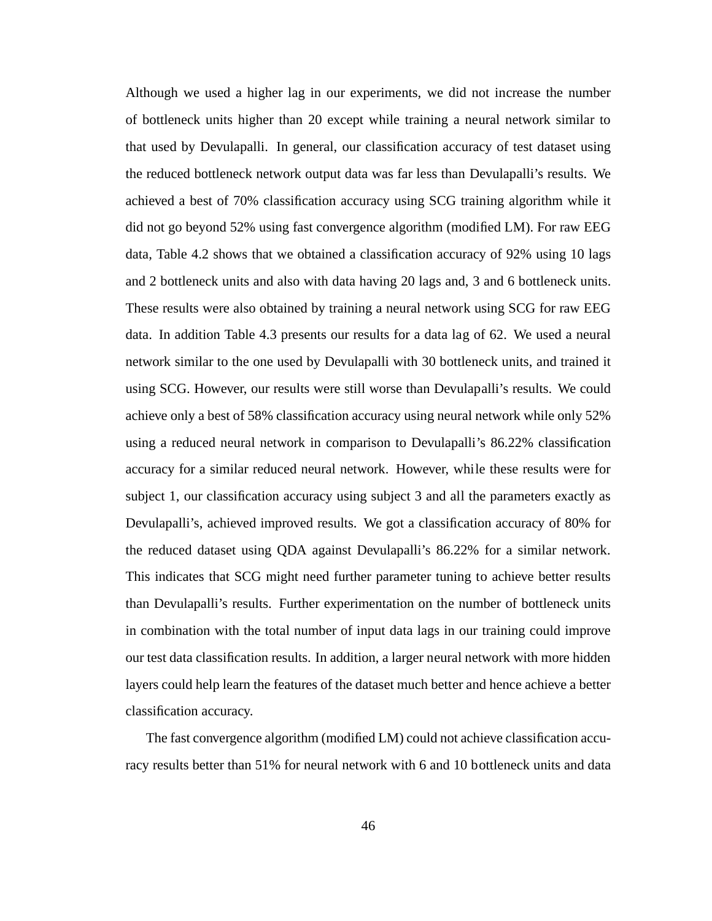Although we used a higher lag in our experiments, we did not increase the number of bottleneck units higher than 20 except while training a neural network similar to that used by Devulapalli. In general, our classification accuracy of test dataset using the reduced bottleneck network output data was far less than Devulapalli's results. We achieved a best of 70% classification accuracy using SCG training algorithm while it did not go beyond 52% using fast convergence algorithm (modified LM). For raw EEG data, Table 4.2 shows that we obtained a classification accuracy of 92% using 10 lags and 2 bottleneck units and also with data having 20 lags and, 3 and 6 bottleneck units. These results were also obtained by training a neural network using SCG for raw EEG data. In addition Table 4.3 presents our results for a data lag of 62. We used a neural network similar to the one used by Devulapalli with 30 bottleneck units, and trained it using SCG. However, our results were still worse than Devulapalli's results. We could achieve only a best of 58% classification accuracy using neural network while only 52% using a reduced neural network in comparison to Devulapalli's 86.22% classification accuracy for a similar reduced neural network. However, while these results were for subject 1, our classification accuracy using subject 3 and all the parameters exactly as Devulapalli's, achieved improved results. We got a classification accuracy of 80% for the reduced dataset using QDA against Devulapalli's 86.22% for a similar network. This indicates that SCG might need further parameter tuning to achieve better results than Devulapalli's results. Further experimentation on the number of bottleneck units in combination with the total number of input data lags in our training could improve our test data classification results. In addition, a larger neural network with more hidden layers could help learn the features of the dataset much better and hence achieve a better classification accuracy.

The fast convergence algorithm (modified LM) could not achieve classification accuracy results better than 51% for neural network with 6 and 10 bottleneck units and data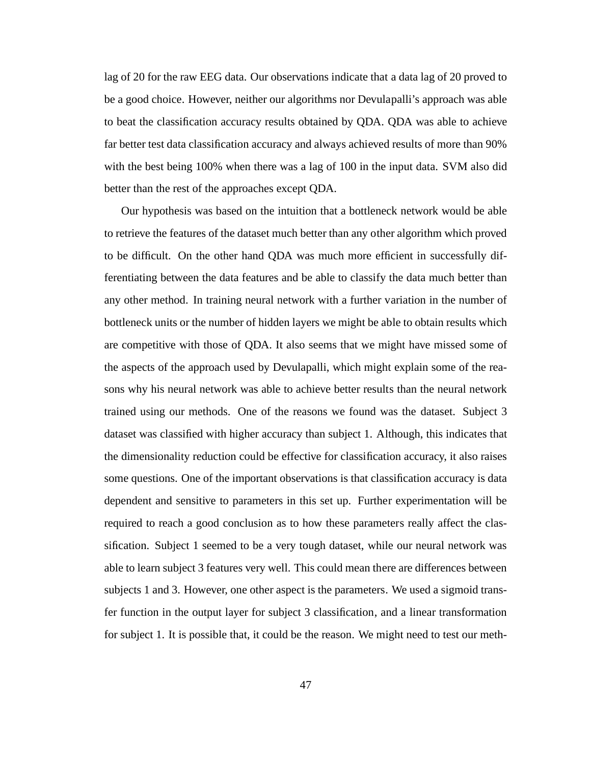lag of 20 for the raw EEG data. Our observations indicate that a data lag of 20 proved to be a good choice. However, neither our algorithms nor Devulapalli's approach was able to beat the classification accuracy results obtained by QDA. QDA was able to achieve far better test data classification accuracy and always achieved results of more than 90% with the best being 100% when there was a lag of 100 in the input data. SVM also did better than the rest of the approaches except QDA.

Our hypothesis was based on the intuition that a bottleneck network would be able to retrieve the features of the dataset much better than any other algorithm which proved to be difficult. On the other hand QDA was much more efficient in successfully differentiating between the data features and be able to classify the data much better than any other method. In training neural network with a further variation in the number of bottleneck units or the number of hidden layers we might be able to obtain results which are competitive with those of QDA. It also seems that we might have missed some of the aspects of the approach used by Devulapalli, which might explain some of the reasons why his neural network was able to achieve better results than the neural network trained using our methods. One of the reasons we found was the dataset. Subject 3 dataset was classified with higher accuracy than subject 1. Although, this indicates that the dimensionality reduction could be effective for classification accuracy, it also raises some questions. One of the important observations is that classification accuracy is data dependent and sensitive to parameters in this set up. Further experimentation will be required to reach a good conclusion as to how these parameters really affect the classification. Subject 1 seemed to be a very tough dataset, while our neural network was able to learn subject 3 features very well. This could mean there are differences between subjects 1 and 3. However, one other aspect is the parameters. We used a sigmoid transfer function in the output layer for subject 3 classification, and a linear transformation for subject 1. It is possible that, it could be the reason. We might need to test our meth-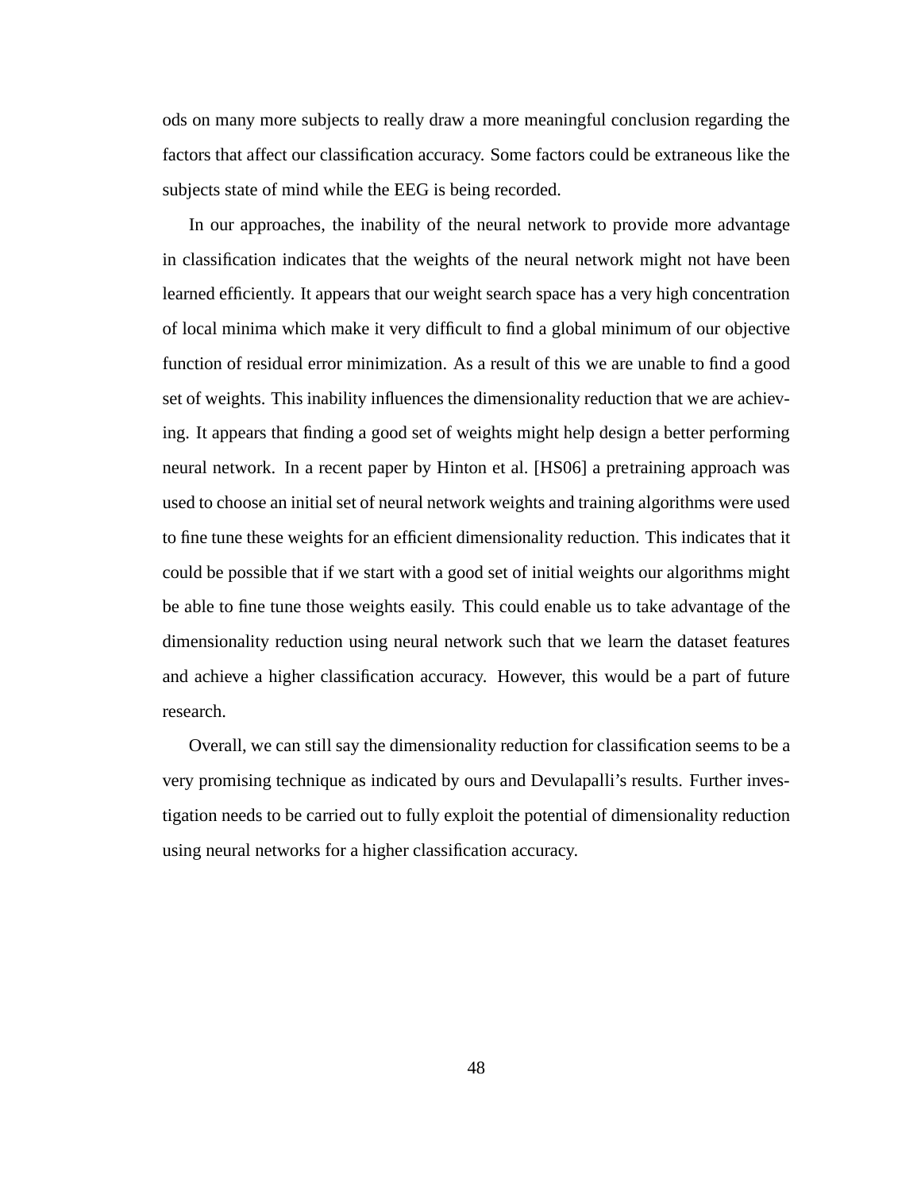ods on many more subjects to really draw a more meaningful conclusion regarding the factors that affect our classification accuracy. Some factors could be extraneous like the subjects state of mind while the EEG is being recorded.

In our approaches, the inability of the neural network to provide more advantage in classification indicates that the weights of the neural network might not have been learned efficiently. It appears that our weight search space has a very high concentration of local minima which make it very difficult to find a global minimum of our objective function of residual error minimization. As a result of this we are unable to find a good set of weights. This inability influences the dimensionality reduction that we are achieving. It appears that finding a good set of weights might help design a better performing neural network. In a recent paper by Hinton et al. [HS06] a pretraining approach was used to choose an initial set of neural network weights and training algorithms were used to fine tune these weights for an efficient dimensionality reduction. This indicates that it could be possible that if we start with a good set of initial weights our algorithms might be able to fine tune those weights easily. This could enable us to take advantage of the dimensionality reduction using neural network such that we learn the dataset features and achieve a higher classification accuracy. However, this would be a part of future research.

Overall, we can still say the dimensionality reduction for classification seems to be a very promising technique as indicated by ours and Devulapalli's results. Further investigation needs to be carried out to fully exploit the potential of dimensionality reduction using neural networks for a higher classification accuracy.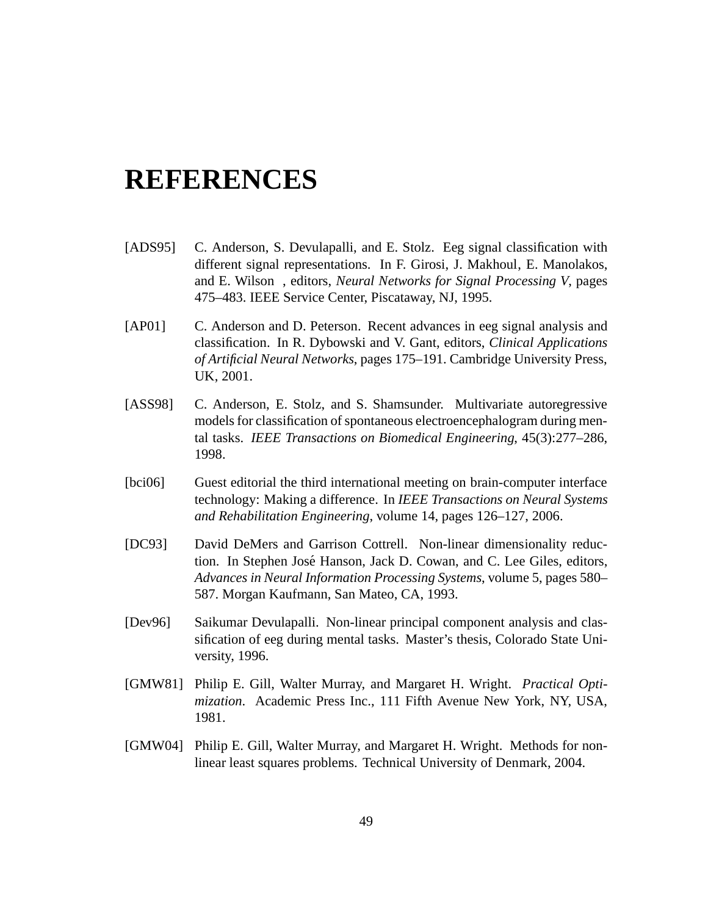# REFERENCES

[ADS95] C. Anderson, S. Devulapalli, and E. Stolz. Eeg signal classification with different signal representations. In F. Girosi, J. Makhoul, E. Manolakos, and E. Wilson , editors, *Neural Networks for Signal Processing V*, pages 475–483. IEEE Service Center, Piscataway, NJ, 1995.

[AP01] C. Anderson and D. Peterson. Recent advances in eeg signal analysis and classification. In R. Dybowski and V. Gant, editors, *Clinical Applications of Artificial Neural Networks*, pages 175–191. Cambridge University Press, UK, 2001.

[ASS98] C. Anderson, E. Stolz, and S. Shamsunder. Multivariate autoregressive models for classification of spontaneous electroencephalogram during mental tasks. *IEEE Transactions on Biomedical Engineering*, 45(3):277–286, 1998.

[bci06] Guest editorial the third international meeting on brain-computer interface technology: Making a difference. In *IEEE Transactions on Neural Systems and Rehabilitation Engineering*, volume 14, pages 126–127, 2006.

[DC93] David DeMers and Garrison Cottrell. Non-linear dimensionality reduction. In Stephen José Hanson, Jack D. Cowan, and C. Lee Giles, editors, *Advances in Neural Information Processing Systems*, volume 5, pages 580–587. Morgan Kaufmann, San Mateo, CA, 1993.

[Dev96] Saikumar Devulapalli. Non-linear principal component analysis and classification of eeg during mental tasks. Master's thesis, Colorado State University, 1996.

[GMW81] Philip E. Gill, Walter Murray, and Margaret H. Wright. *Practical Optimization*. Academic Press Inc., 111 Fifth Avenue New York, NY, USA, 1981.

[GMW04] Philip E. Gill, Walter Murray, and Margaret H. Wright. Methods for non-linear least squares problems. Technical University of Denmark, 2004.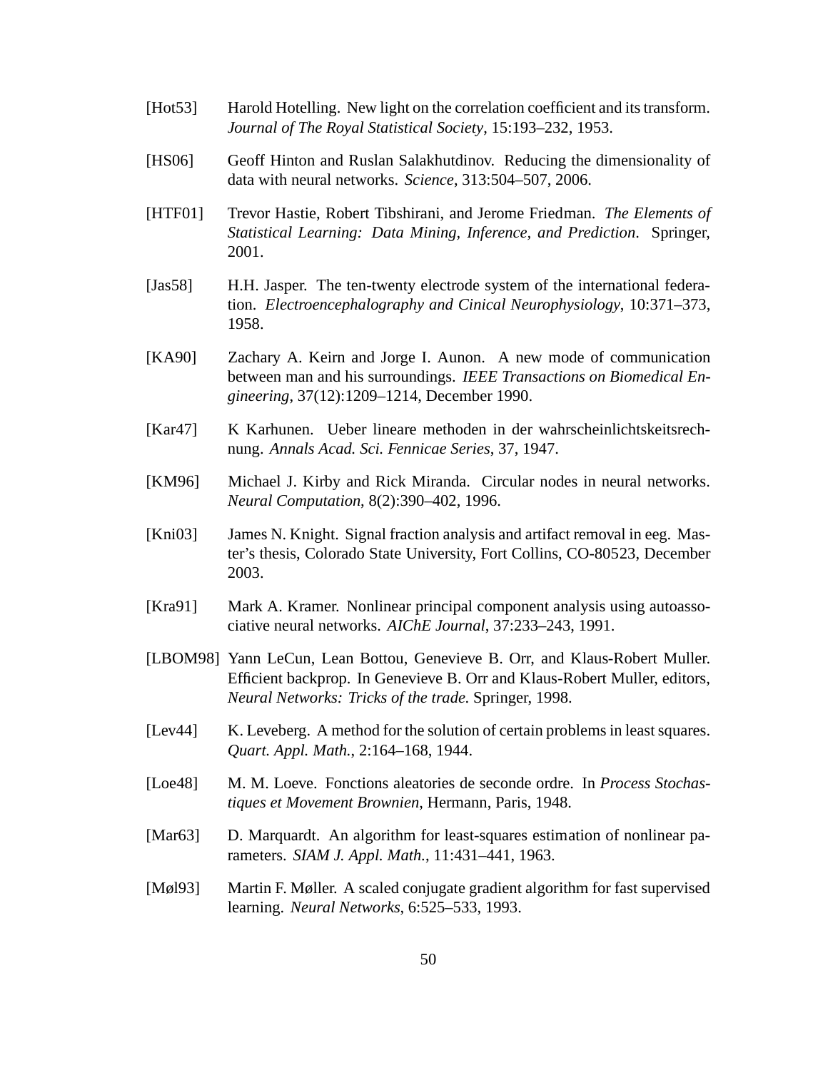[Hot53] Harold Hotelling. New light on the correlation coefficient and its transform. *Journal of The Royal Statistical Society*, 15:193–232, 1953.

[HS06] Geoff Hinton and Ruslan Salakhutdinov. Reducing the dimensionality of data with neural networks. *Science*, 313:504–507, 2006.

[HTF01] Trevor Hastie, Robert Tibshirani, and Jerome Friedman. *The Elements of Statistical Learning: Data Mining, Inference, and Prediction*. Springer, 2001.

[Jas58] H.H. Jasper. The ten-twenty electrode system of the international federation. *Electroencephalography and Cinical Neurophysiology*, 10:371–373, 1958.

[KA90] Zachary A. Keirn and Jorge I. Aunon. A new mode of communication between man and his surroundings. *IEEE Transactions on Biomedical Engineering*, 37(12):1209–1214, December 1990.

[Kar47] K Karhunen. Ueber lineare methoden in der wahrscheinlichtskeitsrechnung. *Annals Acad. Sci. Fennicae Series*, 37, 1947.

[KM96] Michael J. Kirby and Rick Miranda. Circular nodes in neural networks. *Neural Computation*, 8(2):390–402, 1996.

[Kni03] James N. Knight. Signal fraction analysis and artifact removal in eeg. Master's thesis, Colorado State University, Fort Collins, CO-80523, December 2003.

[Kra91] Mark A. Kramer. Nonlinear principal component analysis using autoassociative neural networks. *AIChE Journal*, 37:233–243, 1991.

[LBOM98] Yann LeCun, Lean Bottou, Genevieve B. Orr, and Klaus-Robert Muller. Efficient backprop. In Genevieve B. Orr and Klaus-Robert Muller, editors, *Neural Networks: Tricks of the trade.* Springer, 1998.

[Lev44] K. Leveberg. A method for the solution of certain problems in least squares. *Quart. Appl. Math.*, 2:164–168, 1944.

[Loe48] M. M. Loeve. Fonctions aleatories de seconde ordre. In *Process Stochastiques et Movement Brownien*, Hermann, Paris, 1948.

[Mar63] D. Marquardt. An algorithm for least-squares estimation of nonlinear parameters. *SIAM J. Appl. Math.*, 11:431–441, 1963.

[Møl93] Martin F. Møller. A scaled conjugate gradient algorithm for fast supervised learning. *Neural Networks*, 6:525–533, 1993.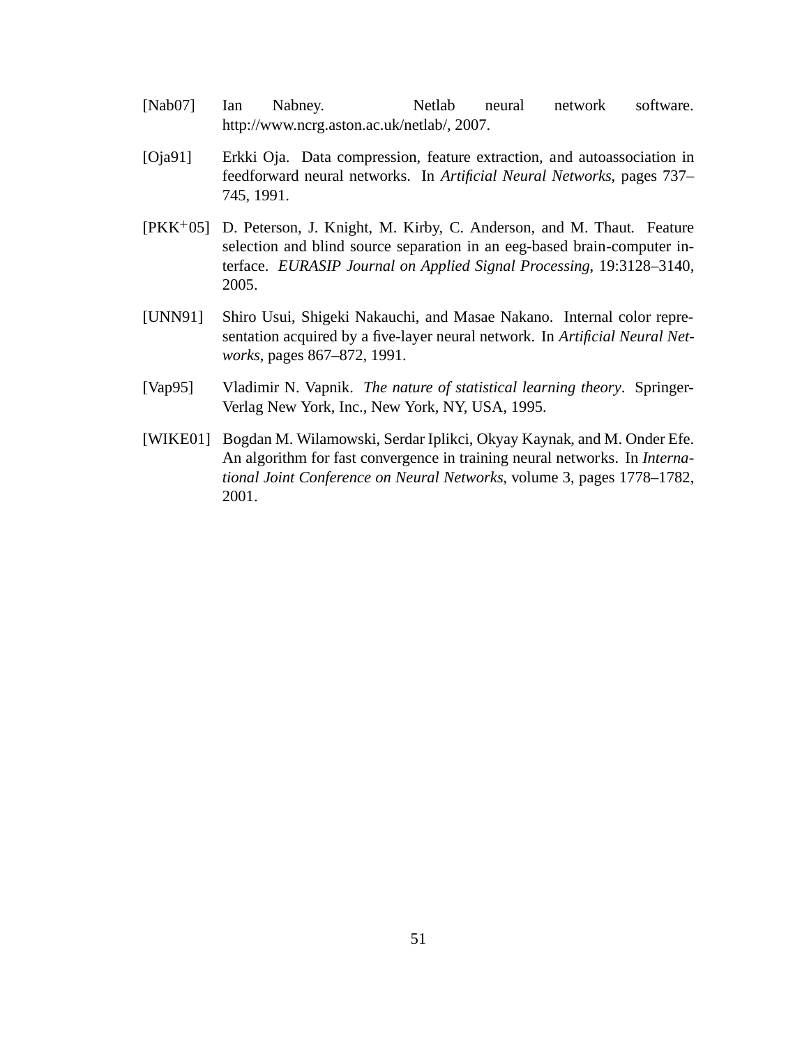[Nab07] Ian Nabney. Netlab neural network software. http://www.ncrg.aston.ac.uk/netlab/, 2007.

[Oja91] Erkki Oja. Data compression, feature extraction, and autoassociation in feedforward neural networks. In *Artificial Neural Networks*, pages 737–745, 1991.

[PKK+05] D. Peterson, J. Knight, M. Kirby, C. Anderson, and M. Thaut. Feature selection and blind source separation in an eeg-based brain-computer interface. *EURASIP Journal on Applied Signal Processing*, 19:3128–3140, 2005.

[UNN91] Shiro Usui, Shigeki Nakauchi, and Masae Nakano. Internal color representation acquired by a five-layer neural network. In *Artificial Neural Networks*, pages 867–872, 1991.

[Vap95] Vladimir N. Vapnik. *The nature of statistical learning theory*. Springer-Verlag New York, Inc., New York, NY, USA, 1995.

[WIKE01] Bogdan M. Wilamowski, Serdar Iplikci, Okyay Kaynak, and M. Onder Efe. An algorithm for fast convergence in training neural networks. In *International Joint Conference on Neural Networks*, volume 3, pages 1778–1782, 2001.